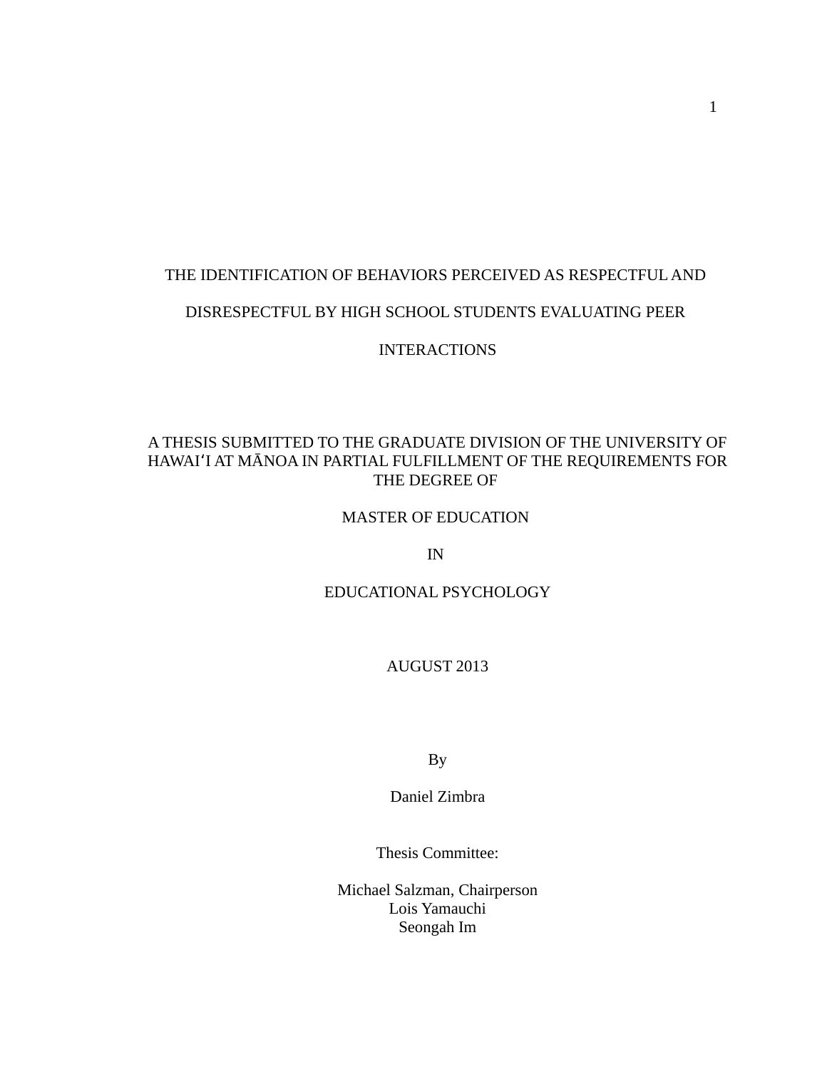# THE IDENTIFICATION OF BEHAVIORS PERCEIVED AS RESPECTFUL AND DISRESPECTFUL BY HIGH SCHOOL STUDENTS EVALUATING PEER INTERACTIONS

A THESIS SUBMITTED TO THE GRADUATE DIVISION OF THE UNIVERSITY OF HAWAIʻI AT MĀNOA IN PARTIAL FULFILLMENT OF THE REQUIREMENTS FOR THE DEGREE OF

MASTER OF EDUCATION

IN

EDUCATIONAL PSYCHOLOGY

AUGUST 2013

By

Daniel Zimbra

Thesis Committee:

Michael Salzman, Chairperson
Lois Yamauchi
Seongah Im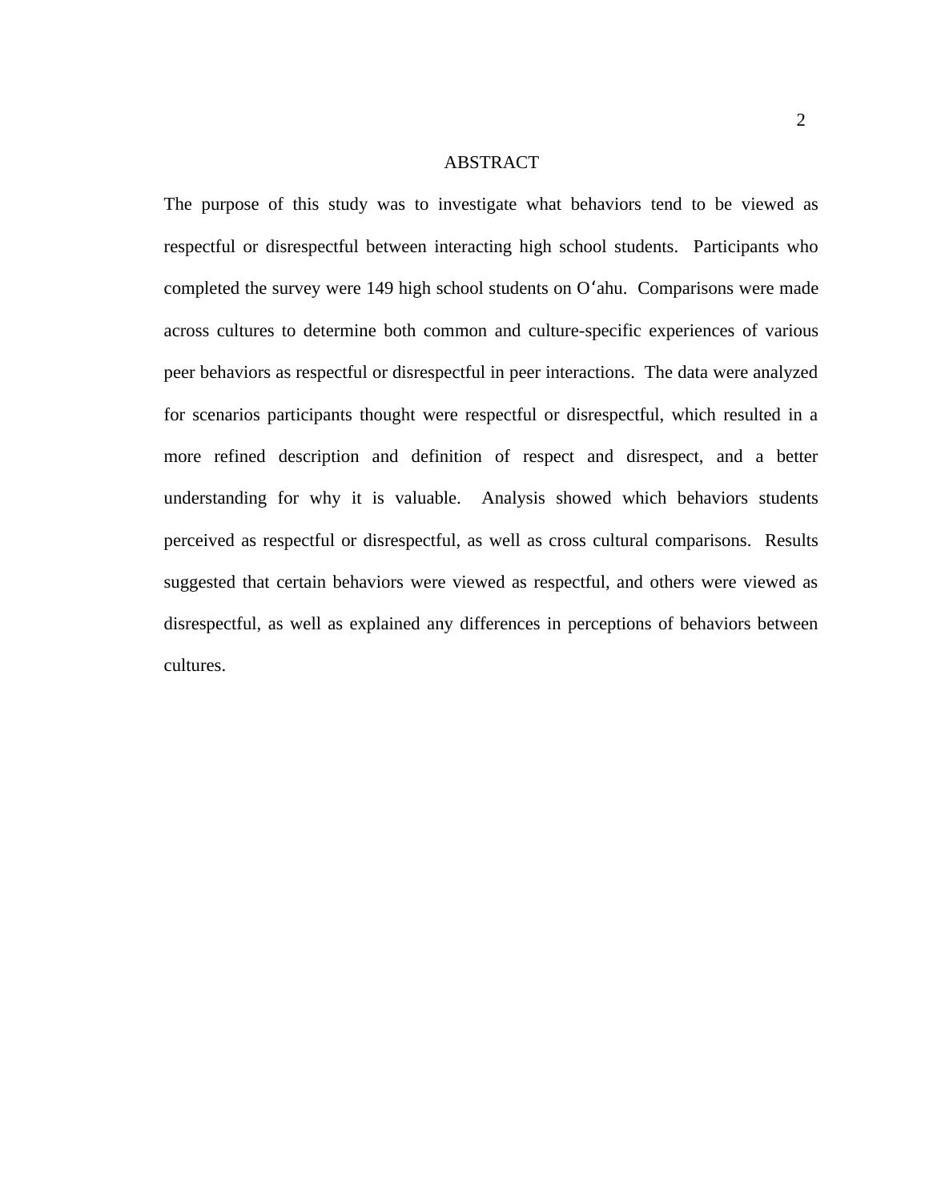# ABSTRACT

The purpose of this study was to investigate what behaviors tend to be viewed as respectful or disrespectful between interacting high school students. Participants who completed the survey were 149 high school students on Oʻahu. Comparisons were made across cultures to determine both common and culture-specific experiences of various peer behaviors as respectful or disrespectful in peer interactions. The data were analyzed for scenarios participants thought were respectful or disrespectful, which resulted in a more refined description and definition of respect and disrespect, and a better understanding for why it is valuable. Analysis showed which behaviors students perceived as respectful or disrespectful, as well as cross cultural comparisons. Results suggested that certain behaviors were viewed as respectful, and others were viewed as disrespectful, as well as explained any differences in perceptions of behaviors between cultures.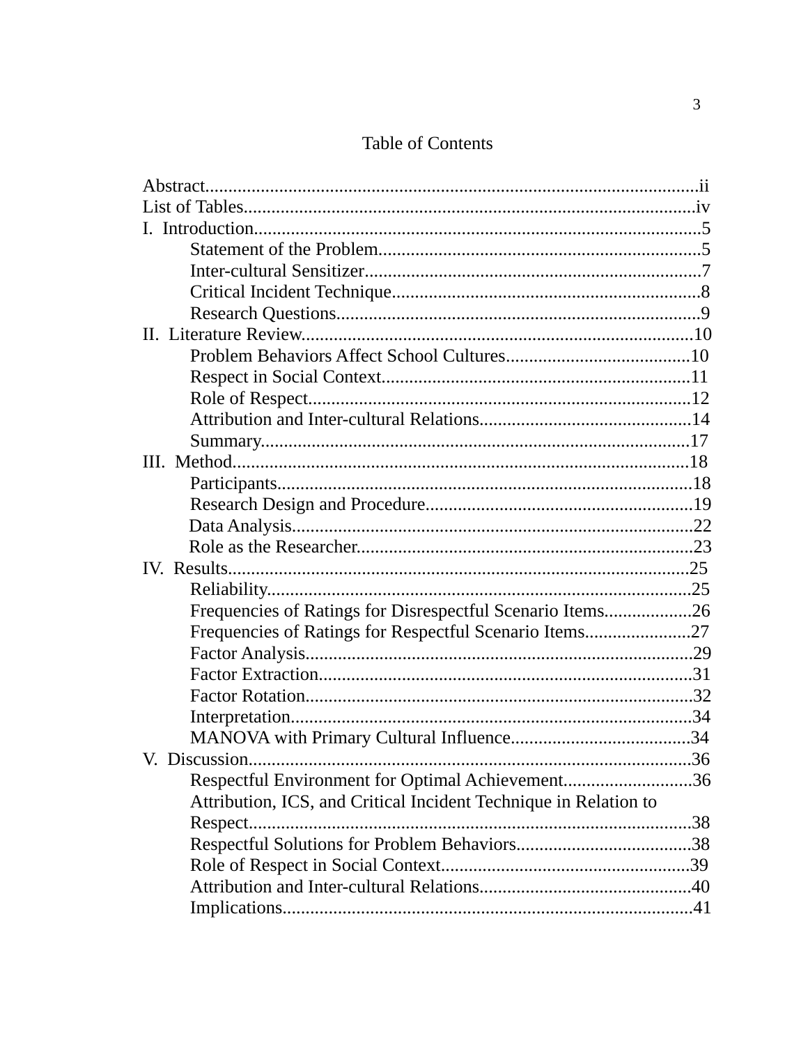# Table of Contents

Abstract..........................................................................................................ii
List of Tables..................................................................................................iv
I. Introduction................................................................................................5
    Statement of the Problem.....................................................................5
    Inter-cultural Sensitizer........................................................................7
    Critical Incident Technique..................................................................8
    Research Questions..............................................................................9
II. Literature Review.....................................................................................10
    Problem Behaviors Affect School Cultures........................................10
    Respect in Social Context..................................................................11
    Role of Respect..................................................................................12
    Attribution and Inter-cultural Relations.............................................14
    Summary............................................................................................17
III. Method...................................................................................................18
    Participants.........................................................................................18
    Research Design and Procedure.........................................................19
    Data Analysis......................................................................................22
    Role as the Researcher........................................................................23
IV. Results...................................................................................................25
    Reliability...........................................................................................25
    Frequencies of Ratings for Disrespectful Scenario Items...................26
    Frequencies of Ratings for Respectful Scenario Items.......................27
    Factor Analysis...................................................................................29
    Factor Extraction................................................................................31
    Factor Rotation...................................................................................32
    Interpretation......................................................................................34
    MANOVA with Primary Cultural Influence.......................................34
V. Discussion................................................................................................36
    Respectful Environment for Optimal Achievement............................36
    Attribution, ICS, and Critical Incident Technique in Relation to Respect................................................................................................38
    Respectful Solutions for Problem Behaviors......................................38
    Role of Respect in Social Context......................................................39
    Attribution and Inter-cultural Relations.............................................40
    Implications........................................................................................41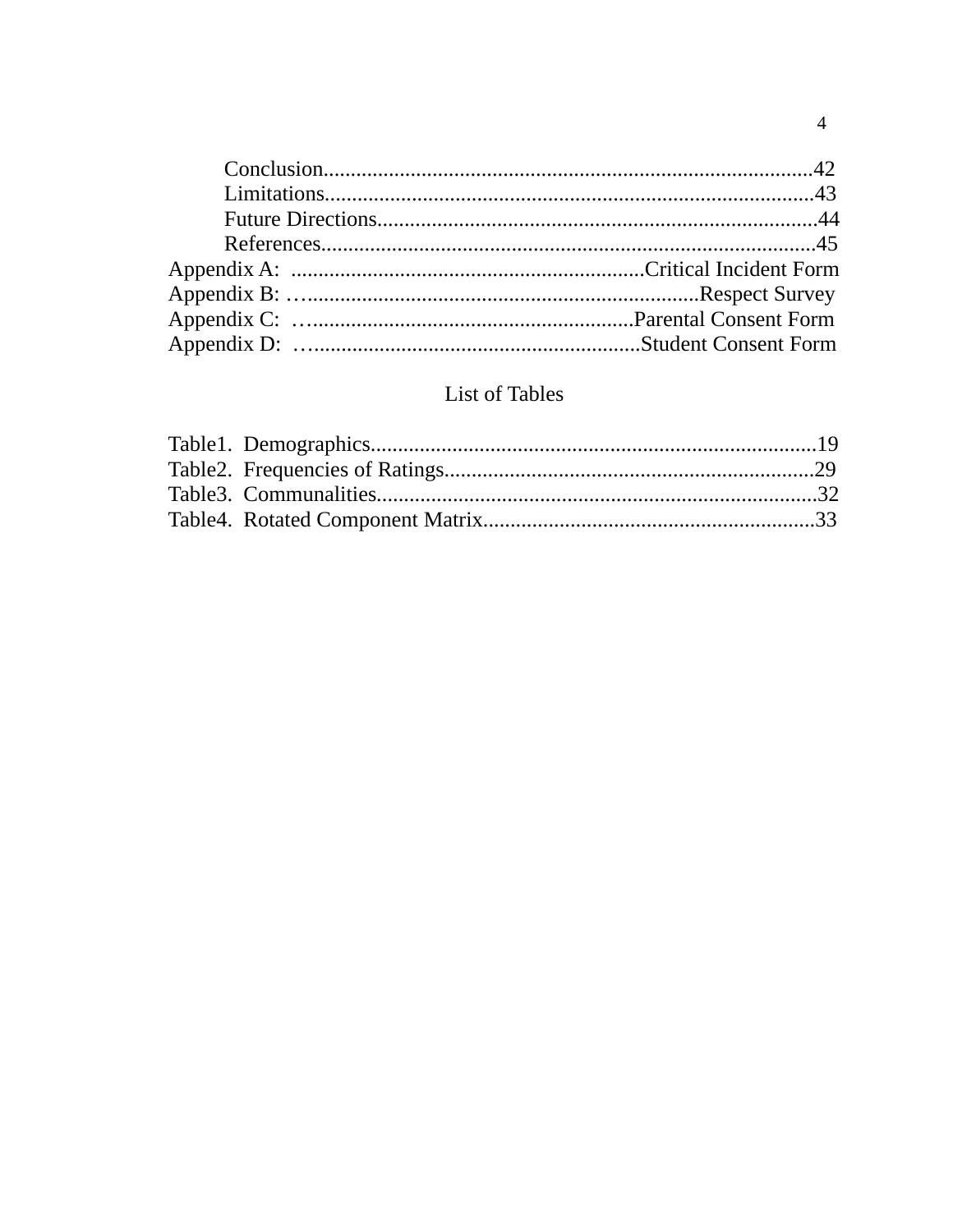Conclusion.........................................................................................42
Limitations.........................................................................................43
Future Directions................................................................................44
References..........................................................................................45

Appendix A: ................................................................Critical Incident Form
Appendix B: …......................................................................Respect Survey
Appendix C: …..........................................................Parental Consent Form
Appendix D: …...........................................................Student Consent Form

List of Tables

Table1. Demographics.................................................................................19
Table2. Frequencies of Ratings...................................................................29
Table3. Communalities................................................................................32
Table4. Rotated Component Matrix............................................................33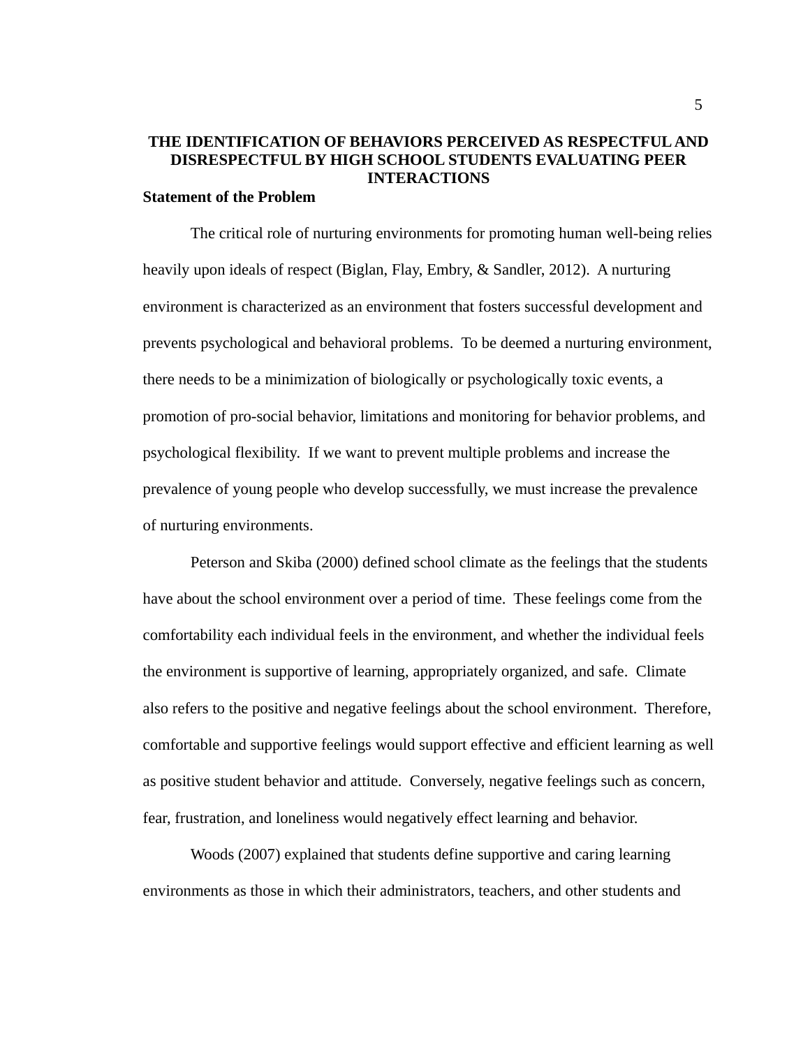# THE IDENTIFICATION OF BEHAVIORS PERCEIVED AS RESPECTFUL AND DISRESPECTFUL BY HIGH SCHOOL STUDENTS EVALUATING PEER INTERACTIONS

## Statement of the Problem

The critical role of nurturing environments for promoting human well-being relies heavily upon ideals of respect (Biglan, Flay, Embry, & Sandler, 2012). A nurturing environment is characterized as an environment that fosters successful development and prevents psychological and behavioral problems. To be deemed a nurturing environment, there needs to be a minimization of biologically or psychologically toxic events, a promotion of pro-social behavior, limitations and monitoring for behavior problems, and psychological flexibility. If we want to prevent multiple problems and increase the prevalence of young people who develop successfully, we must increase the prevalence of nurturing environments.

Peterson and Skiba (2000) defined school climate as the feelings that the students have about the school environment over a period of time. These feelings come from the comfortability each individual feels in the environment, and whether the individual feels the environment is supportive of learning, appropriately organized, and safe. Climate also refers to the positive and negative feelings about the school environment. Therefore, comfortable and supportive feelings would support effective and efficient learning as well as positive student behavior and attitude. Conversely, negative feelings such as concern, fear, frustration, and loneliness would negatively effect learning and behavior.

Woods (2007) explained that students define supportive and caring learning environments as those in which their administrators, teachers, and other students and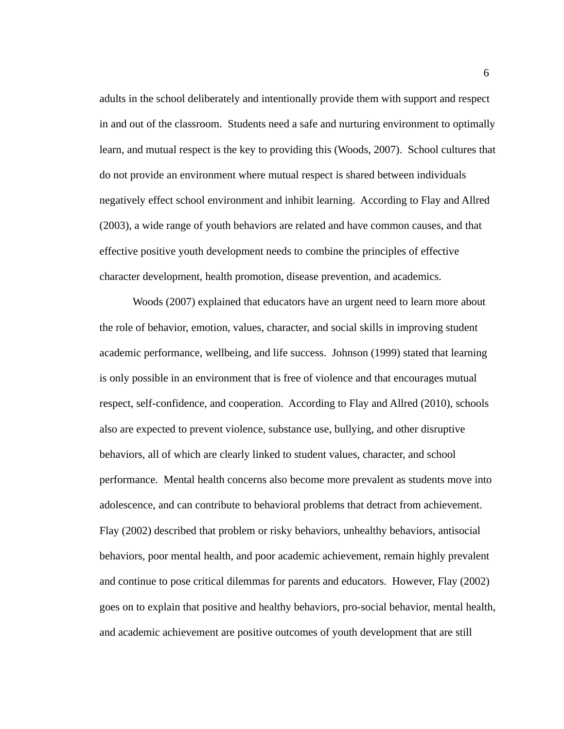adults in the school deliberately and intentionally provide them with support and respect in and out of the classroom. Students need a safe and nurturing environment to optimally learn, and mutual respect is the key to providing this (Woods, 2007). School cultures that do not provide an environment where mutual respect is shared between individuals negatively effect school environment and inhibit learning. According to Flay and Allred (2003), a wide range of youth behaviors are related and have common causes, and that effective positive youth development needs to combine the principles of effective character development, health promotion, disease prevention, and academics.

Woods (2007) explained that educators have an urgent need to learn more about the role of behavior, emotion, values, character, and social skills in improving student academic performance, wellbeing, and life success. Johnson (1999) stated that learning is only possible in an environment that is free of violence and that encourages mutual respect, self-confidence, and cooperation. According to Flay and Allred (2010), schools also are expected to prevent violence, substance use, bullying, and other disruptive behaviors, all of which are clearly linked to student values, character, and school performance. Mental health concerns also become more prevalent as students move into adolescence, and can contribute to behavioral problems that detract from achievement. Flay (2002) described that problem or risky behaviors, unhealthy behaviors, antisocial behaviors, poor mental health, and poor academic achievement, remain highly prevalent and continue to pose critical dilemmas for parents and educators. However, Flay (2002) goes on to explain that positive and healthy behaviors, pro-social behavior, mental health, and academic achievement are positive outcomes of youth development that are still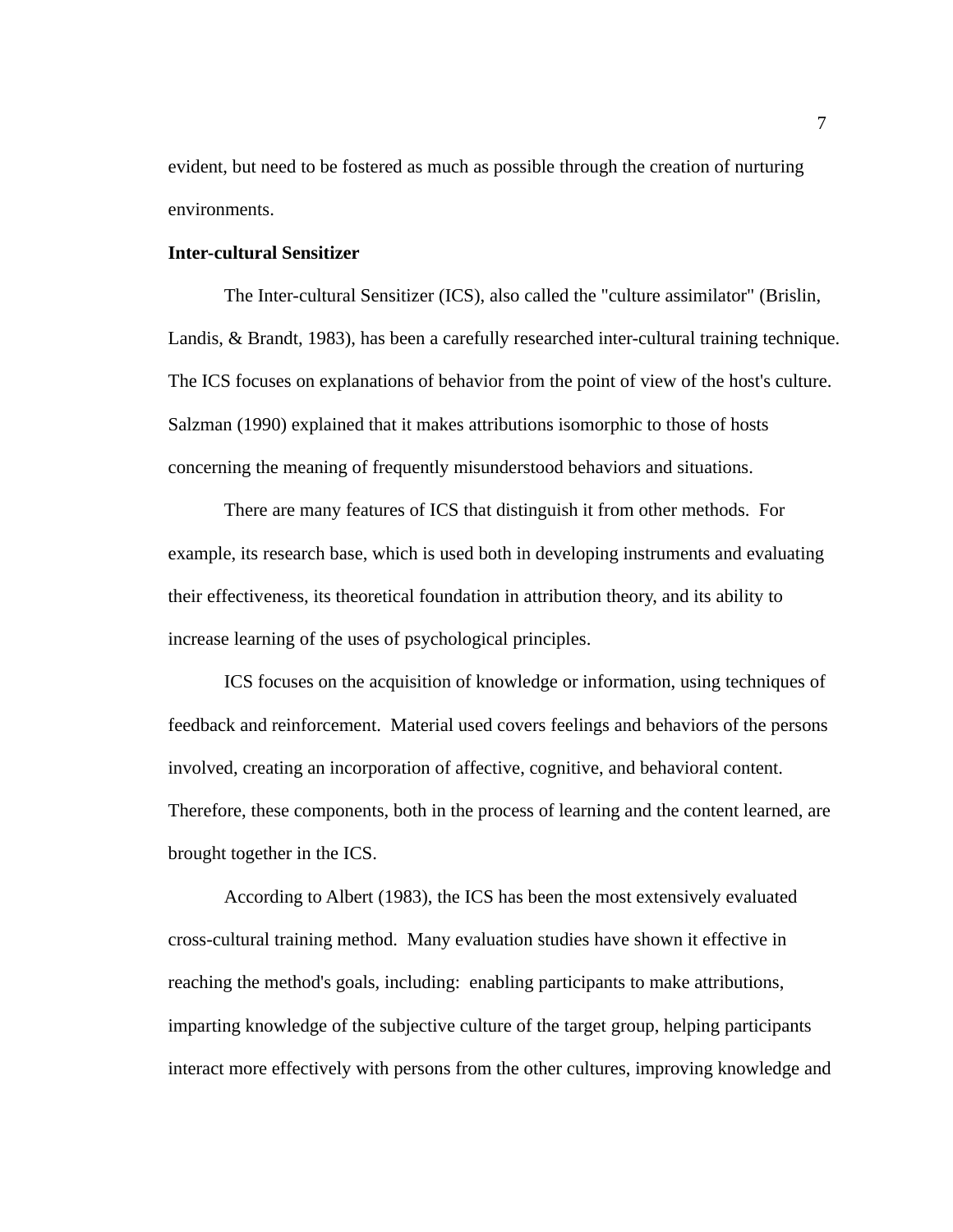evident, but need to be fostered as much as possible through the creation of nurturing environments.

**Inter-cultural Sensitizer**

The Inter-cultural Sensitizer (ICS), also called the "culture assimilator" (Brislin, Landis, & Brandt, 1983), has been a carefully researched inter-cultural training technique. The ICS focuses on explanations of behavior from the point of view of the host's culture. Salzman (1990) explained that it makes attributions isomorphic to those of hosts concerning the meaning of frequently misunderstood behaviors and situations.

There are many features of ICS that distinguish it from other methods. For example, its research base, which is used both in developing instruments and evaluating their effectiveness, its theoretical foundation in attribution theory, and its ability to increase learning of the uses of psychological principles.

ICS focuses on the acquisition of knowledge or information, using techniques of feedback and reinforcement. Material used covers feelings and behaviors of the persons involved, creating an incorporation of affective, cognitive, and behavioral content. Therefore, these components, both in the process of learning and the content learned, are brought together in the ICS.

According to Albert (1983), the ICS has been the most extensively evaluated cross-cultural training method. Many evaluation studies have shown it effective in reaching the method's goals, including: enabling participants to make attributions, imparting knowledge of the subjective culture of the target group, helping participants interact more effectively with persons from the other cultures, improving knowledge and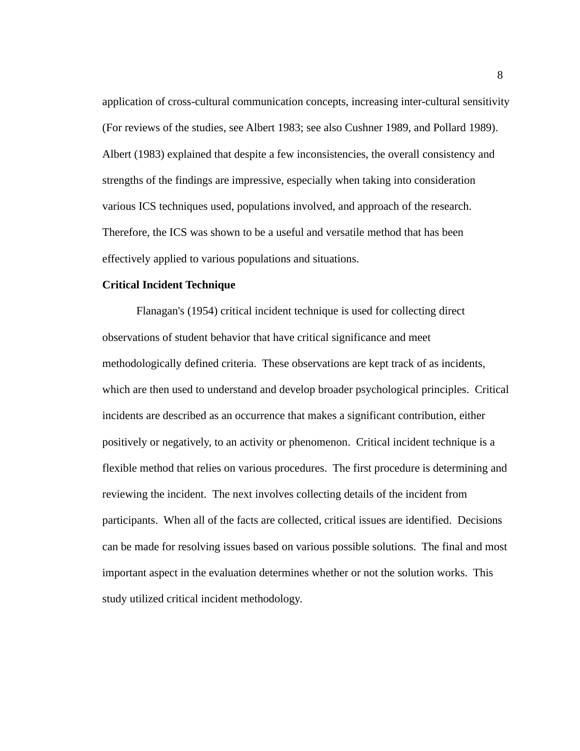application of cross-cultural communication concepts, increasing inter-cultural sensitivity (For reviews of the studies, see Albert 1983; see also Cushner 1989, and Pollard 1989). Albert (1983) explained that despite a few inconsistencies, the overall consistency and strengths of the findings are impressive, especially when taking into consideration various ICS techniques used, populations involved, and approach of the research. Therefore, the ICS was shown to be a useful and versatile method that has been effectively applied to various populations and situations.

**Critical Incident Technique**

Flanagan's (1954) critical incident technique is used for collecting direct observations of student behavior that have critical significance and meet methodologically defined criteria. These observations are kept track of as incidents, which are then used to understand and develop broader psychological principles. Critical incidents are described as an occurrence that makes a significant contribution, either positively or negatively, to an activity or phenomenon. Critical incident technique is a flexible method that relies on various procedures. The first procedure is determining and reviewing the incident. The next involves collecting details of the incident from participants. When all of the facts are collected, critical issues are identified. Decisions can be made for resolving issues based on various possible solutions. The final and most important aspect in the evaluation determines whether or not the solution works. This study utilized critical incident methodology.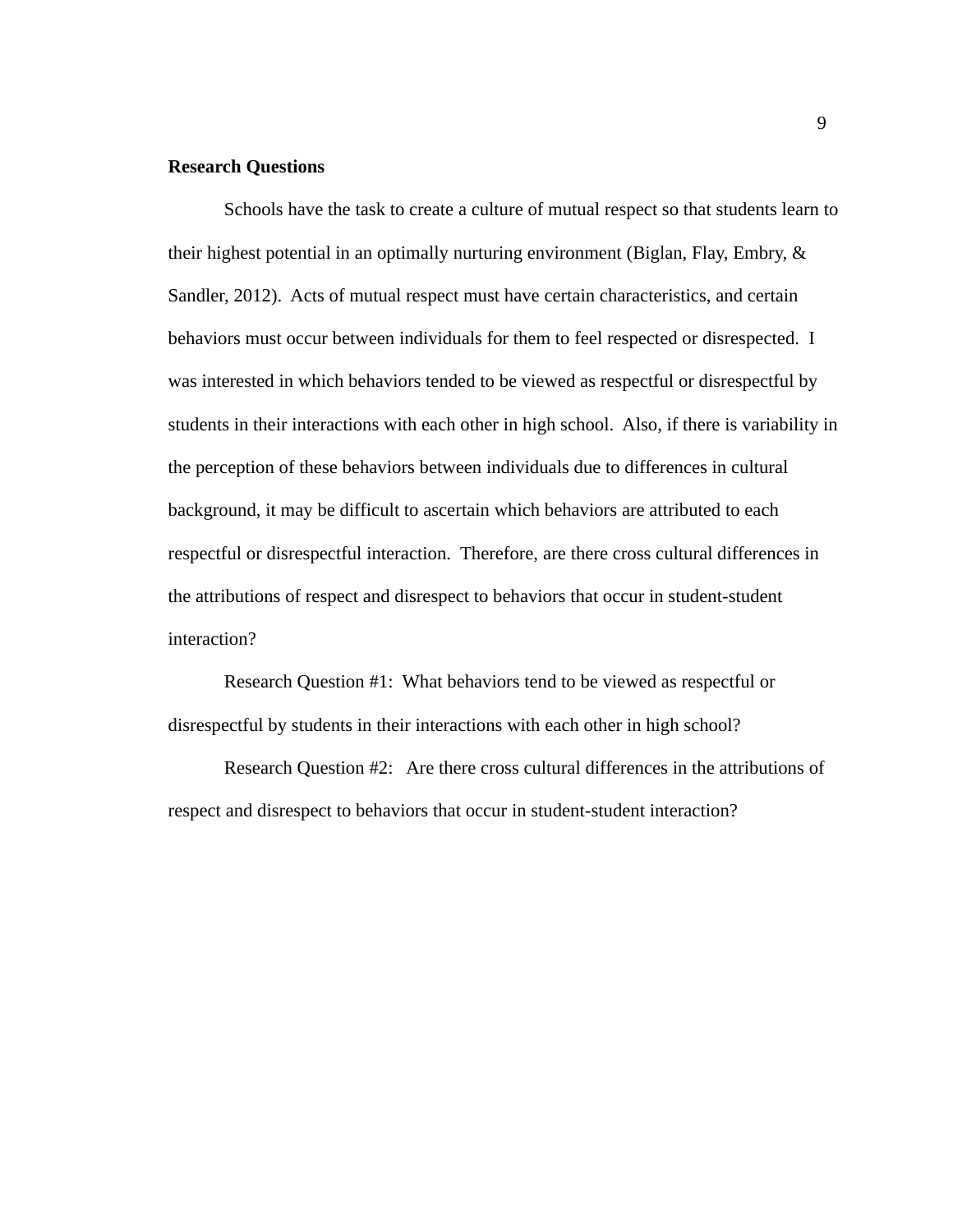**Research Questions**

Schools have the task to create a culture of mutual respect so that students learn to their highest potential in an optimally nurturing environment (Biglan, Flay, Embry, & Sandler, 2012). Acts of mutual respect must have certain characteristics, and certain behaviors must occur between individuals for them to feel respected or disrespected. I was interested in which behaviors tended to be viewed as respectful or disrespectful by students in their interactions with each other in high school. Also, if there is variability in the perception of these behaviors between individuals due to differences in cultural background, it may be difficult to ascertain which behaviors are attributed to each respectful or disrespectful interaction. Therefore, are there cross cultural differences in the attributions of respect and disrespect to behaviors that occur in student-student interaction?

Research Question #1: What behaviors tend to be viewed as respectful or disrespectful by students in their interactions with each other in high school?

Research Question #2: Are there cross cultural differences in the attributions of respect and disrespect to behaviors that occur in student-student interaction?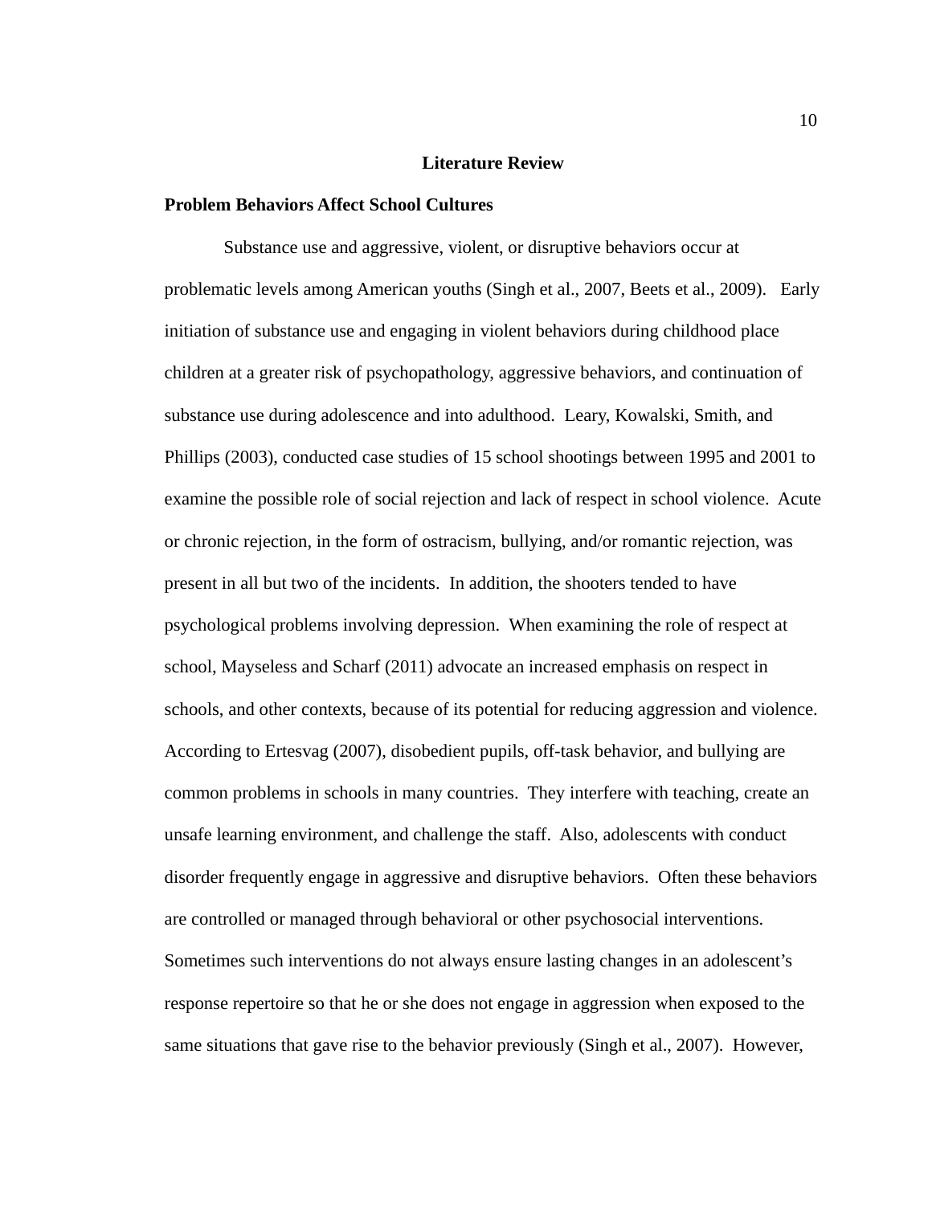# Literature Review

## Problem Behaviors Affect School Cultures

Substance use and aggressive, violent, or disruptive behaviors occur at problematic levels among American youths (Singh et al., 2007, Beets et al., 2009). Early initiation of substance use and engaging in violent behaviors during childhood place children at a greater risk of psychopathology, aggressive behaviors, and continuation of substance use during adolescence and into adulthood. Leary, Kowalski, Smith, and Phillips (2003), conducted case studies of 15 school shootings between 1995 and 2001 to examine the possible role of social rejection and lack of respect in school violence. Acute or chronic rejection, in the form of ostracism, bullying, and/or romantic rejection, was present in all but two of the incidents. In addition, the shooters tended to have psychological problems involving depression. When examining the role of respect at school, Mayseless and Scharf (2011) advocate an increased emphasis on respect in schools, and other contexts, because of its potential for reducing aggression and violence. According to Ertesvag (2007), disobedient pupils, off-task behavior, and bullying are common problems in schools in many countries. They interfere with teaching, create an unsafe learning environment, and challenge the staff. Also, adolescents with conduct disorder frequently engage in aggressive and disruptive behaviors. Often these behaviors are controlled or managed through behavioral or other psychosocial interventions. Sometimes such interventions do not always ensure lasting changes in an adolescent's response repertoire so that he or she does not engage in aggression when exposed to the same situations that gave rise to the behavior previously (Singh et al., 2007). However,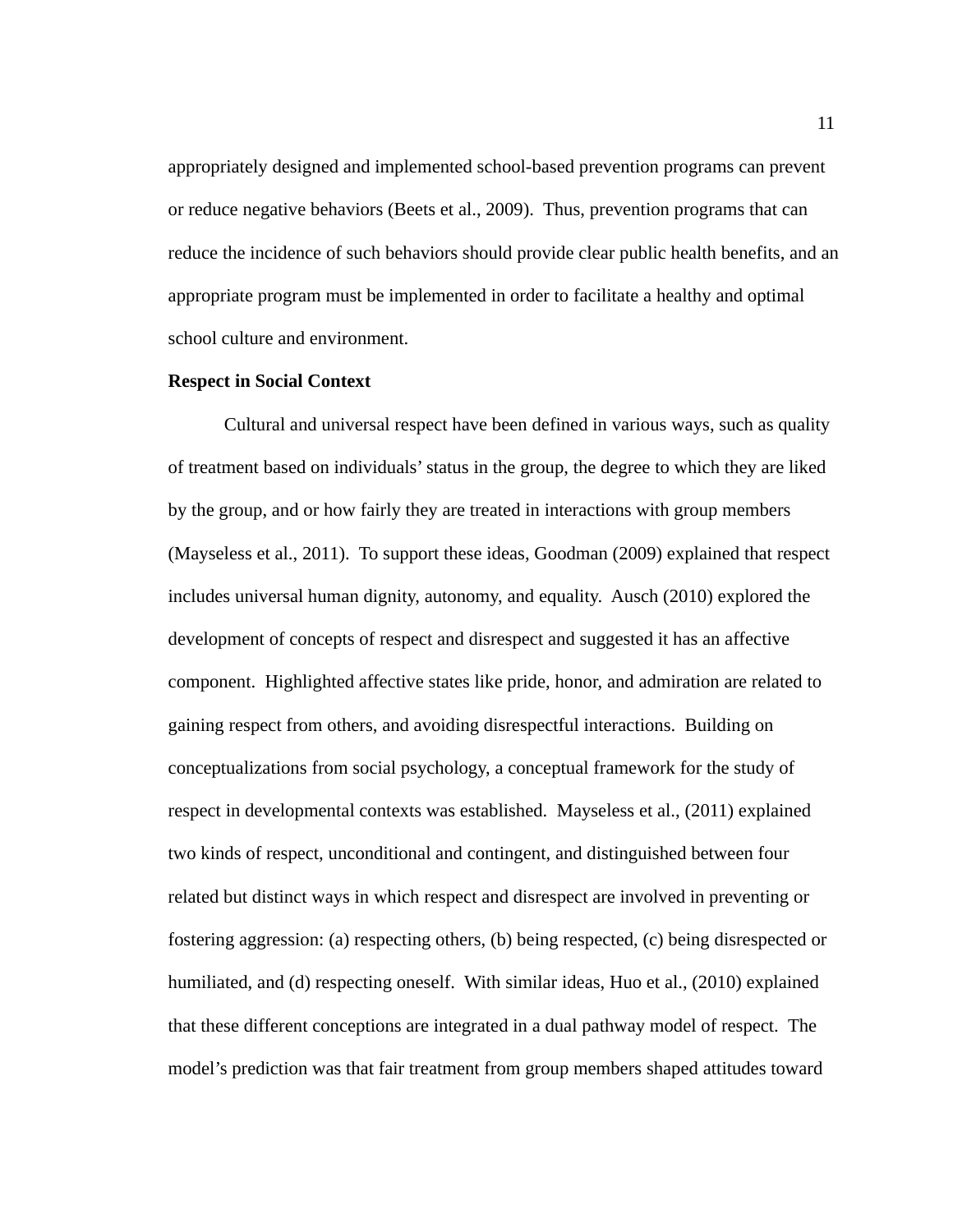appropriately designed and implemented school-based prevention programs can prevent or reduce negative behaviors (Beets et al., 2009).  Thus, prevention programs that can reduce the incidence of such behaviors should provide clear public health benefits, and an appropriate program must be implemented in order to facilitate a healthy and optimal school culture and environment.

**Respect in Social Context**

Cultural and universal respect have been defined in various ways, such as quality of treatment based on individuals' status in the group, the degree to which they are liked by the group, and or how fairly they are treated in interactions with group members (Mayseless et al., 2011).  To support these ideas, Goodman (2009) explained that respect includes universal human dignity, autonomy, and equality.  Ausch (2010) explored the development of concepts of respect and disrespect and suggested it has an affective component.  Highlighted affective states like pride, honor, and admiration are related to gaining respect from others, and avoiding disrespectful interactions.  Building on conceptualizations from social psychology, a conceptual framework for the study of respect in developmental contexts was established.  Mayseless et al., (2011) explained two kinds of respect, unconditional and contingent, and distinguished between four related but distinct ways in which respect and disrespect are involved in preventing or fostering aggression: (a) respecting others, (b) being respected, (c) being disrespected or humiliated, and (d) respecting oneself.  With similar ideas, Huo et al., (2010) explained that these different conceptions are integrated in a dual pathway model of respect.  The model's prediction was that fair treatment from group members shaped attitudes toward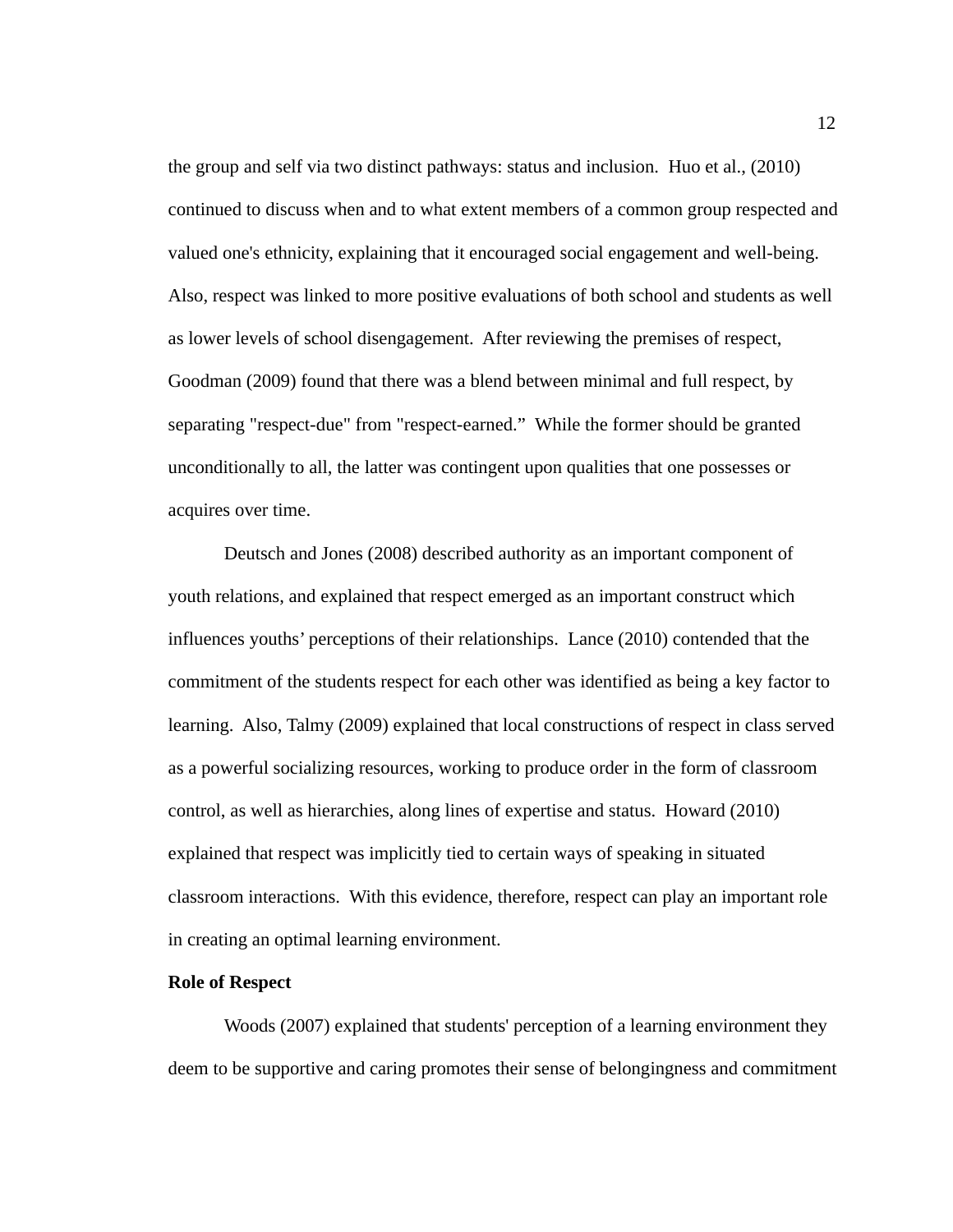the group and self via two distinct pathways: status and inclusion. Huo et al., (2010) continued to discuss when and to what extent members of a common group respected and valued one's ethnicity, explaining that it encouraged social engagement and well-being. Also, respect was linked to more positive evaluations of both school and students as well as lower levels of school disengagement. After reviewing the premises of respect, Goodman (2009) found that there was a blend between minimal and full respect, by separating "respect-due" from "respect-earned." While the former should be granted unconditionally to all, the latter was contingent upon qualities that one possesses or acquires over time.

Deutsch and Jones (2008) described authority as an important component of youth relations, and explained that respect emerged as an important construct which influences youths' perceptions of their relationships. Lance (2010) contended that the commitment of the students respect for each other was identified as being a key factor to learning. Also, Talmy (2009) explained that local constructions of respect in class served as a powerful socializing resources, working to produce order in the form of classroom control, as well as hierarchies, along lines of expertise and status. Howard (2010) explained that respect was implicitly tied to certain ways of speaking in situated classroom interactions. With this evidence, therefore, respect can play an important role in creating an optimal learning environment.

**Role of Respect**

Woods (2007) explained that students' perception of a learning environment they deem to be supportive and caring promotes their sense of belongingness and commitment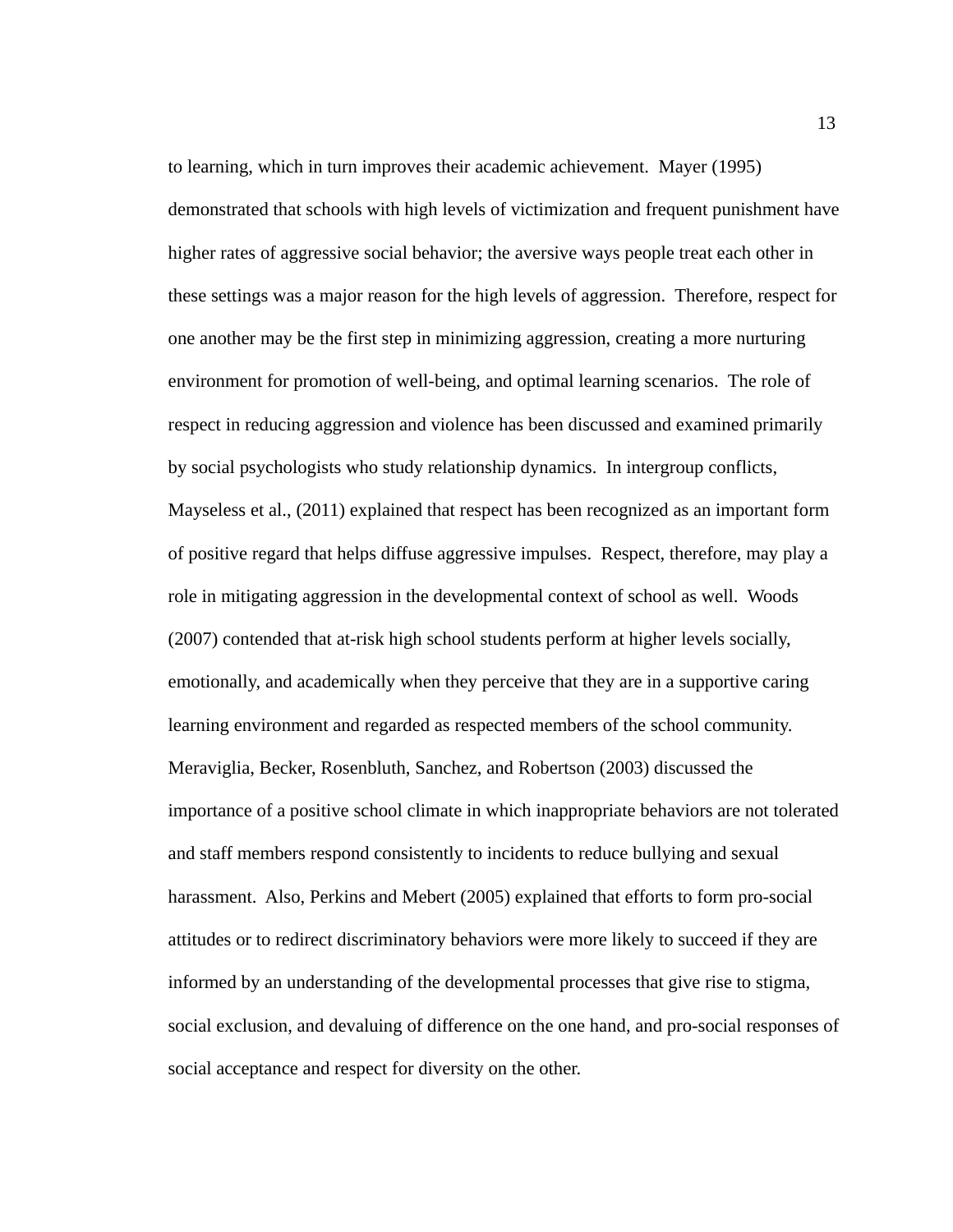to learning, which in turn improves their academic achievement. Mayer (1995) demonstrated that schools with high levels of victimization and frequent punishment have higher rates of aggressive social behavior; the aversive ways people treat each other in these settings was a major reason for the high levels of aggression. Therefore, respect for one another may be the first step in minimizing aggression, creating a more nurturing environment for promotion of well-being, and optimal learning scenarios. The role of respect in reducing aggression and violence has been discussed and examined primarily by social psychologists who study relationship dynamics. In intergroup conflicts, Mayseless et al., (2011) explained that respect has been recognized as an important form of positive regard that helps diffuse aggressive impulses. Respect, therefore, may play a role in mitigating aggression in the developmental context of school as well. Woods (2007) contended that at-risk high school students perform at higher levels socially, emotionally, and academically when they perceive that they are in a supportive caring learning environment and regarded as respected members of the school community. Meraviglia, Becker, Rosenbluth, Sanchez, and Robertson (2003) discussed the importance of a positive school climate in which inappropriate behaviors are not tolerated and staff members respond consistently to incidents to reduce bullying and sexual harassment. Also, Perkins and Mebert (2005) explained that efforts to form pro-social attitudes or to redirect discriminatory behaviors were more likely to succeed if they are informed by an understanding of the developmental processes that give rise to stigma, social exclusion, and devaluing of difference on the one hand, and pro-social responses of social acceptance and respect for diversity on the other.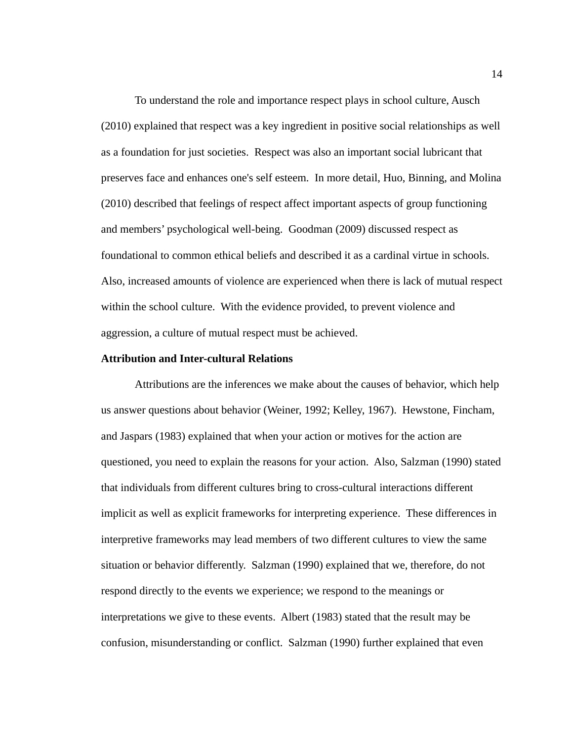To understand the role and importance respect plays in school culture, Ausch (2010) explained that respect was a key ingredient in positive social relationships as well as a foundation for just societies.  Respect was also an important social lubricant that preserves face and enhances one's self esteem.  In more detail, Huo, Binning, and Molina (2010) described that feelings of respect affect important aspects of group functioning and members' psychological well-being.  Goodman (2009) discussed respect as foundational to common ethical beliefs and described it as a cardinal virtue in schools.  Also, increased amounts of violence are experienced when there is lack of mutual respect within the school culture.  With the evidence provided, to prevent violence and aggression, a culture of mutual respect must be achieved.

**Attribution and Inter-cultural Relations**

Attributions are the inferences we make about the causes of behavior, which help us answer questions about behavior (Weiner, 1992; Kelley, 1967).  Hewstone, Fincham, and Jaspars (1983) explained that when your action or motives for the action are questioned, you need to explain the reasons for your action.  Also, Salzman (1990) stated that individuals from different cultures bring to cross-cultural interactions different implicit as well as explicit frameworks for interpreting experience.  These differences in interpretive frameworks may lead members of two different cultures to view the same situation or behavior differently.  Salzman (1990) explained that we, therefore, do not respond directly to the events we experience; we respond to the meanings or interpretations we give to these events.  Albert (1983) stated that the result may be confusion, misunderstanding or conflict.  Salzman (1990) further explained that even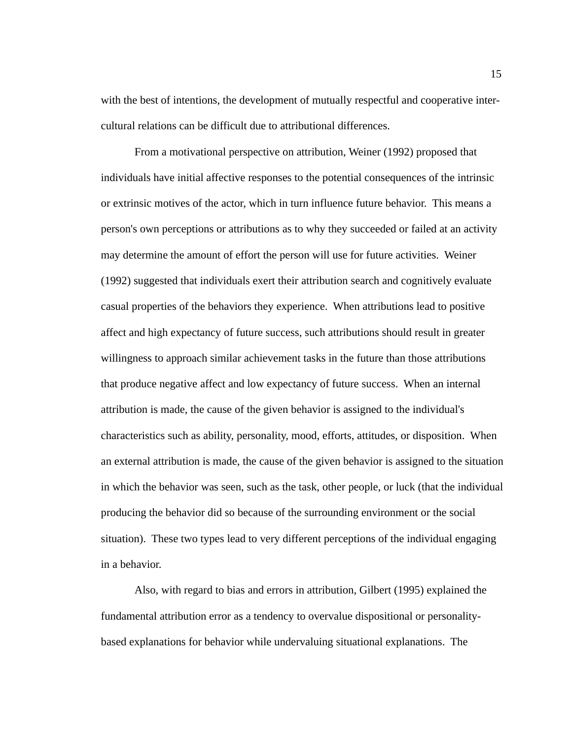with the best of intentions, the development of mutually respectful and cooperative inter-cultural relations can be difficult due to attributional differences.

From a motivational perspective on attribution, Weiner (1992) proposed that individuals have initial affective responses to the potential consequences of the intrinsic or extrinsic motives of the actor, which in turn influence future behavior. This means a person's own perceptions or attributions as to why they succeeded or failed at an activity may determine the amount of effort the person will use for future activities. Weiner (1992) suggested that individuals exert their attribution search and cognitively evaluate casual properties of the behaviors they experience. When attributions lead to positive affect and high expectancy of future success, such attributions should result in greater willingness to approach similar achievement tasks in the future than those attributions that produce negative affect and low expectancy of future success. When an internal attribution is made, the cause of the given behavior is assigned to the individual's characteristics such as ability, personality, mood, efforts, attitudes, or disposition. When an external attribution is made, the cause of the given behavior is assigned to the situation in which the behavior was seen, such as the task, other people, or luck (that the individual producing the behavior did so because of the surrounding environment or the social situation). These two types lead to very different perceptions of the individual engaging in a behavior.

Also, with regard to bias and errors in attribution, Gilbert (1995) explained the fundamental attribution error as a tendency to overvalue dispositional or personality-based explanations for behavior while undervaluing situational explanations. The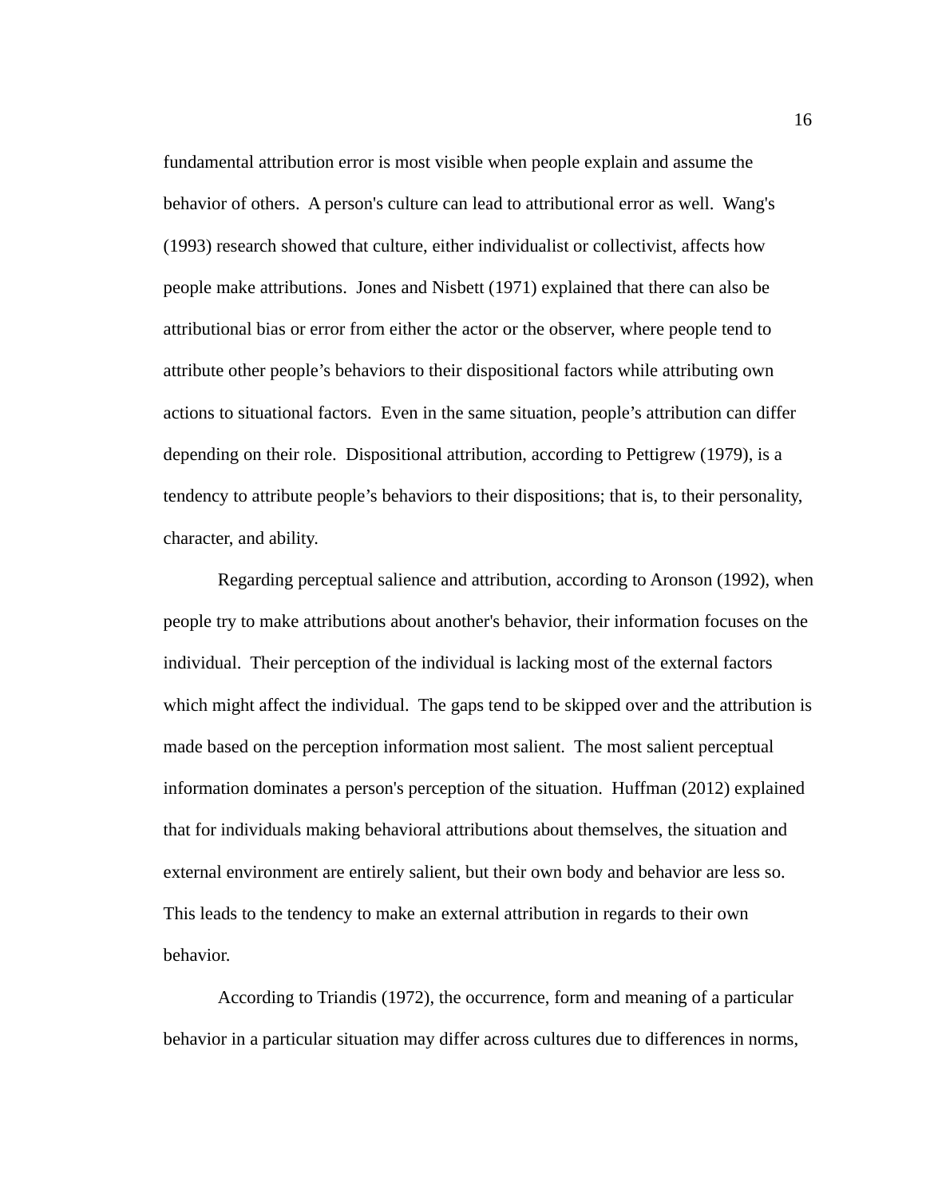fundamental attribution error is most visible when people explain and assume the behavior of others.  A person's culture can lead to attributional error as well.  Wang's (1993) research showed that culture, either individualist or collectivist, affects how people make attributions.  Jones and Nisbett (1971) explained that there can also be attributional bias or error from either the actor or the observer, where people tend to attribute other people's behaviors to their dispositional factors while attributing own actions to situational factors.  Even in the same situation, people's attribution can differ depending on their role.  Dispositional attribution, according to Pettigrew (1979), is a tendency to attribute people's behaviors to their dispositions; that is, to their personality, character, and ability.

Regarding perceptual salience and attribution, according to Aronson (1992), when people try to make attributions about another's behavior, their information focuses on the individual.  Their perception of the individual is lacking most of the external factors which might affect the individual.  The gaps tend to be skipped over and the attribution is made based on the perception information most salient.  The most salient perceptual information dominates a person's perception of the situation.  Huffman (2012) explained that for individuals making behavioral attributions about themselves, the situation and external environment are entirely salient, but their own body and behavior are less so.  This leads to the tendency to make an external attribution in regards to their own behavior.

According to Triandis (1972), the occurrence, form and meaning of a particular behavior in a particular situation may differ across cultures due to differences in norms,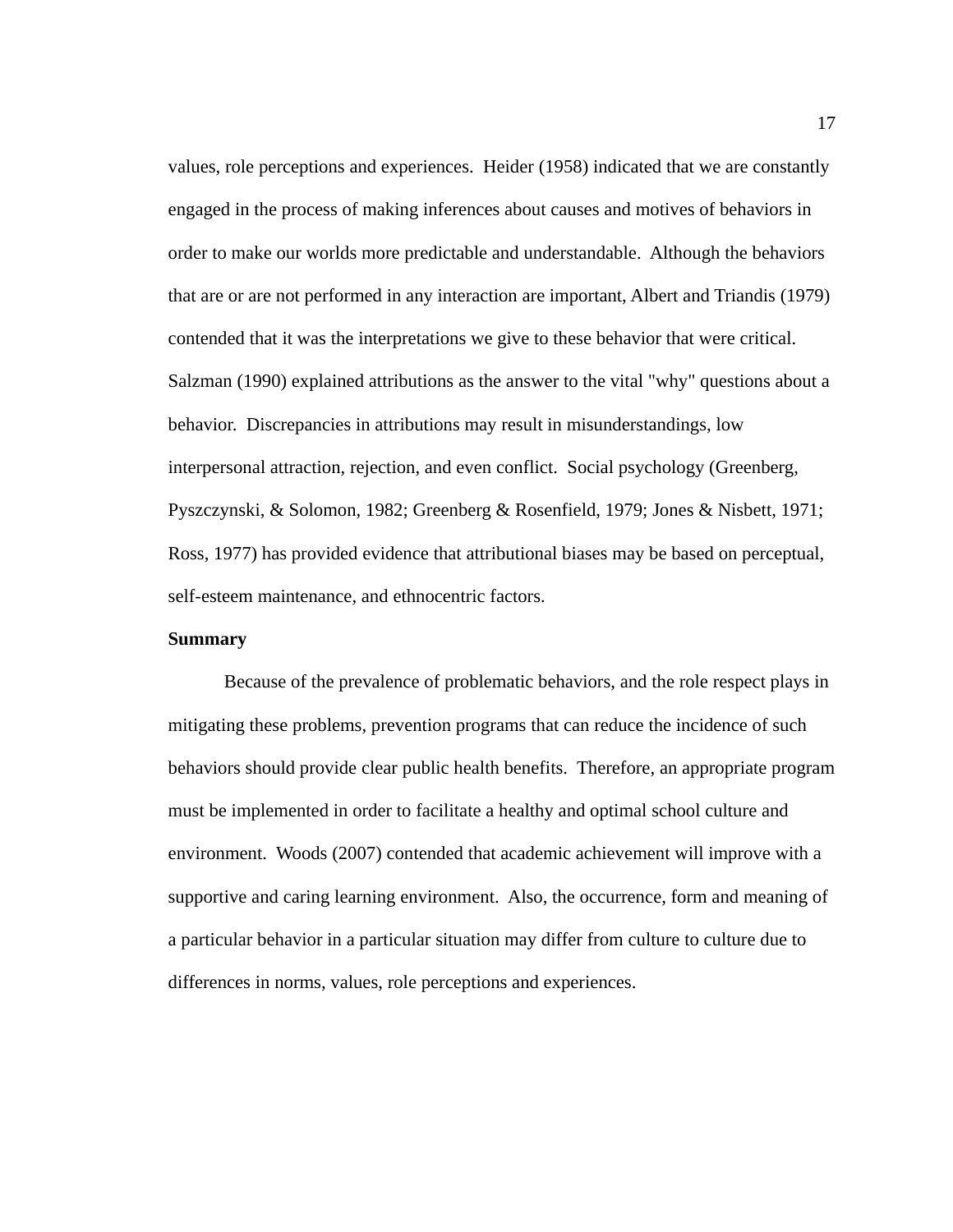values, role perceptions and experiences. Heider (1958) indicated that we are constantly engaged in the process of making inferences about causes and motives of behaviors in order to make our worlds more predictable and understandable. Although the behaviors that are or are not performed in any interaction are important, Albert and Triandis (1979) contended that it was the interpretations we give to these behavior that were critical. Salzman (1990) explained attributions as the answer to the vital "why" questions about a behavior. Discrepancies in attributions may result in misunderstandings, low interpersonal attraction, rejection, and even conflict. Social psychology (Greenberg, Pyszczynski, & Solomon, 1982; Greenberg & Rosenfield, 1979; Jones & Nisbett, 1971; Ross, 1977) has provided evidence that attributional biases may be based on perceptual, self-esteem maintenance, and ethnocentric factors.

**Summary**

Because of the prevalence of problematic behaviors, and the role respect plays in mitigating these problems, prevention programs that can reduce the incidence of such behaviors should provide clear public health benefits. Therefore, an appropriate program must be implemented in order to facilitate a healthy and optimal school culture and environment. Woods (2007) contended that academic achievement will improve with a supportive and caring learning environment. Also, the occurrence, form and meaning of a particular behavior in a particular situation may differ from culture to culture due to differences in norms, values, role perceptions and experiences.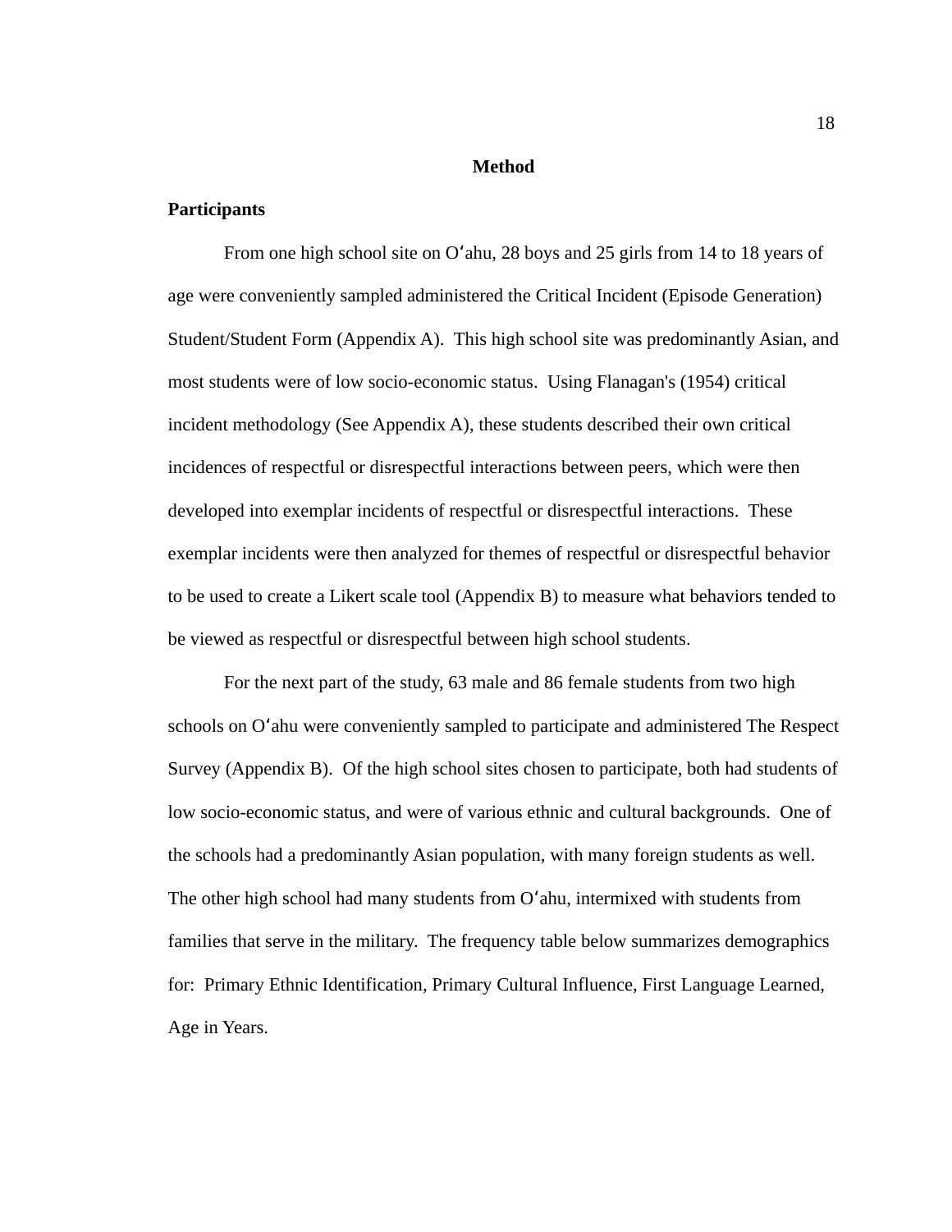# Method

## Participants

From one high school site on Oʻahu, 28 boys and 25 girls from 14 to 18 years of age were conveniently sampled administered the Critical Incident (Episode Generation) Student/Student Form (Appendix A). This high school site was predominantly Asian, and most students were of low socio-economic status. Using Flanagan's (1954) critical incident methodology (See Appendix A), these students described their own critical incidences of respectful or disrespectful interactions between peers, which were then developed into exemplar incidents of respectful or disrespectful interactions. These exemplar incidents were then analyzed for themes of respectful or disrespectful behavior to be used to create a Likert scale tool (Appendix B) to measure what behaviors tended to be viewed as respectful or disrespectful between high school students.

For the next part of the study, 63 male and 86 female students from two high schools on Oʻahu were conveniently sampled to participate and administered The Respect Survey (Appendix B). Of the high school sites chosen to participate, both had students of low socio-economic status, and were of various ethnic and cultural backgrounds. One of the schools had a predominantly Asian population, with many foreign students as well. The other high school had many students from Oʻahu, intermixed with students from families that serve in the military. The frequency table below summarizes demographics for: Primary Ethnic Identification, Primary Cultural Influence, First Language Learned, Age in Years.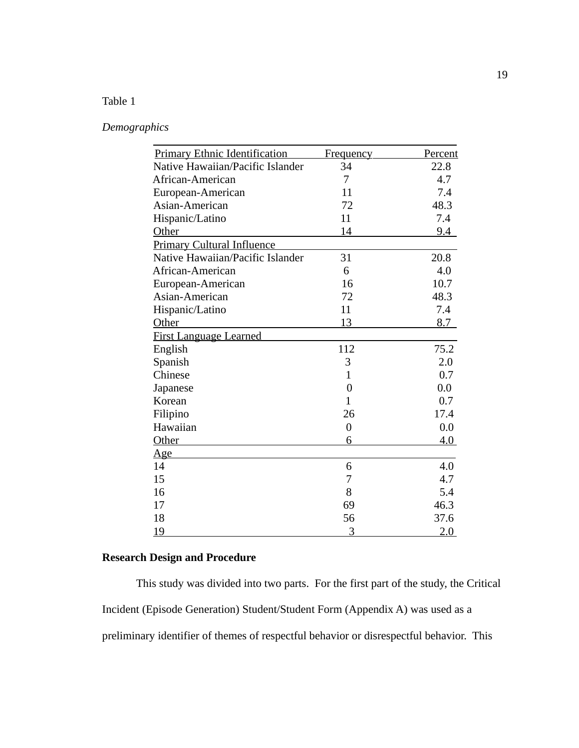Table 1

*Demographics*

| Primary Ethnic Identification | Frequency | Percent |
|---|---|---|
| Native Hawaiian/Pacific Islander | 34 | 22.8 |
| African-American | 7 | 4.7 |
| European-American | 11 | 7.4 |
| Asian-American | 72 | 48.3 |
| Hispanic/Latino | 11 | 7.4 |
| Other | 14 | 9.4 |
| Primary Cultural Influence | | |
| Native Hawaiian/Pacific Islander | 31 | 20.8 |
| African-American | 6 | 4.0 |
| European-American | 16 | 10.7 |
| Asian-American | 72 | 48.3 |
| Hispanic/Latino | 11 | 7.4 |
| Other | 13 | 8.7 |
| First Language Learned | | |
| English | 112 | 75.2 |
| Spanish | 3 | 2.0 |
| Chinese | 1 | 0.7 |
| Japanese | 0 | 0.0 |
| Korean | 1 | 0.7 |
| Filipino | 26 | 17.4 |
| Hawaiian | 0 | 0.0 |
| Other | 6 | 4.0 |
| Age | | |
| 14 | 6 | 4.0 |
| 15 | 7 | 4.7 |
| 16 | 8 | 5.4 |
| 17 | 69 | 46.3 |
| 18 | 56 | 37.6 |
| 19 | 3 | 2.0 |

**Research Design and Procedure**

This study was divided into two parts. For the first part of the study, the Critical Incident (Episode Generation) Student/Student Form (Appendix A) was used as a preliminary identifier of themes of respectful behavior or disrespectful behavior. This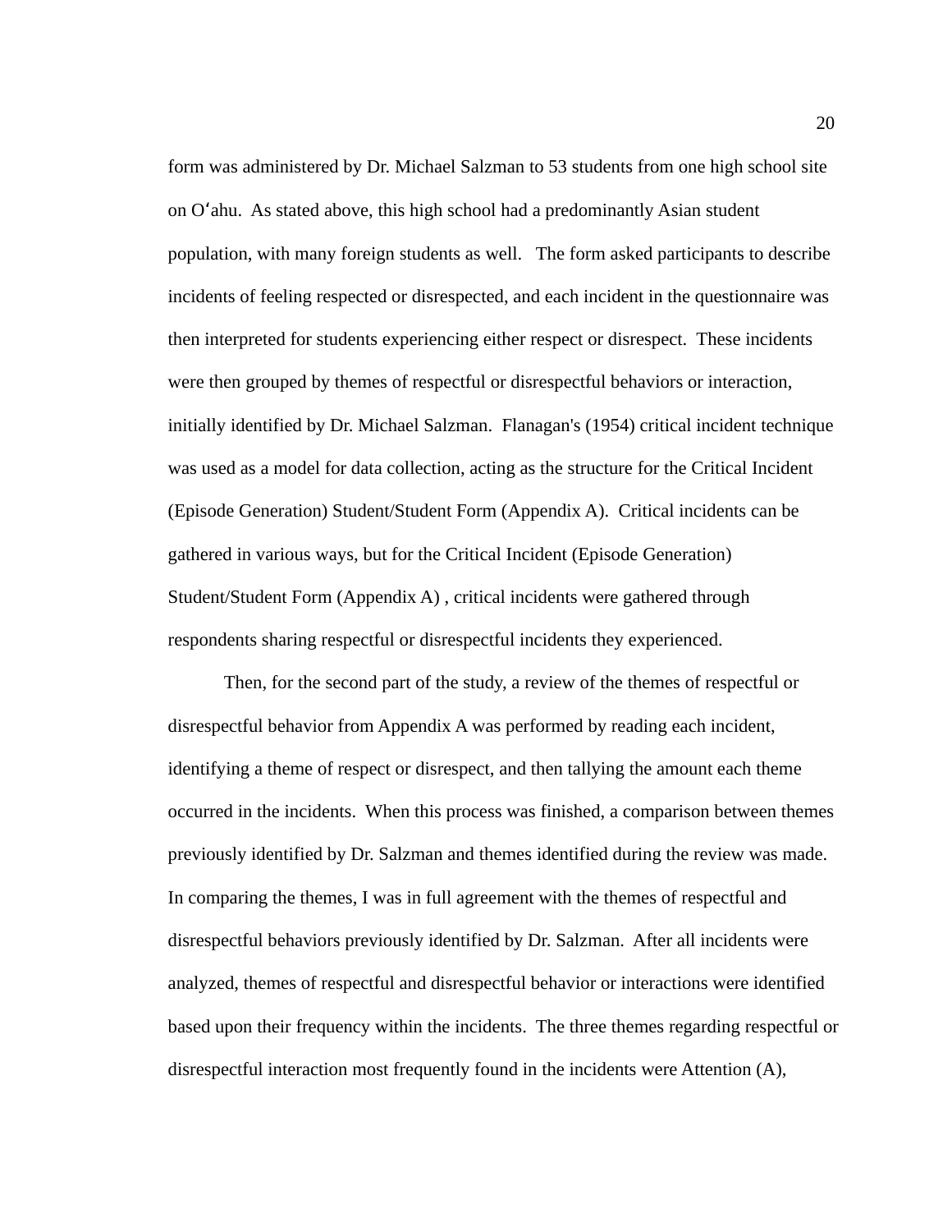form was administered by Dr. Michael Salzman to 53 students from one high school site on Oʻahu. As stated above, this high school had a predominantly Asian student population, with many foreign students as well. The form asked participants to describe incidents of feeling respected or disrespected, and each incident in the questionnaire was then interpreted for students experiencing either respect or disrespect. These incidents were then grouped by themes of respectful or disrespectful behaviors or interaction, initially identified by Dr. Michael Salzman. Flanagan's (1954) critical incident technique was used as a model for data collection, acting as the structure for the Critical Incident (Episode Generation) Student/Student Form (Appendix A). Critical incidents can be gathered in various ways, but for the Critical Incident (Episode Generation) Student/Student Form (Appendix A) , critical incidents were gathered through respondents sharing respectful or disrespectful incidents they experienced.

Then, for the second part of the study, a review of the themes of respectful or disrespectful behavior from Appendix A was performed by reading each incident, identifying a theme of respect or disrespect, and then tallying the amount each theme occurred in the incidents. When this process was finished, a comparison between themes previously identified by Dr. Salzman and themes identified during the review was made. In comparing the themes, I was in full agreement with the themes of respectful and disrespectful behaviors previously identified by Dr. Salzman. After all incidents were analyzed, themes of respectful and disrespectful behavior or interactions were identified based upon their frequency within the incidents. The three themes regarding respectful or disrespectful interaction most frequently found in the incidents were Attention (A),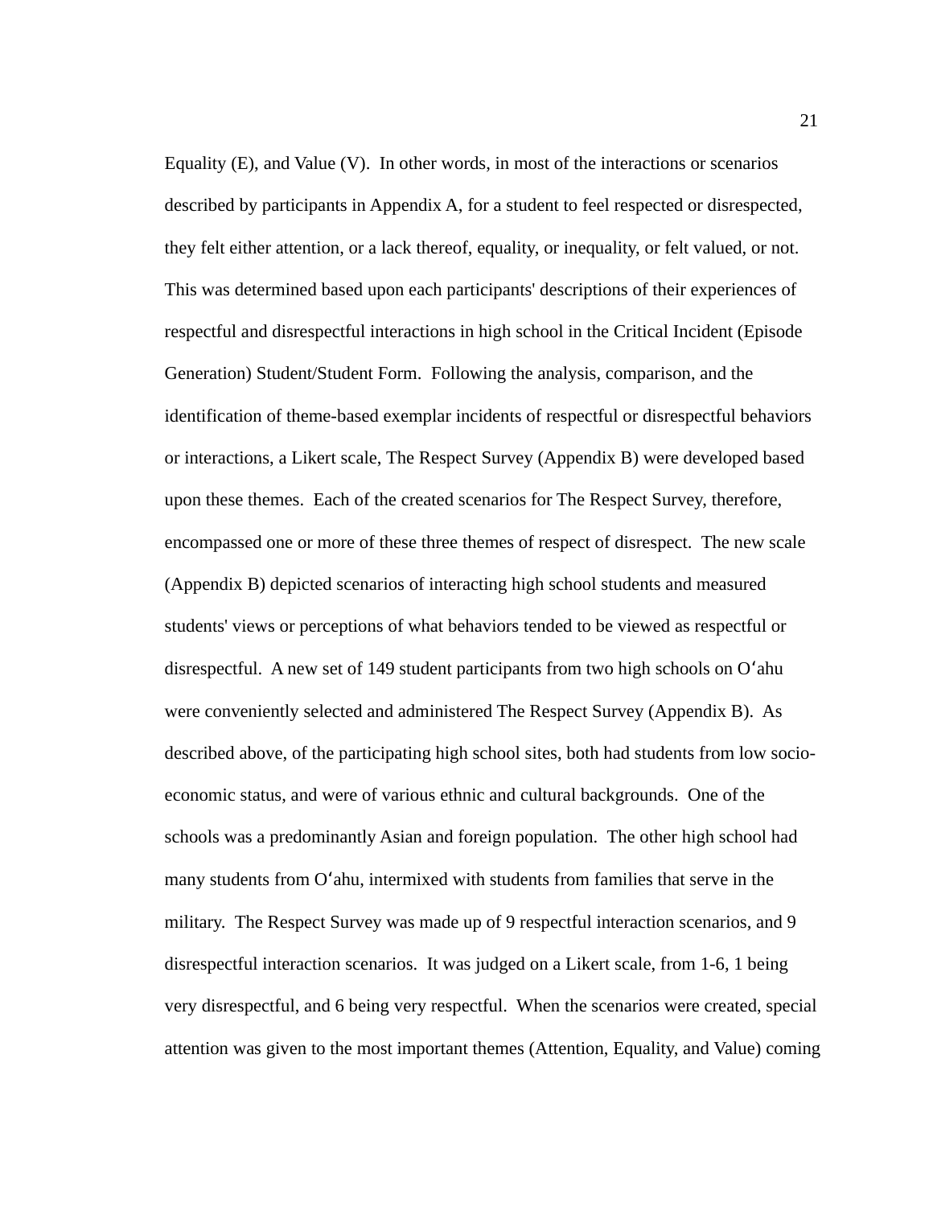Equality (E), and Value (V). In other words, in most of the interactions or scenarios described by participants in Appendix A, for a student to feel respected or disrespected, they felt either attention, or a lack thereof, equality, or inequality, or felt valued, or not. This was determined based upon each participants' descriptions of their experiences of respectful and disrespectful interactions in high school in the Critical Incident (Episode Generation) Student/Student Form. Following the analysis, comparison, and the identification of theme-based exemplar incidents of respectful or disrespectful behaviors or interactions, a Likert scale, The Respect Survey (Appendix B) were developed based upon these themes. Each of the created scenarios for The Respect Survey, therefore, encompassed one or more of these three themes of respect of disrespect. The new scale (Appendix B) depicted scenarios of interacting high school students and measured students' views or perceptions of what behaviors tended to be viewed as respectful or disrespectful. A new set of 149 student participants from two high schools on Oʻahu were conveniently selected and administered The Respect Survey (Appendix B). As described above, of the participating high school sites, both had students from low socio-economic status, and were of various ethnic and cultural backgrounds. One of the schools was a predominantly Asian and foreign population. The other high school had many students from Oʻahu, intermixed with students from families that serve in the military. The Respect Survey was made up of 9 respectful interaction scenarios, and 9 disrespectful interaction scenarios. It was judged on a Likert scale, from 1-6, 1 being very disrespectful, and 6 being very respectful. When the scenarios were created, special attention was given to the most important themes (Attention, Equality, and Value) coming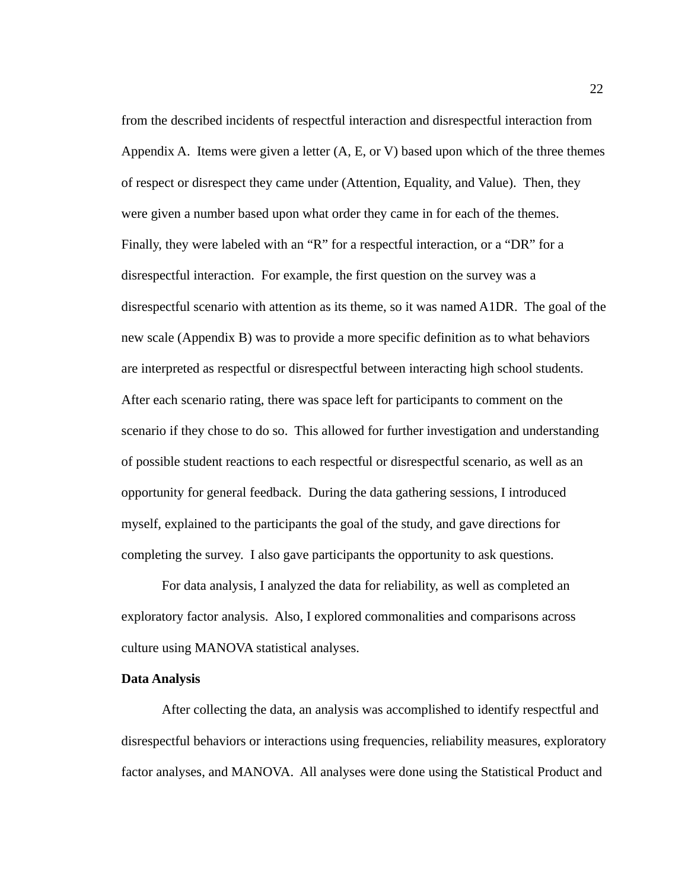from the described incidents of respectful interaction and disrespectful interaction from Appendix A. Items were given a letter (A, E, or V) based upon which of the three themes of respect or disrespect they came under (Attention, Equality, and Value). Then, they were given a number based upon what order they came in for each of the themes. Finally, they were labeled with an "R" for a respectful interaction, or a "DR" for a disrespectful interaction. For example, the first question on the survey was a disrespectful scenario with attention as its theme, so it was named A1DR. The goal of the new scale (Appendix B) was to provide a more specific definition as to what behaviors are interpreted as respectful or disrespectful between interacting high school students. After each scenario rating, there was space left for participants to comment on the scenario if they chose to do so. This allowed for further investigation and understanding of possible student reactions to each respectful or disrespectful scenario, as well as an opportunity for general feedback. During the data gathering sessions, I introduced myself, explained to the participants the goal of the study, and gave directions for completing the survey. I also gave participants the opportunity to ask questions.

For data analysis, I analyzed the data for reliability, as well as completed an exploratory factor analysis. Also, I explored commonalities and comparisons across culture using MANOVA statistical analyses.

**Data Analysis**

After collecting the data, an analysis was accomplished to identify respectful and disrespectful behaviors or interactions using frequencies, reliability measures, exploratory factor analyses, and MANOVA. All analyses were done using the Statistical Product and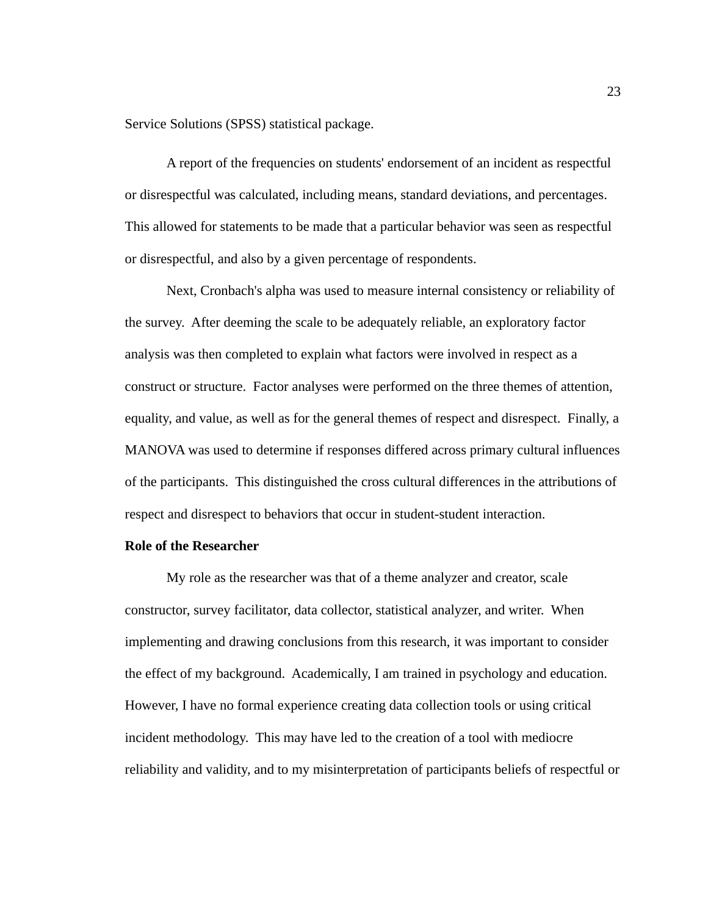Service Solutions (SPSS) statistical package.

A report of the frequencies on students' endorsement of an incident as respectful or disrespectful was calculated, including means, standard deviations, and percentages. This allowed for statements to be made that a particular behavior was seen as respectful or disrespectful, and also by a given percentage of respondents.

Next, Cronbach's alpha was used to measure internal consistency or reliability of the survey. After deeming the scale to be adequately reliable, an exploratory factor analysis was then completed to explain what factors were involved in respect as a construct or structure. Factor analyses were performed on the three themes of attention, equality, and value, as well as for the general themes of respect and disrespect. Finally, a MANOVA was used to determine if responses differed across primary cultural influences of the participants. This distinguished the cross cultural differences in the attributions of respect and disrespect to behaviors that occur in student-student interaction.

**Role of the Researcher**

My role as the researcher was that of a theme analyzer and creator, scale constructor, survey facilitator, data collector, statistical analyzer, and writer. When implementing and drawing conclusions from this research, it was important to consider the effect of my background. Academically, I am trained in psychology and education. However, I have no formal experience creating data collection tools or using critical incident methodology. This may have led to the creation of a tool with mediocre reliability and validity, and to my misinterpretation of participants beliefs of respectful or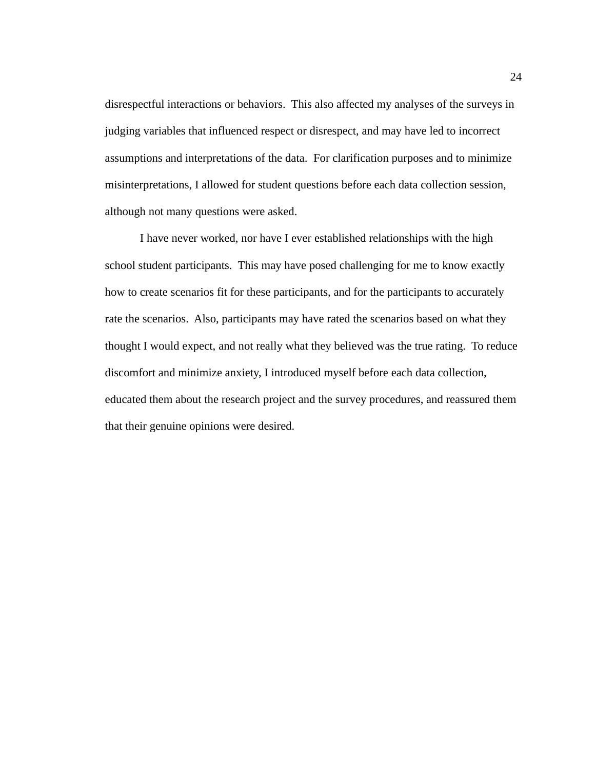disrespectful interactions or behaviors. This also affected my analyses of the surveys in judging variables that influenced respect or disrespect, and may have led to incorrect assumptions and interpretations of the data. For clarification purposes and to minimize misinterpretations, I allowed for student questions before each data collection session, although not many questions were asked.

I have never worked, nor have I ever established relationships with the high school student participants. This may have posed challenging for me to know exactly how to create scenarios fit for these participants, and for the participants to accurately rate the scenarios. Also, participants may have rated the scenarios based on what they thought I would expect, and not really what they believed was the true rating. To reduce discomfort and minimize anxiety, I introduced myself before each data collection, educated them about the research project and the survey procedures, and reassured them that their genuine opinions were desired.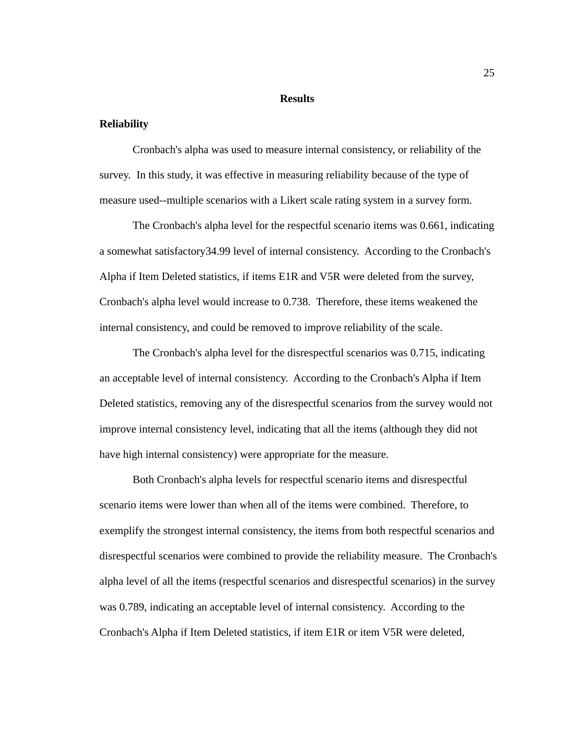# Results

## Reliability

Cronbach's alpha was used to measure internal consistency, or reliability of the survey. In this study, it was effective in measuring reliability because of the type of measure used--multiple scenarios with a Likert scale rating system in a survey form.

The Cronbach's alpha level for the respectful scenario items was 0.661, indicating a somewhat satisfactory34.99 level of internal consistency. According to the Cronbach's Alpha if Item Deleted statistics, if items E1R and V5R were deleted from the survey, Cronbach's alpha level would increase to 0.738. Therefore, these items weakened the internal consistency, and could be removed to improve reliability of the scale.

The Cronbach's alpha level for the disrespectful scenarios was 0.715, indicating an acceptable level of internal consistency. According to the Cronbach's Alpha if Item Deleted statistics, removing any of the disrespectful scenarios from the survey would not improve internal consistency level, indicating that all the items (although they did not have high internal consistency) were appropriate for the measure.

Both Cronbach's alpha levels for respectful scenario items and disrespectful scenario items were lower than when all of the items were combined. Therefore, to exemplify the strongest internal consistency, the items from both respectful scenarios and disrespectful scenarios were combined to provide the reliability measure. The Cronbach's alpha level of all the items (respectful scenarios and disrespectful scenarios) in the survey was 0.789, indicating an acceptable level of internal consistency. According to the Cronbach's Alpha if Item Deleted statistics, if item E1R or item V5R were deleted,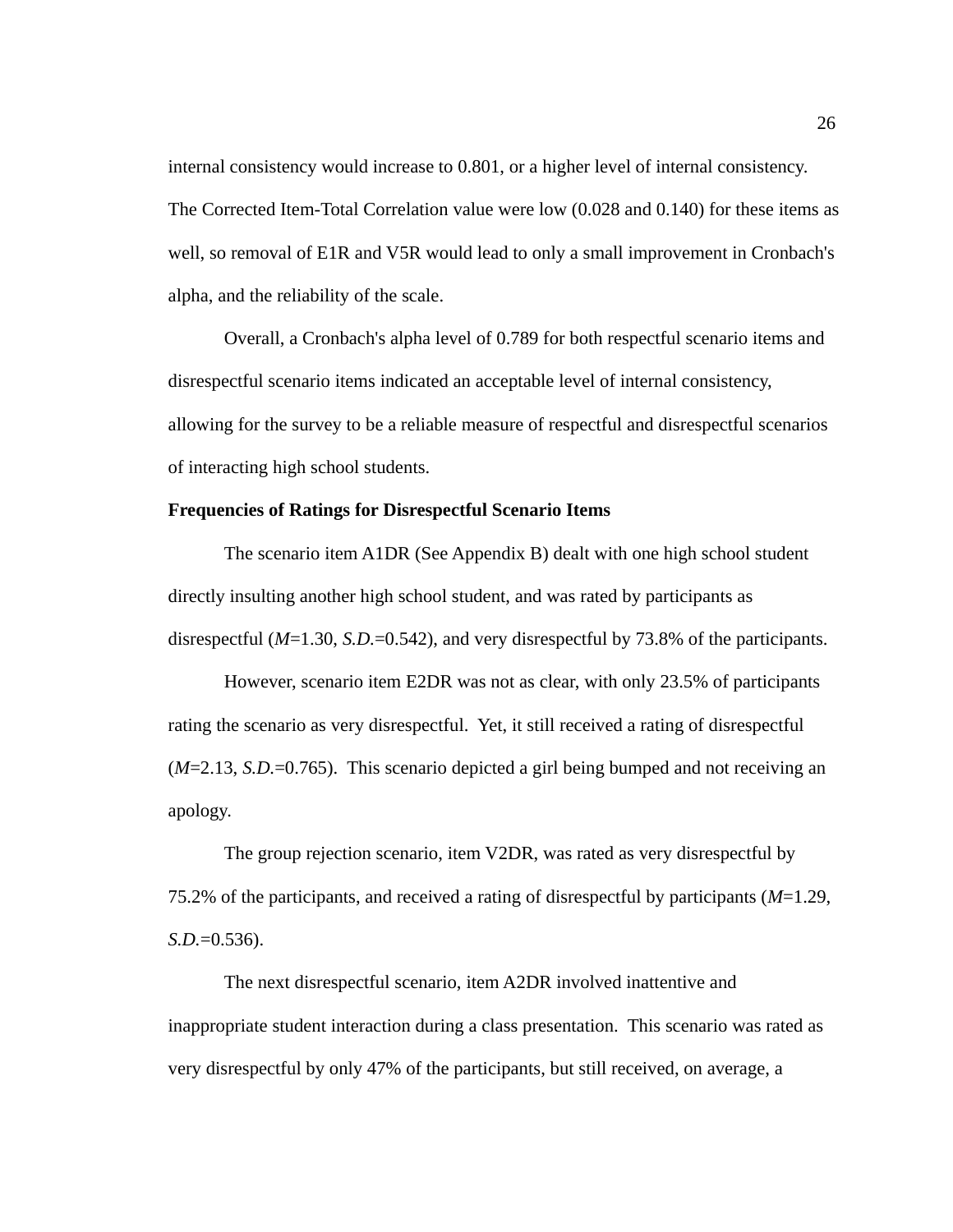internal consistency would increase to 0.801, or a higher level of internal consistency. The Corrected Item-Total Correlation value were low (0.028 and 0.140) for these items as well, so removal of E1R and V5R would lead to only a small improvement in Cronbach's alpha, and the reliability of the scale.

Overall, a Cronbach's alpha level of 0.789 for both respectful scenario items and disrespectful scenario items indicated an acceptable level of internal consistency, allowing for the survey to be a reliable measure of respectful and disrespectful scenarios of interacting high school students.

**Frequencies of Ratings for Disrespectful Scenario Items**

The scenario item A1DR (See Appendix B) dealt with one high school student directly insulting another high school student, and was rated by participants as disrespectful (*M*=1.30, *S.D.*=0.542), and very disrespectful by 73.8% of the participants.

However, scenario item E2DR was not as clear, with only 23.5% of participants rating the scenario as very disrespectful. Yet, it still received a rating of disrespectful (*M*=2.13, *S.D.*=0.765). This scenario depicted a girl being bumped and not receiving an apology.

The group rejection scenario, item V2DR, was rated as very disrespectful by 75.2% of the participants, and received a rating of disrespectful by participants (*M*=1.29, *S.D.*=0.536).

The next disrespectful scenario, item A2DR involved inattentive and inappropriate student interaction during a class presentation. This scenario was rated as very disrespectful by only 47% of the participants, but still received, on average, a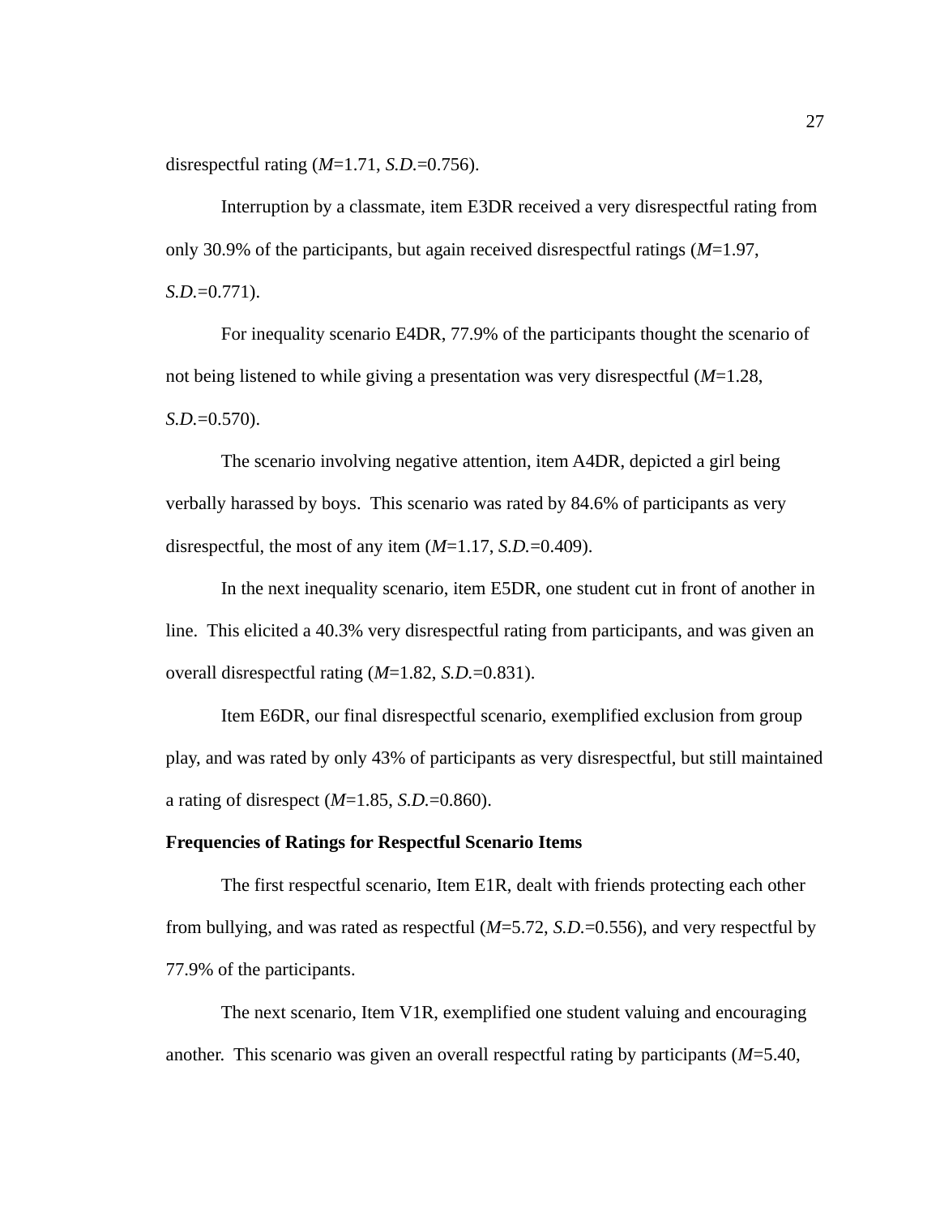disrespectful rating (*M*=1.71, *S.D.*=0.756).

Interruption by a classmate, item E3DR received a very disrespectful rating from only 30.9% of the participants, but again received disrespectful ratings (*M*=1.97, *S.D.*=0.771).

For inequality scenario E4DR, 77.9% of the participants thought the scenario of not being listened to while giving a presentation was very disrespectful (*M*=1.28, *S.D.*=0.570).

The scenario involving negative attention, item A4DR, depicted a girl being verbally harassed by boys. This scenario was rated by 84.6% of participants as very disrespectful, the most of any item (*M*=1.17, *S.D.*=0.409).

In the next inequality scenario, item E5DR, one student cut in front of another in line. This elicited a 40.3% very disrespectful rating from participants, and was given an overall disrespectful rating (*M*=1.82, *S.D.*=0.831).

Item E6DR, our final disrespectful scenario, exemplified exclusion from group play, and was rated by only 43% of participants as very disrespectful, but still maintained a rating of disrespect (*M*=1.85, *S.D.*=0.860).

**Frequencies of Ratings for Respectful Scenario Items**

The first respectful scenario, Item E1R, dealt with friends protecting each other from bullying, and was rated as respectful (*M*=5.72, *S.D.*=0.556), and very respectful by 77.9% of the participants.

The next scenario, Item V1R, exemplified one student valuing and encouraging another. This scenario was given an overall respectful rating by participants (*M*=5.40,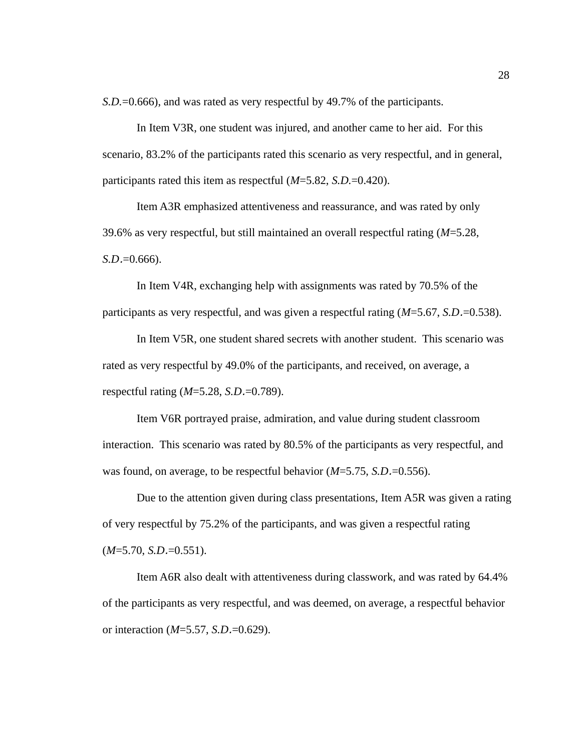*S.D.*=0.666), and was rated as very respectful by 49.7% of the participants.

In Item V3R, one student was injured, and another came to her aid. For this scenario, 83.2% of the participants rated this scenario as very respectful, and in general, participants rated this item as respectful (*M*=5.82, *S.D.*=0.420).

Item A3R emphasized attentiveness and reassurance, and was rated by only 39.6% as very respectful, but still maintained an overall respectful rating (*M*=5.28, *S.D.*=0.666).

In Item V4R, exchanging help with assignments was rated by 70.5% of the participants as very respectful, and was given a respectful rating (*M*=5.67, *S.D.*=0.538).

In Item V5R, one student shared secrets with another student. This scenario was rated as very respectful by 49.0% of the participants, and received, on average, a respectful rating (*M*=5.28, *S.D.*=0.789).

Item V6R portrayed praise, admiration, and value during student classroom interaction. This scenario was rated by 80.5% of the participants as very respectful, and was found, on average, to be respectful behavior (*M*=5.75, *S.D.*=0.556).

Due to the attention given during class presentations, Item A5R was given a rating of very respectful by 75.2% of the participants, and was given a respectful rating (*M*=5.70, *S.D.*=0.551).

Item A6R also dealt with attentiveness during classwork, and was rated by 64.4% of the participants as very respectful, and was deemed, on average, a respectful behavior or interaction (*M*=5.57, *S.D.*=0.629).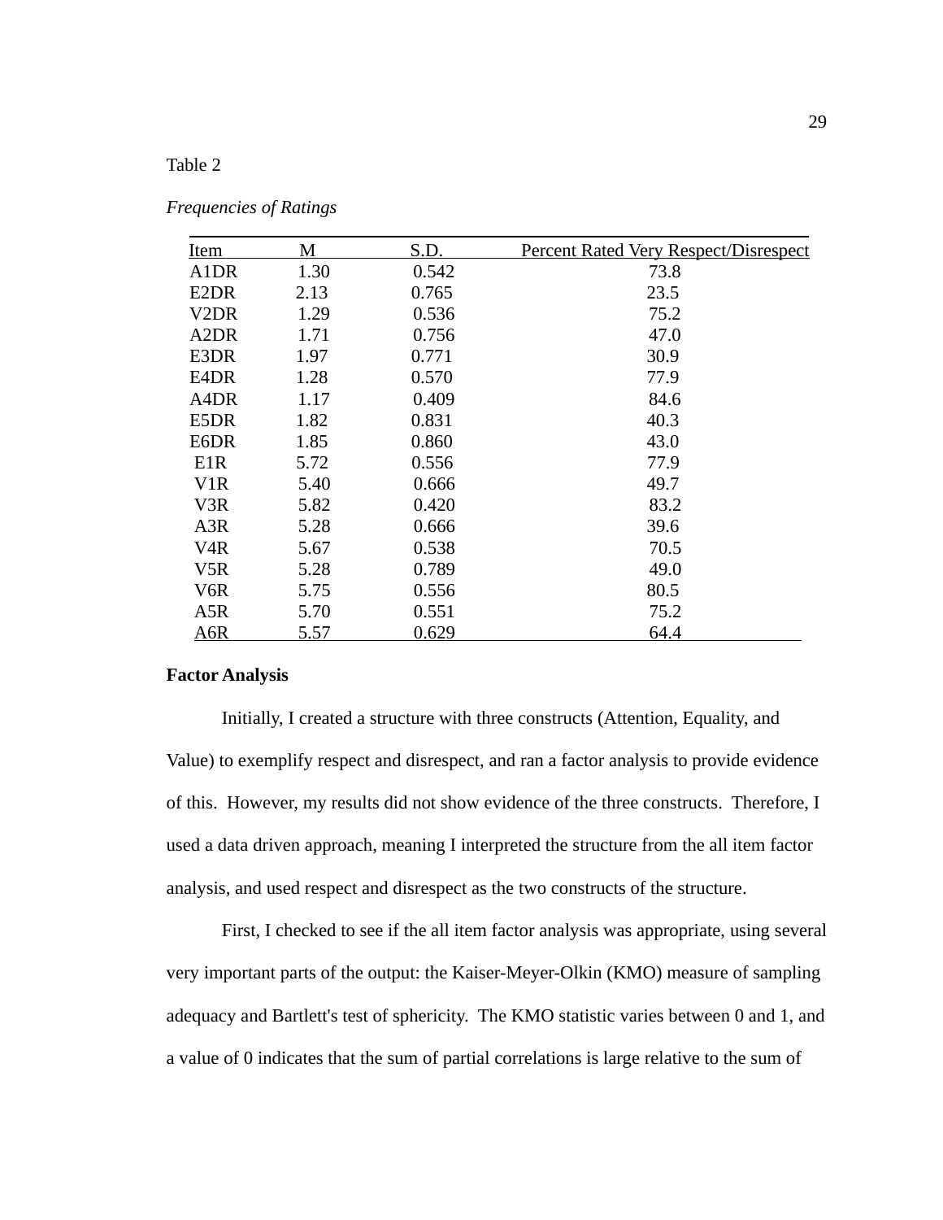Table 2

*Frequencies of Ratings*

| Item | M | S.D. | Percent Rated Very Respect/Disrespect |
|---|---|---|---|
| A1DR | 1.30 | 0.542 | 73.8 |
| E2DR | 2.13 | 0.765 | 23.5 |
| V2DR | 1.29 | 0.536 | 75.2 |
| A2DR | 1.71 | 0.756 | 47.0 |
| E3DR | 1.97 | 0.771 | 30.9 |
| E4DR | 1.28 | 0.570 | 77.9 |
| A4DR | 1.17 | 0.409 | 84.6 |
| E5DR | 1.82 | 0.831 | 40.3 |
| E6DR | 1.85 | 0.860 | 43.0 |
| E1R | 5.72 | 0.556 | 77.9 |
| V1R | 5.40 | 0.666 | 49.7 |
| V3R | 5.82 | 0.420 | 83.2 |
| A3R | 5.28 | 0.666 | 39.6 |
| V4R | 5.67 | 0.538 | 70.5 |
| V5R | 5.28 | 0.789 | 49.0 |
| V6R | 5.75 | 0.556 | 80.5 |
| A5R | 5.70 | 0.551 | 75.2 |
| A6R | 5.57 | 0.629 | 64.4 |

**Factor Analysis**

Initially, I created a structure with three constructs (Attention, Equality, and Value) to exemplify respect and disrespect, and ran a factor analysis to provide evidence of this. However, my results did not show evidence of the three constructs. Therefore, I used a data driven approach, meaning I interpreted the structure from the all item factor analysis, and used respect and disrespect as the two constructs of the structure.

First, I checked to see if the all item factor analysis was appropriate, using several very important parts of the output: the Kaiser-Meyer-Olkin (KMO) measure of sampling adequacy and Bartlett's test of sphericity. The KMO statistic varies between 0 and 1, and a value of 0 indicates that the sum of partial correlations is large relative to the sum of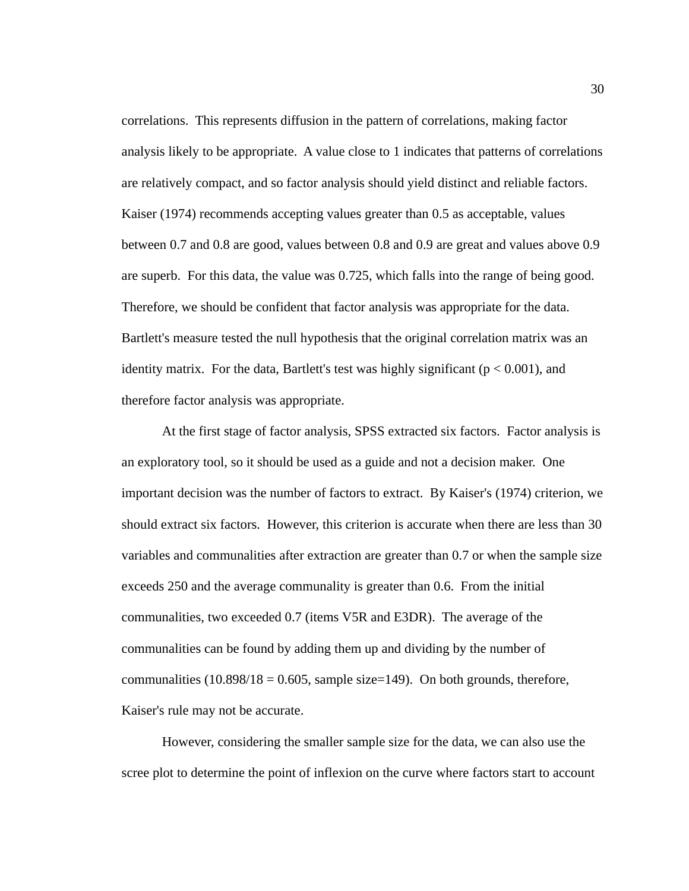correlations. This represents diffusion in the pattern of correlations, making factor analysis likely to be appropriate. A value close to 1 indicates that patterns of correlations are relatively compact, and so factor analysis should yield distinct and reliable factors. Kaiser (1974) recommends accepting values greater than 0.5 as acceptable, values between 0.7 and 0.8 are good, values between 0.8 and 0.9 are great and values above 0.9 are superb. For this data, the value was 0.725, which falls into the range of being good. Therefore, we should be confident that factor analysis was appropriate for the data. Bartlett's measure tested the null hypothesis that the original correlation matrix was an identity matrix. For the data, Bartlett's test was highly significant ($p < 0.001$), and therefore factor analysis was appropriate.

At the first stage of factor analysis, SPSS extracted six factors. Factor analysis is an exploratory tool, so it should be used as a guide and not a decision maker. One important decision was the number of factors to extract. By Kaiser's (1974) criterion, we should extract six factors. However, this criterion is accurate when there are less than 30 variables and communalities after extraction are greater than 0.7 or when the sample size exceeds 250 and the average communality is greater than 0.6. From the initial communalities, two exceeded 0.7 (items V5R and E3DR). The average of the communalities can be found by adding them up and dividing by the number of communalities (10.898/18 = 0.605, sample size=149). On both grounds, therefore, Kaiser's rule may not be accurate.

However, considering the smaller sample size for the data, we can also use the scree plot to determine the point of inflexion on the curve where factors start to account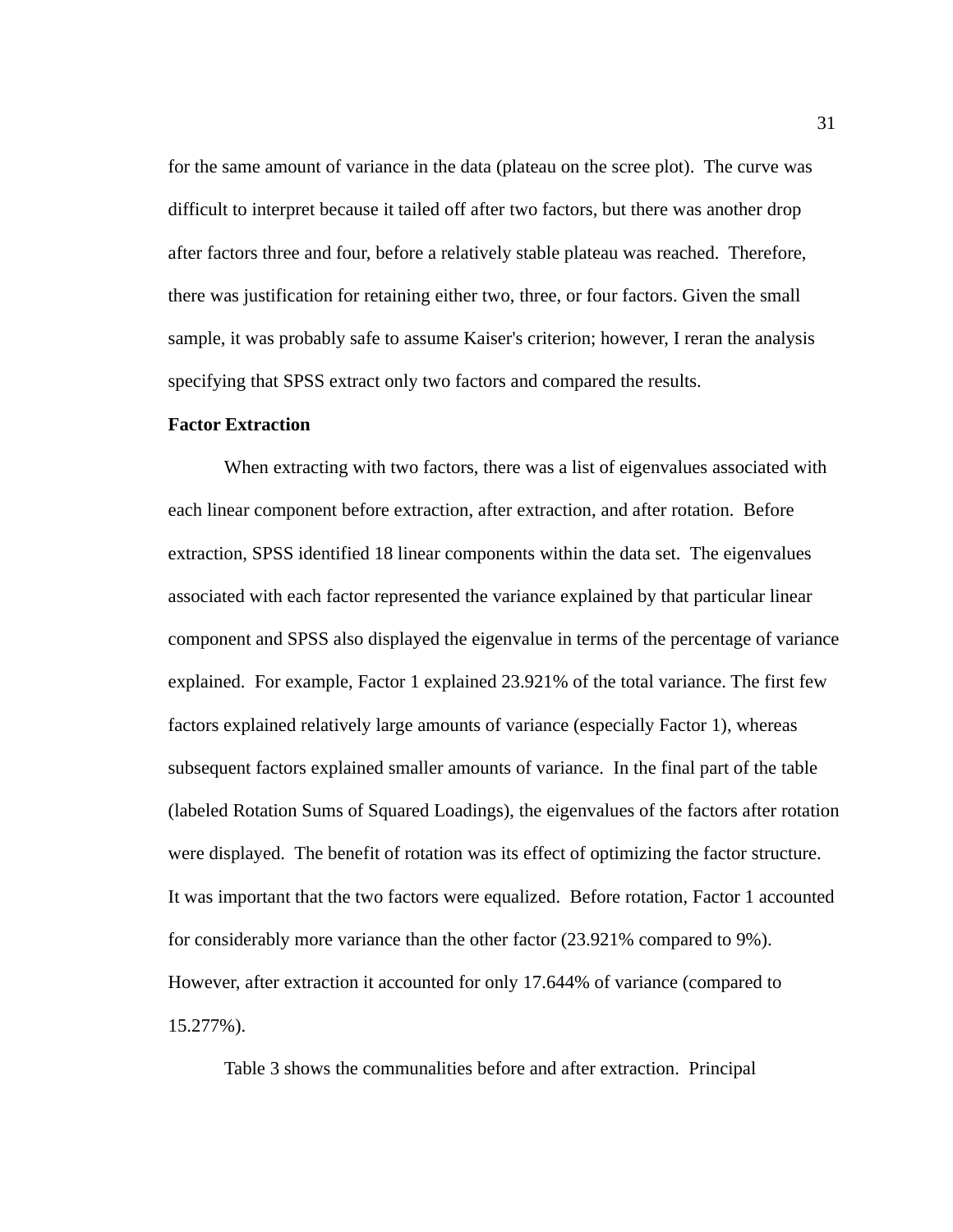for the same amount of variance in the data (plateau on the scree plot). The curve was difficult to interpret because it tailed off after two factors, but there was another drop after factors three and four, before a relatively stable plateau was reached. Therefore, there was justification for retaining either two, three, or four factors. Given the small sample, it was probably safe to assume Kaiser's criterion; however, I reran the analysis specifying that SPSS extract only two factors and compared the results.

**Factor Extraction**

When extracting with two factors, there was a list of eigenvalues associated with each linear component before extraction, after extraction, and after rotation. Before extraction, SPSS identified 18 linear components within the data set. The eigenvalues associated with each factor represented the variance explained by that particular linear component and SPSS also displayed the eigenvalue in terms of the percentage of variance explained. For example, Factor 1 explained 23.921% of the total variance. The first few factors explained relatively large amounts of variance (especially Factor 1), whereas subsequent factors explained smaller amounts of variance. In the final part of the table (labeled Rotation Sums of Squared Loadings), the eigenvalues of the factors after rotation were displayed. The benefit of rotation was its effect of optimizing the factor structure. It was important that the two factors were equalized. Before rotation, Factor 1 accounted for considerably more variance than the other factor (23.921% compared to 9%). However, after extraction it accounted for only 17.644% of variance (compared to 15.277%).

Table 3 shows the communalities before and after extraction. Principal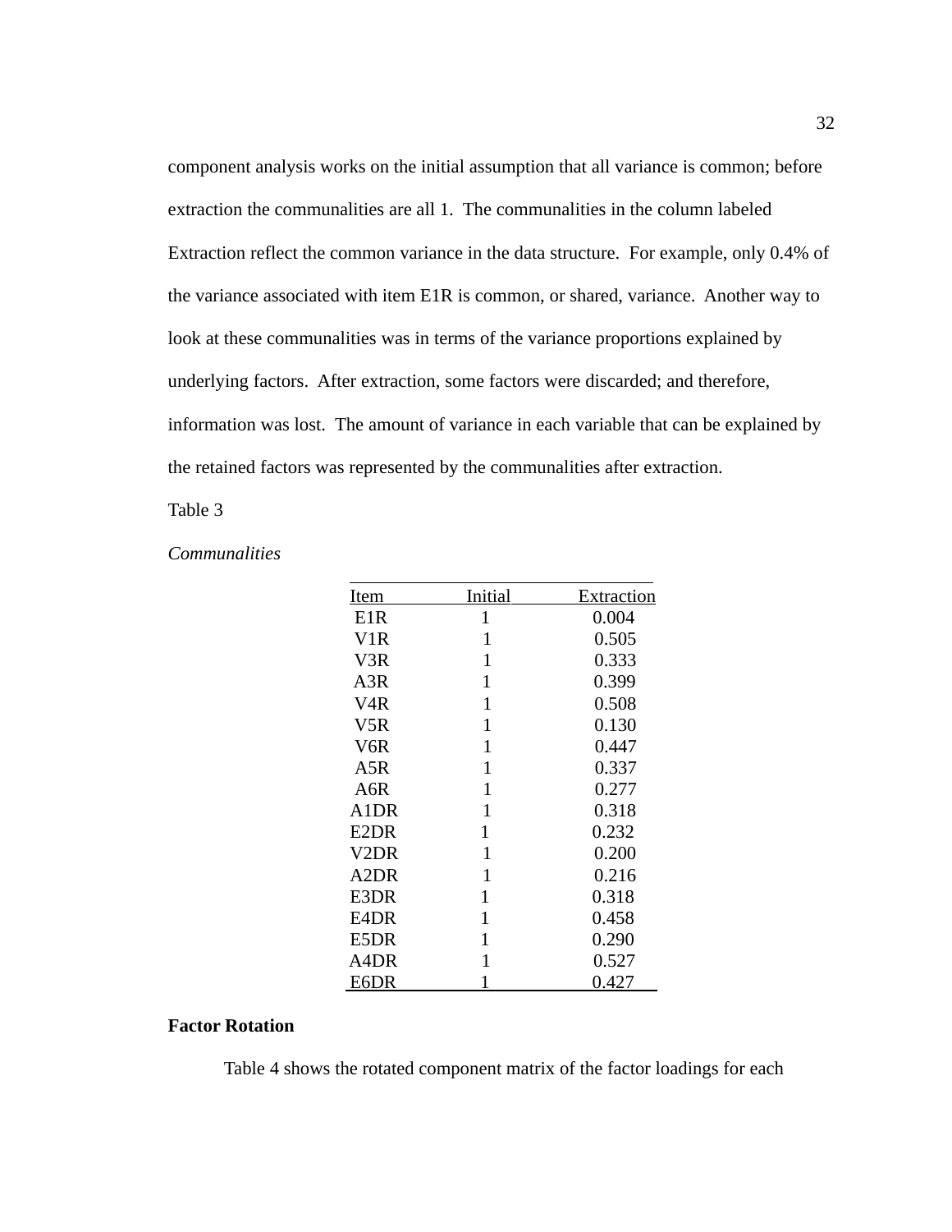component analysis works on the initial assumption that all variance is common; before extraction the communalities are all 1. The communalities in the column labeled Extraction reflect the common variance in the data structure. For example, only 0.4% of the variance associated with item E1R is common, or shared, variance. Another way to look at these communalities was in terms of the variance proportions explained by underlying factors. After extraction, some factors were discarded; and therefore, information was lost. The amount of variance in each variable that can be explained by the retained factors was represented by the communalities after extraction.

Table 3

*Communalities*

| Item | Initial | Extraction |
|---|---|---|
| E1R | 1 | 0.004 |
| V1R | 1 | 0.505 |
| V3R | 1 | 0.333 |
| A3R | 1 | 0.399 |
| V4R | 1 | 0.508 |
| V5R | 1 | 0.130 |
| V6R | 1 | 0.447 |
| A5R | 1 | 0.337 |
| A6R | 1 | 0.277 |
| A1DR | 1 | 0.318 |
| E2DR | 1 | 0.232 |
| V2DR | 1 | 0.200 |
| A2DR | 1 | 0.216 |
| E3DR | 1 | 0.318 |
| E4DR | 1 | 0.458 |
| E5DR | 1 | 0.290 |
| A4DR | 1 | 0.527 |
| E6DR | 1 | 0.427 |

**Factor Rotation**

Table 4 shows the rotated component matrix of the factor loadings for each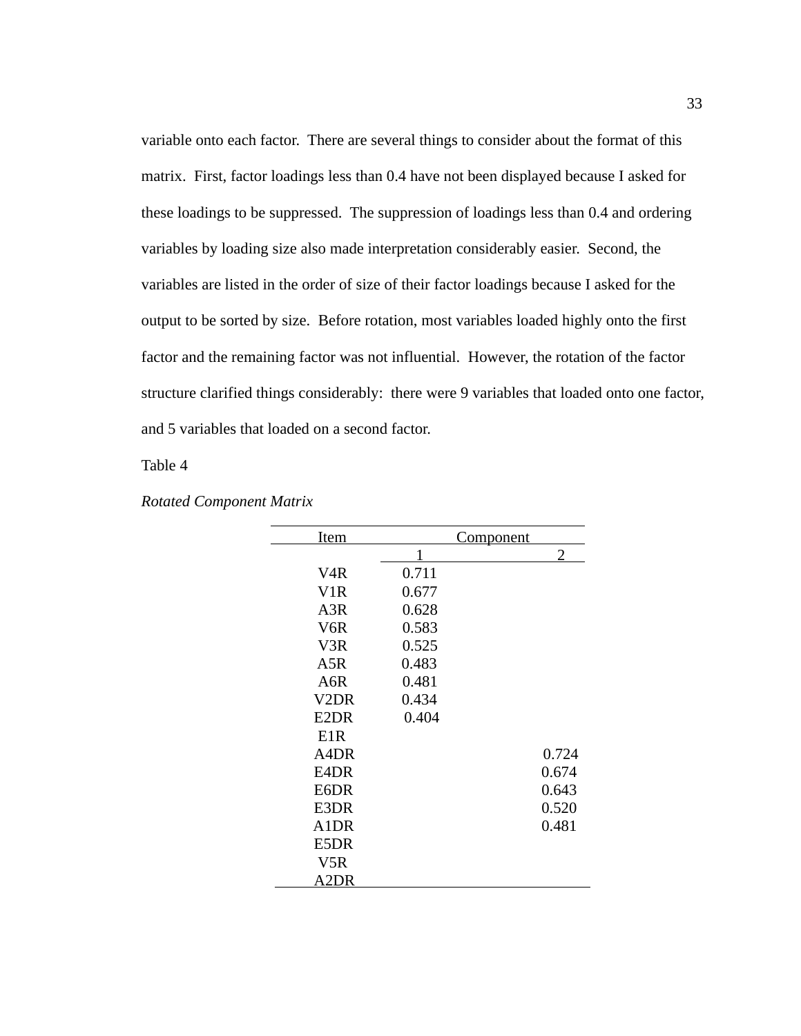variable onto each factor. There are several things to consider about the format of this matrix. First, factor loadings less than 0.4 have not been displayed because I asked for these loadings to be suppressed. The suppression of loadings less than 0.4 and ordering variables by loading size also made interpretation considerably easier. Second, the variables are listed in the order of size of their factor loadings because I asked for the output to be sorted by size. Before rotation, most variables loaded highly onto the first factor and the remaining factor was not influential. However, the rotation of the factor structure clarified things considerably: there were 9 variables that loaded onto one factor, and 5 variables that loaded on a second factor.

Table 4

*Rotated Component Matrix*

| Item | Component | |
|---|---|---|
| | 1 | 2 |
| V4R | 0.711 | |
| V1R | 0.677 | |
| A3R | 0.628 | |
| V6R | 0.583 | |
| V3R | 0.525 | |
| A5R | 0.483 | |
| A6R | 0.481 | |
| V2DR | 0.434 | |
| E2DR | 0.404 | |
| E1R | | |
| A4DR | | 0.724 |
| E4DR | | 0.674 |
| E6DR | | 0.643 |
| E3DR | | 0.520 |
| A1DR | | 0.481 |
| E5DR | | |
| V5R | | |
| A2DR | | |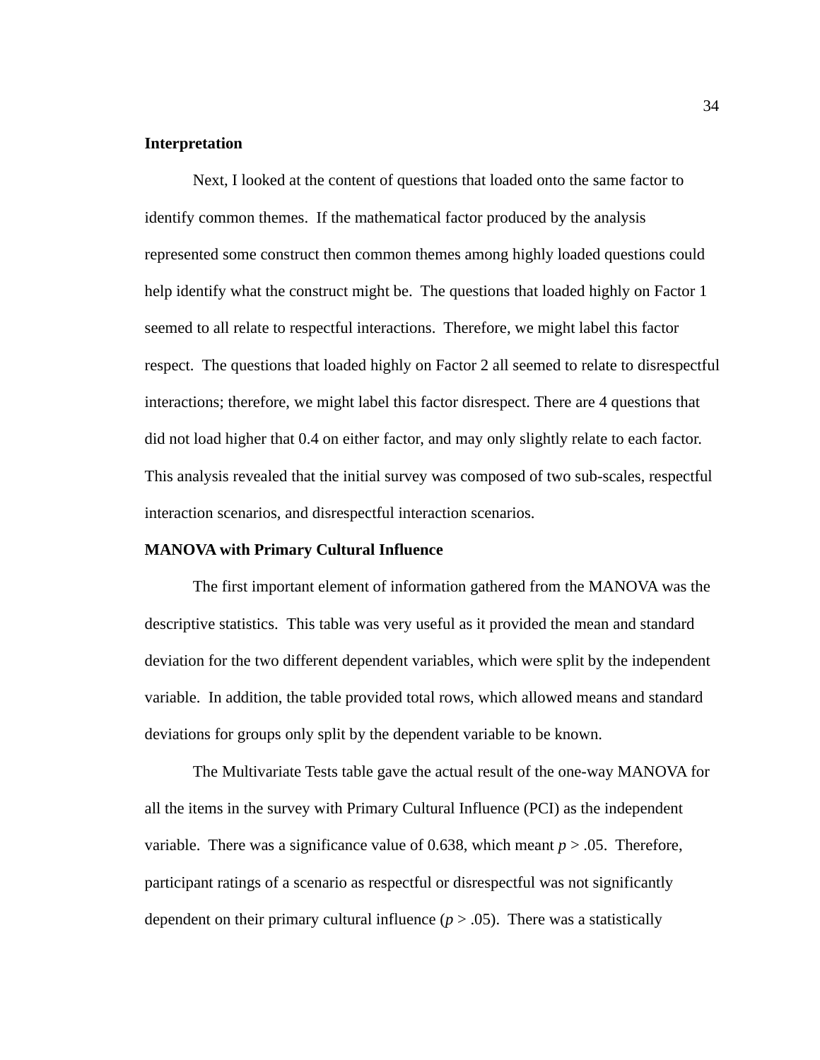**Interpretation**

Next, I looked at the content of questions that loaded onto the same factor to identify common themes. If the mathematical factor produced by the analysis represented some construct then common themes among highly loaded questions could help identify what the construct might be. The questions that loaded highly on Factor 1 seemed to all relate to respectful interactions. Therefore, we might label this factor respect. The questions that loaded highly on Factor 2 all seemed to relate to disrespectful interactions; therefore, we might label this factor disrespect. There are 4 questions that did not load higher that 0.4 on either factor, and may only slightly relate to each factor. This analysis revealed that the initial survey was composed of two sub-scales, respectful interaction scenarios, and disrespectful interaction scenarios.

**MANOVA with Primary Cultural Influence**

The first important element of information gathered from the MANOVA was the descriptive statistics. This table was very useful as it provided the mean and standard deviation for the two different dependent variables, which were split by the independent variable. In addition, the table provided total rows, which allowed means and standard deviations for groups only split by the dependent variable to be known.

The Multivariate Tests table gave the actual result of the one-way MANOVA for all the items in the survey with Primary Cultural Influence (PCI) as the independent variable. There was a significance value of 0.638, which meant $p > .05$. Therefore, participant ratings of a scenario as respectful or disrespectful was not significantly dependent on their primary cultural influence ($p > .05$). There was a statistically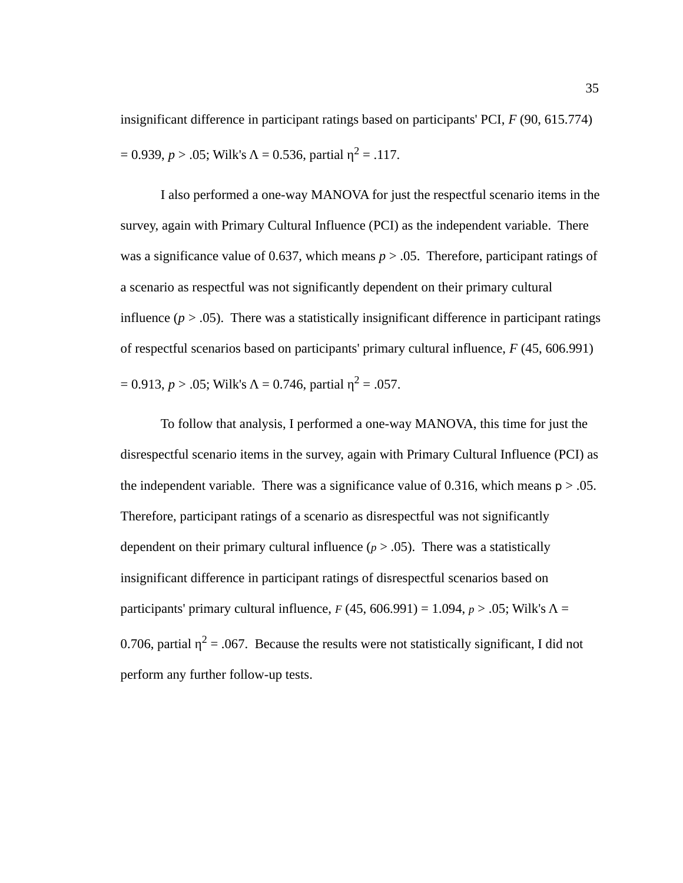insignificant difference in participant ratings based on participants' PCI, $F$ (90, 615.774) = 0.939, $p > .05$; Wilk's $\Lambda = 0.536$, partial $\eta^2 = .117$.

I also performed a one-way MANOVA for just the respectful scenario items in the survey, again with Primary Cultural Influence (PCI) as the independent variable. There was a significance value of 0.637, which means $p > .05$. Therefore, participant ratings of a scenario as respectful was not significantly dependent on their primary cultural influence ($p > .05$). There was a statistically insignificant difference in participant ratings of respectful scenarios based on participants' primary cultural influence, $F$ (45, 606.991) = 0.913, $p > .05$; Wilk's $\Lambda = 0.746$, partial $\eta^2 = .057$.

To follow that analysis, I performed a one-way MANOVA, this time for just the disrespectful scenario items in the survey, again with Primary Cultural Influence (PCI) as the independent variable. There was a significance value of 0.316, which means $p > .05$. Therefore, participant ratings of a scenario as disrespectful was not significantly dependent on their primary cultural influence ($p > .05$). There was a statistically insignificant difference in participant ratings of disrespectful scenarios based on participants' primary cultural influence, $F$ (45, 606.991) = 1.094, $p > .05$; Wilk's $\Lambda = 0.706$, partial $\eta^2 = .067$. Because the results were not statistically significant, I did not perform any further follow-up tests.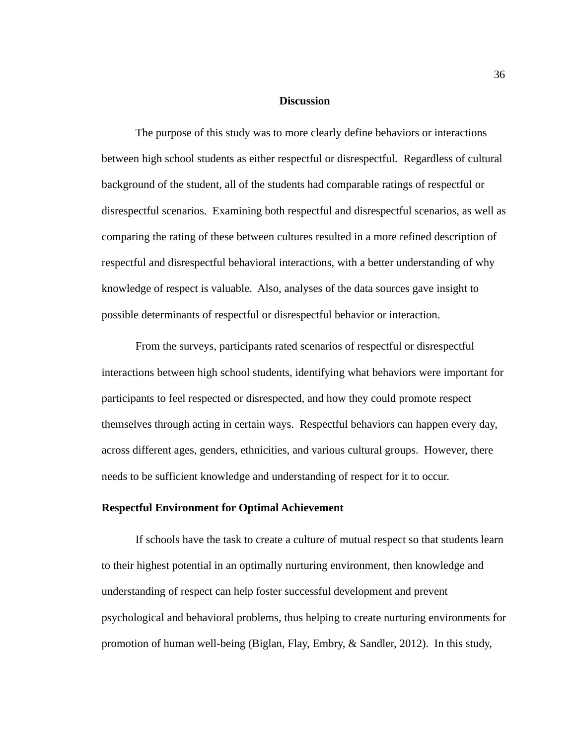## Discussion

The purpose of this study was to more clearly define behaviors or interactions between high school students as either respectful or disrespectful. Regardless of cultural background of the student, all of the students had comparable ratings of respectful or disrespectful scenarios. Examining both respectful and disrespectful scenarios, as well as comparing the rating of these between cultures resulted in a more refined description of respectful and disrespectful behavioral interactions, with a better understanding of why knowledge of respect is valuable. Also, analyses of the data sources gave insight to possible determinants of respectful or disrespectful behavior or interaction.

From the surveys, participants rated scenarios of respectful or disrespectful interactions between high school students, identifying what behaviors were important for participants to feel respected or disrespected, and how they could promote respect themselves through acting in certain ways. Respectful behaviors can happen every day, across different ages, genders, ethnicities, and various cultural groups. However, there needs to be sufficient knowledge and understanding of respect for it to occur.

### Respectful Environment for Optimal Achievement

If schools have the task to create a culture of mutual respect so that students learn to their highest potential in an optimally nurturing environment, then knowledge and understanding of respect can help foster successful development and prevent psychological and behavioral problems, thus helping to create nurturing environments for promotion of human well-being (Biglan, Flay, Embry, & Sandler, 2012). In this study,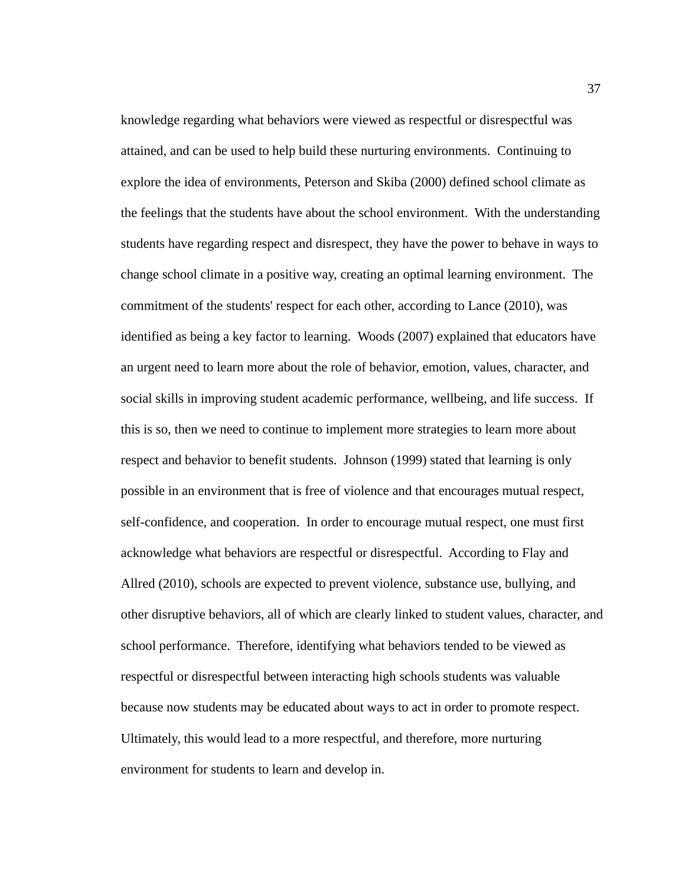knowledge regarding what behaviors were viewed as respectful or disrespectful was attained, and can be used to help build these nurturing environments. Continuing to explore the idea of environments, Peterson and Skiba (2000) defined school climate as the feelings that the students have about the school environment. With the understanding students have regarding respect and disrespect, they have the power to behave in ways to change school climate in a positive way, creating an optimal learning environment. The commitment of the students' respect for each other, according to Lance (2010), was identified as being a key factor to learning. Woods (2007) explained that educators have an urgent need to learn more about the role of behavior, emotion, values, character, and social skills in improving student academic performance, wellbeing, and life success. If this is so, then we need to continue to implement more strategies to learn more about respect and behavior to benefit students. Johnson (1999) stated that learning is only possible in an environment that is free of violence and that encourages mutual respect, self-confidence, and cooperation. In order to encourage mutual respect, one must first acknowledge what behaviors are respectful or disrespectful. According to Flay and Allred (2010), schools are expected to prevent violence, substance use, bullying, and other disruptive behaviors, all of which are clearly linked to student values, character, and school performance. Therefore, identifying what behaviors tended to be viewed as respectful or disrespectful between interacting high schools students was valuable because now students may be educated about ways to act in order to promote respect. Ultimately, this would lead to a more respectful, and therefore, more nurturing environment for students to learn and develop in.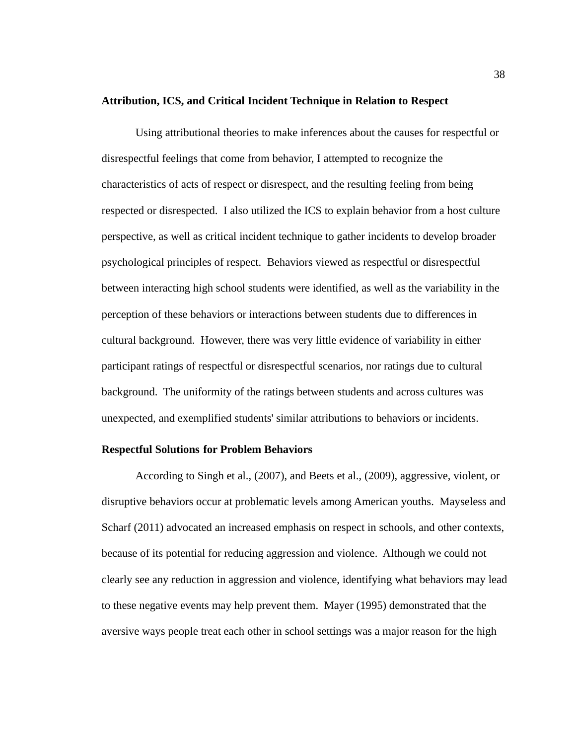**Attribution, ICS, and Critical Incident Technique in Relation to Respect**

Using attributional theories to make inferences about the causes for respectful or disrespectful feelings that come from behavior, I attempted to recognize the characteristics of acts of respect or disrespect, and the resulting feeling from being respected or disrespected. I also utilized the ICS to explain behavior from a host culture perspective, as well as critical incident technique to gather incidents to develop broader psychological principles of respect. Behaviors viewed as respectful or disrespectful between interacting high school students were identified, as well as the variability in the perception of these behaviors or interactions between students due to differences in cultural background. However, there was very little evidence of variability in either participant ratings of respectful or disrespectful scenarios, nor ratings due to cultural background. The uniformity of the ratings between students and across cultures was unexpected, and exemplified students' similar attributions to behaviors or incidents.

**Respectful Solutions for Problem Behaviors**

According to Singh et al., (2007), and Beets et al., (2009), aggressive, violent, or disruptive behaviors occur at problematic levels among American youths. Mayseless and Scharf (2011) advocated an increased emphasis on respect in schools, and other contexts, because of its potential for reducing aggression and violence. Although we could not clearly see any reduction in aggression and violence, identifying what behaviors may lead to these negative events may help prevent them. Mayer (1995) demonstrated that the aversive ways people treat each other in school settings was a major reason for the high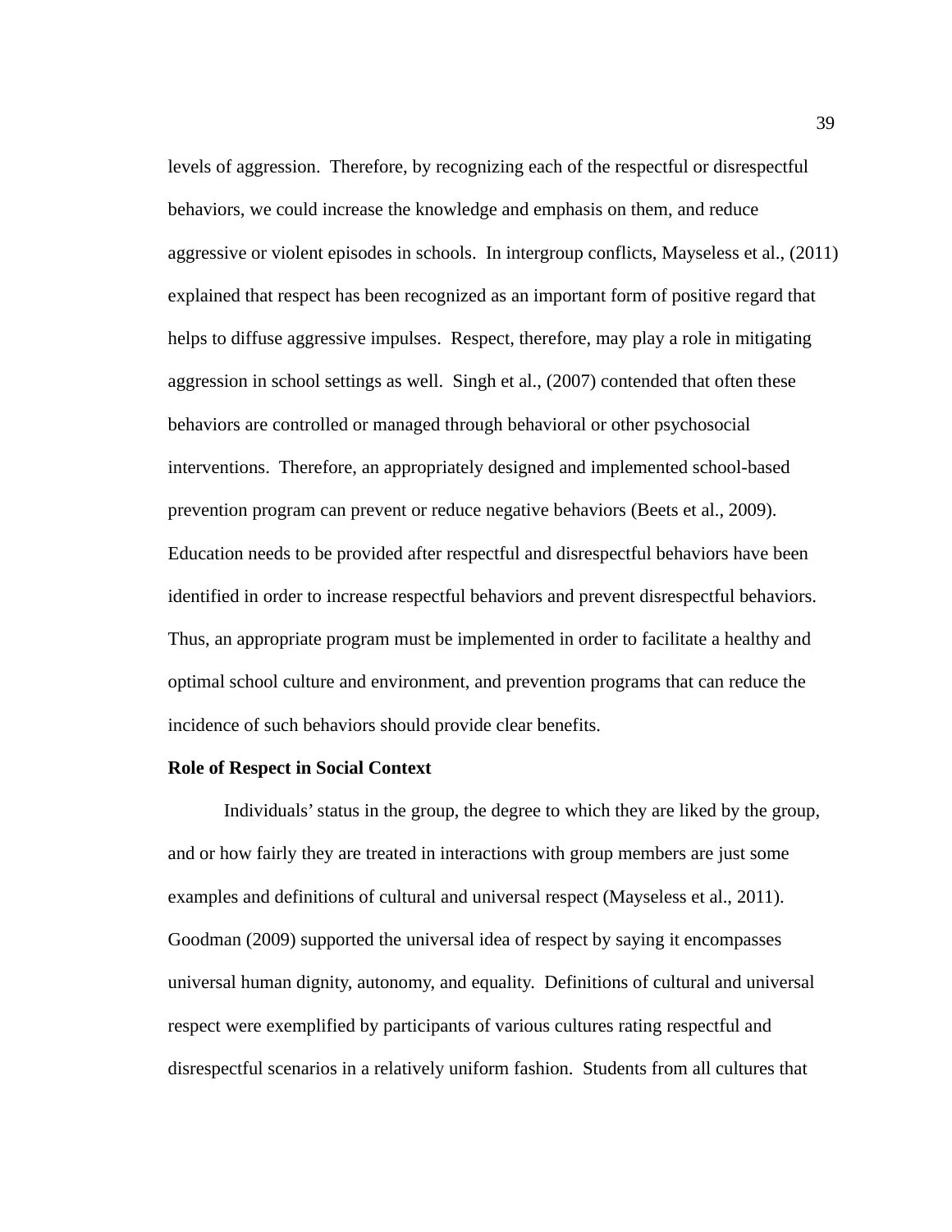levels of aggression. Therefore, by recognizing each of the respectful or disrespectful behaviors, we could increase the knowledge and emphasis on them, and reduce aggressive or violent episodes in schools. In intergroup conflicts, Mayseless et al., (2011) explained that respect has been recognized as an important form of positive regard that helps to diffuse aggressive impulses. Respect, therefore, may play a role in mitigating aggression in school settings as well. Singh et al., (2007) contended that often these behaviors are controlled or managed through behavioral or other psychosocial interventions. Therefore, an appropriately designed and implemented school-based prevention program can prevent or reduce negative behaviors (Beets et al., 2009). Education needs to be provided after respectful and disrespectful behaviors have been identified in order to increase respectful behaviors and prevent disrespectful behaviors. Thus, an appropriate program must be implemented in order to facilitate a healthy and optimal school culture and environment, and prevention programs that can reduce the incidence of such behaviors should provide clear benefits.

**Role of Respect in Social Context**

Individuals' status in the group, the degree to which they are liked by the group, and or how fairly they are treated in interactions with group members are just some examples and definitions of cultural and universal respect (Mayseless et al., 2011). Goodman (2009) supported the universal idea of respect by saying it encompasses universal human dignity, autonomy, and equality. Definitions of cultural and universal respect were exemplified by participants of various cultures rating respectful and disrespectful scenarios in a relatively uniform fashion. Students from all cultures that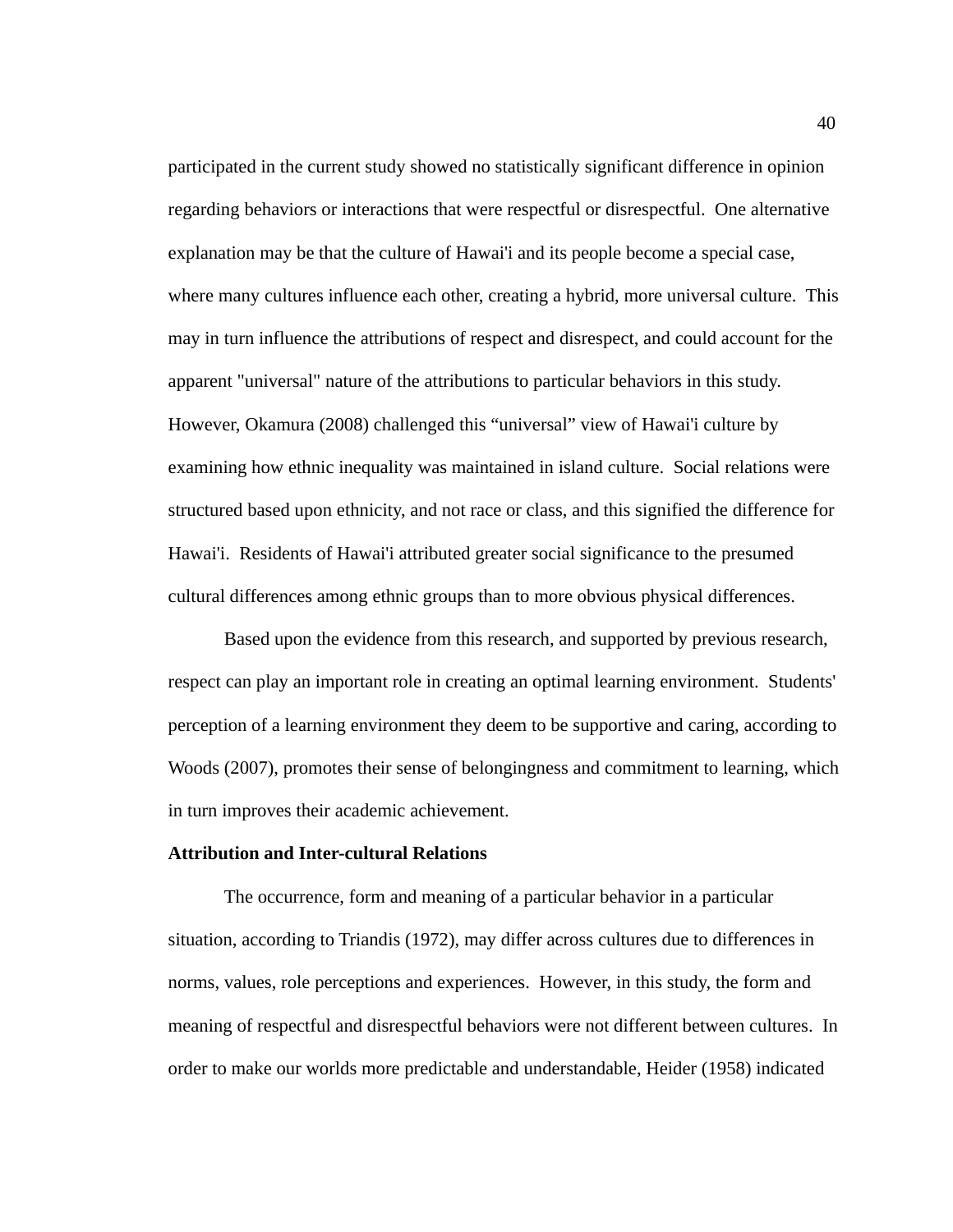participated in the current study showed no statistically significant difference in opinion regarding behaviors or interactions that were respectful or disrespectful. One alternative explanation may be that the culture of Hawai'i and its people become a special case, where many cultures influence each other, creating a hybrid, more universal culture. This may in turn influence the attributions of respect and disrespect, and could account for the apparent "universal" nature of the attributions to particular behaviors in this study. However, Okamura (2008) challenged this “universal” view of Hawai'i culture by examining how ethnic inequality was maintained in island culture. Social relations were structured based upon ethnicity, and not race or class, and this signified the difference for Hawai'i. Residents of Hawai'i attributed greater social significance to the presumed cultural differences among ethnic groups than to more obvious physical differences.

Based upon the evidence from this research, and supported by previous research, respect can play an important role in creating an optimal learning environment. Students' perception of a learning environment they deem to be supportive and caring, according to Woods (2007), promotes their sense of belongingness and commitment to learning, which in turn improves their academic achievement.

**Attribution and Inter-cultural Relations**

The occurrence, form and meaning of a particular behavior in a particular situation, according to Triandis (1972), may differ across cultures due to differences in norms, values, role perceptions and experiences. However, in this study, the form and meaning of respectful and disrespectful behaviors were not different between cultures. In order to make our worlds more predictable and understandable, Heider (1958) indicated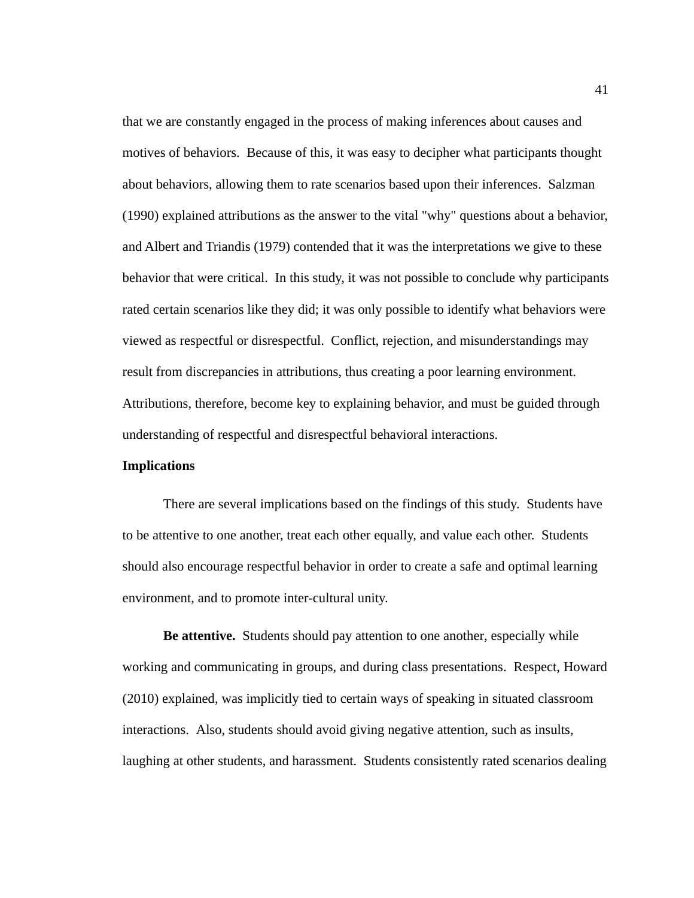that we are constantly engaged in the process of making inferences about causes and motives of behaviors. Because of this, it was easy to decipher what participants thought about behaviors, allowing them to rate scenarios based upon their inferences. Salzman (1990) explained attributions as the answer to the vital "why" questions about a behavior, and Albert and Triandis (1979) contended that it was the interpretations we give to these behavior that were critical. In this study, it was not possible to conclude why participants rated certain scenarios like they did; it was only possible to identify what behaviors were viewed as respectful or disrespectful. Conflict, rejection, and misunderstandings may result from discrepancies in attributions, thus creating a poor learning environment. Attributions, therefore, become key to explaining behavior, and must be guided through understanding of respectful and disrespectful behavioral interactions.

## Implications

There are several implications based on the findings of this study. Students have to be attentive to one another, treat each other equally, and value each other. Students should also encourage respectful behavior in order to create a safe and optimal learning environment, and to promote inter-cultural unity.

**Be attentive.** Students should pay attention to one another, especially while working and communicating in groups, and during class presentations. Respect, Howard (2010) explained, was implicitly tied to certain ways of speaking in situated classroom interactions. Also, students should avoid giving negative attention, such as insults, laughing at other students, and harassment. Students consistently rated scenarios dealing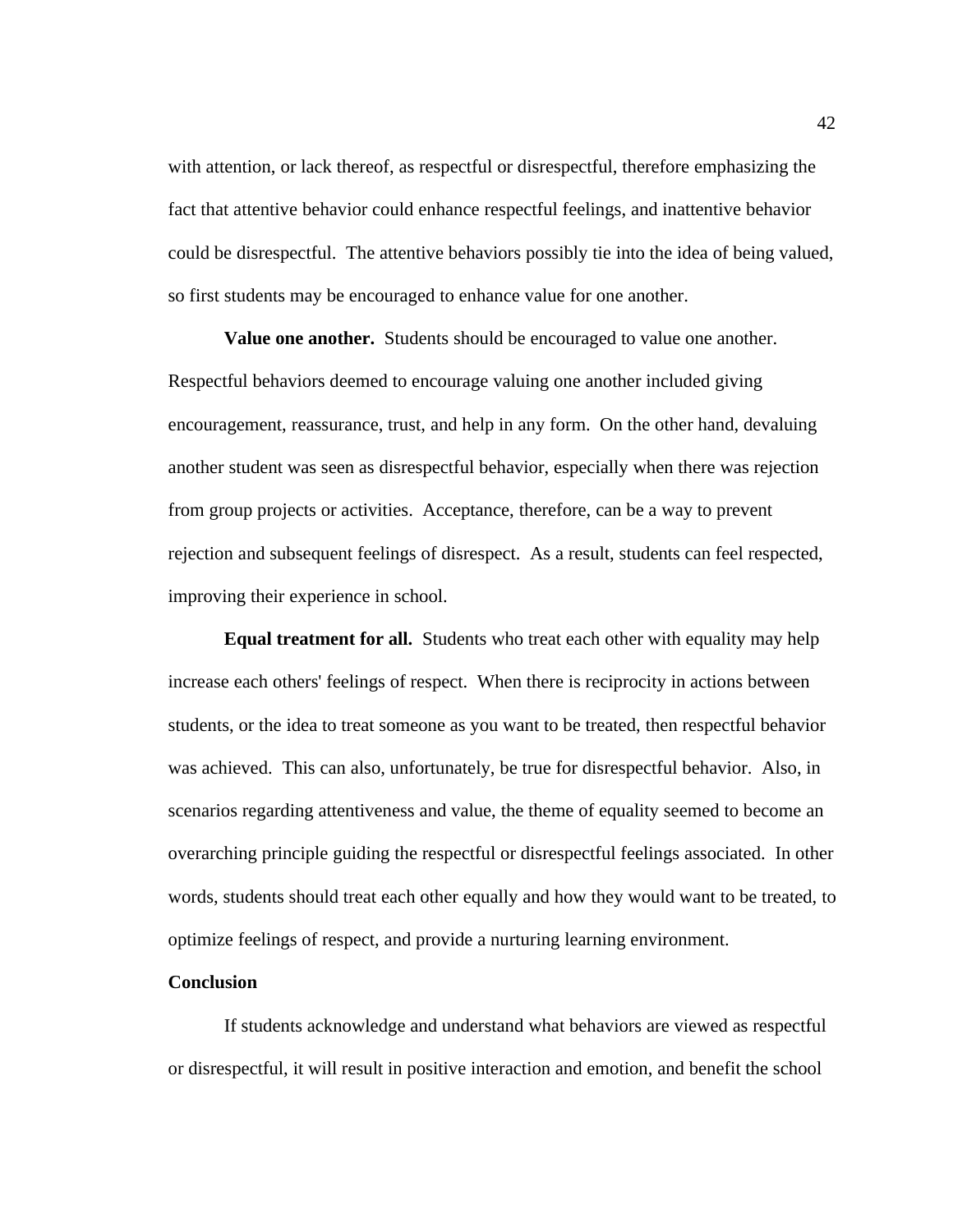with attention, or lack thereof, as respectful or disrespectful, therefore emphasizing the fact that attentive behavior could enhance respectful feelings, and inattentive behavior could be disrespectful. The attentive behaviors possibly tie into the idea of being valued, so first students may be encouraged to enhance value for one another.

**Value one another.** Students should be encouraged to value one another. Respectful behaviors deemed to encourage valuing one another included giving encouragement, reassurance, trust, and help in any form. On the other hand, devaluing another student was seen as disrespectful behavior, especially when there was rejection from group projects or activities. Acceptance, therefore, can be a way to prevent rejection and subsequent feelings of disrespect. As a result, students can feel respected, improving their experience in school.

**Equal treatment for all.** Students who treat each other with equality may help increase each others' feelings of respect. When there is reciprocity in actions between students, or the idea to treat someone as you want to be treated, then respectful behavior was achieved. This can also, unfortunately, be true for disrespectful behavior. Also, in scenarios regarding attentiveness and value, the theme of equality seemed to become an overarching principle guiding the respectful or disrespectful feelings associated. In other words, students should treat each other equally and how they would want to be treated, to optimize feelings of respect, and provide a nurturing learning environment.

## Conclusion

If students acknowledge and understand what behaviors are viewed as respectful or disrespectful, it will result in positive interaction and emotion, and benefit the school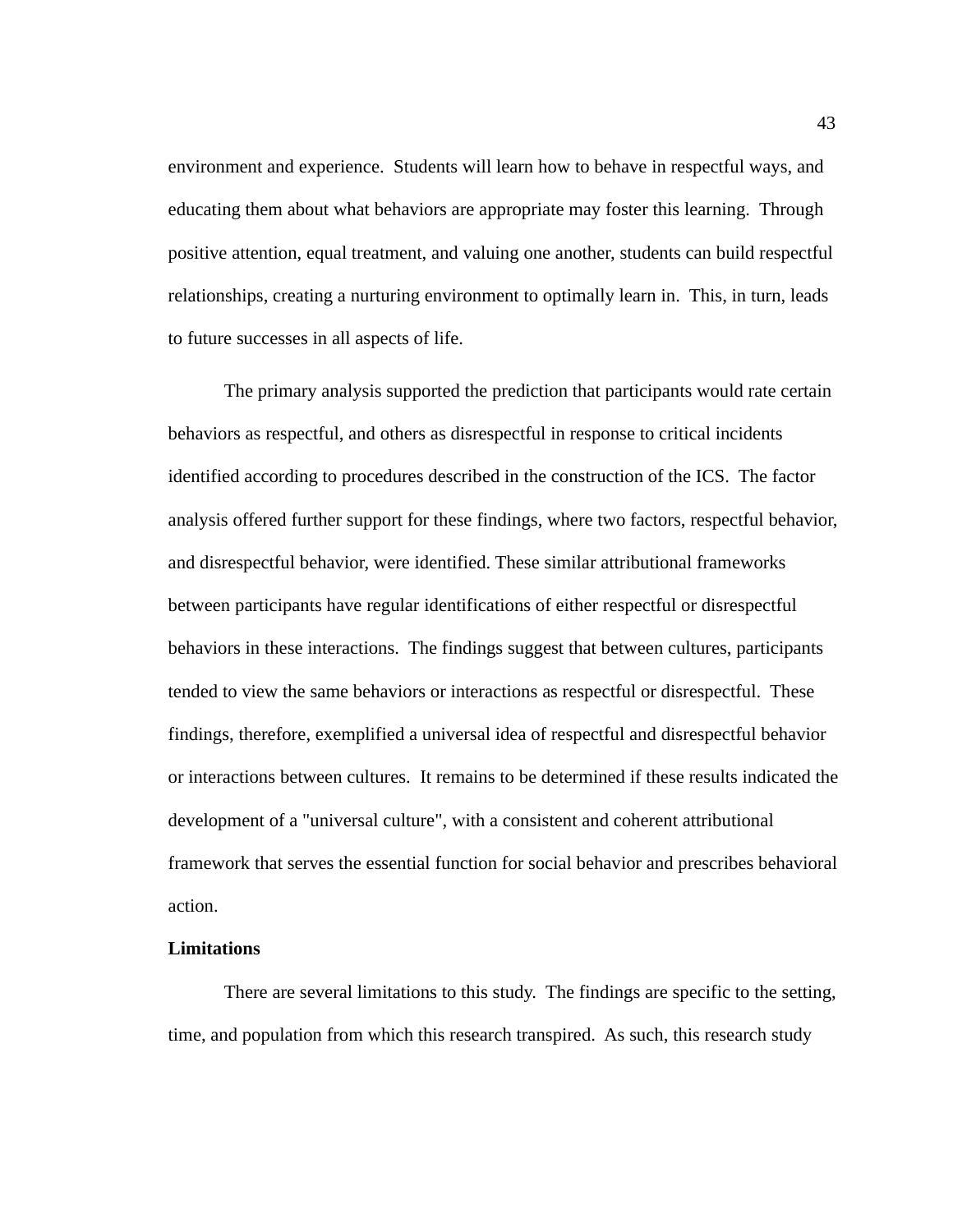environment and experience.  Students will learn how to behave in respectful ways, and educating them about what behaviors are appropriate may foster this learning.  Through positive attention, equal treatment, and valuing one another, students can build respectful relationships, creating a nurturing environment to optimally learn in.  This, in turn, leads to future successes in all aspects of life.

The primary analysis supported the prediction that participants would rate certain behaviors as respectful, and others as disrespectful in response to critical incidents identified according to procedures described in the construction of the ICS.  The factor analysis offered further support for these findings, where two factors, respectful behavior, and disrespectful behavior, were identified. These similar attributional frameworks between participants have regular identifications of either respectful or disrespectful behaviors in these interactions.  The findings suggest that between cultures, participants tended to view the same behaviors or interactions as respectful or disrespectful.  These findings, therefore, exemplified a universal idea of respectful and disrespectful behavior or interactions between cultures.  It remains to be determined if these results indicated the development of a "universal culture", with a consistent and coherent attributional framework that serves the essential function for social behavior and prescribes behavioral action.

**Limitations**

There are several limitations to this study.  The findings are specific to the setting, time, and population from which this research transpired.  As such, this research study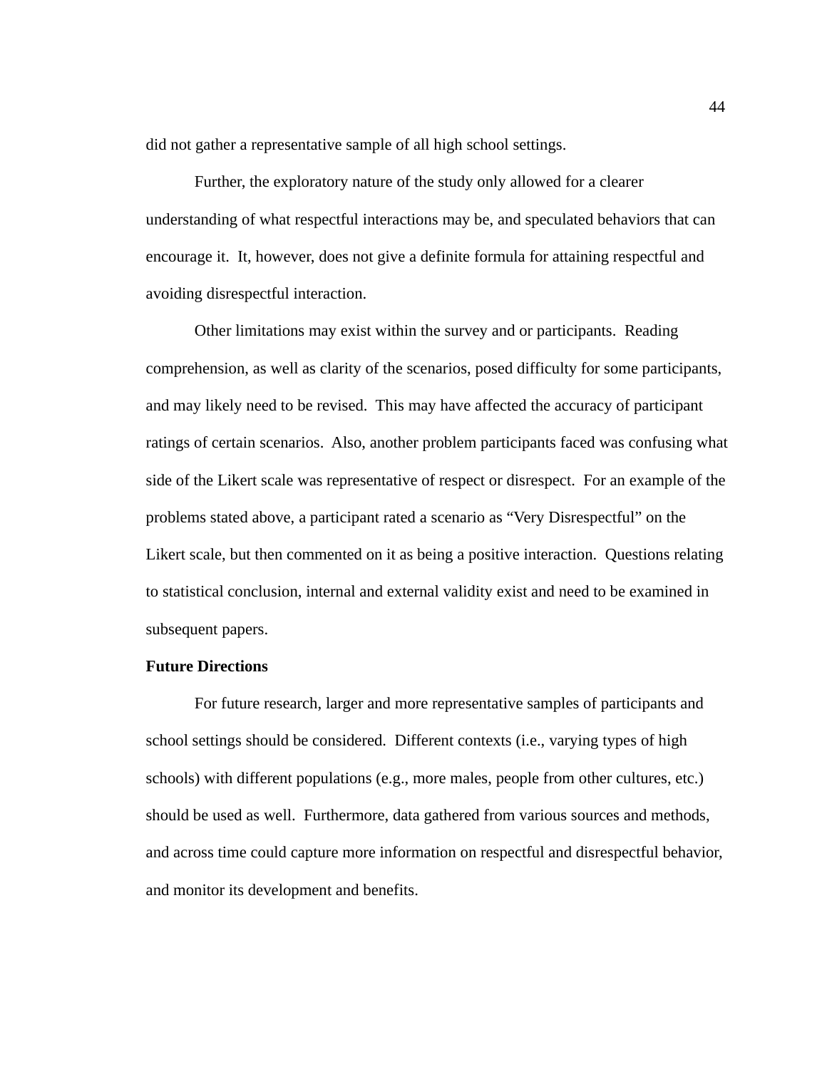did not gather a representative sample of all high school settings.

Further, the exploratory nature of the study only allowed for a clearer understanding of what respectful interactions may be, and speculated behaviors that can encourage it. It, however, does not give a definite formula for attaining respectful and avoiding disrespectful interaction.

Other limitations may exist within the survey and or participants. Reading comprehension, as well as clarity of the scenarios, posed difficulty for some participants, and may likely need to be revised. This may have affected the accuracy of participant ratings of certain scenarios. Also, another problem participants faced was confusing what side of the Likert scale was representative of respect or disrespect. For an example of the problems stated above, a participant rated a scenario as "Very Disrespectful" on the Likert scale, but then commented on it as being a positive interaction. Questions relating to statistical conclusion, internal and external validity exist and need to be examined in subsequent papers.

**Future Directions**

For future research, larger and more representative samples of participants and school settings should be considered. Different contexts (i.e., varying types of high schools) with different populations (e.g., more males, people from other cultures, etc.) should be used as well. Furthermore, data gathered from various sources and methods, and across time could capture more information on respectful and disrespectful behavior, and monitor its development and benefits.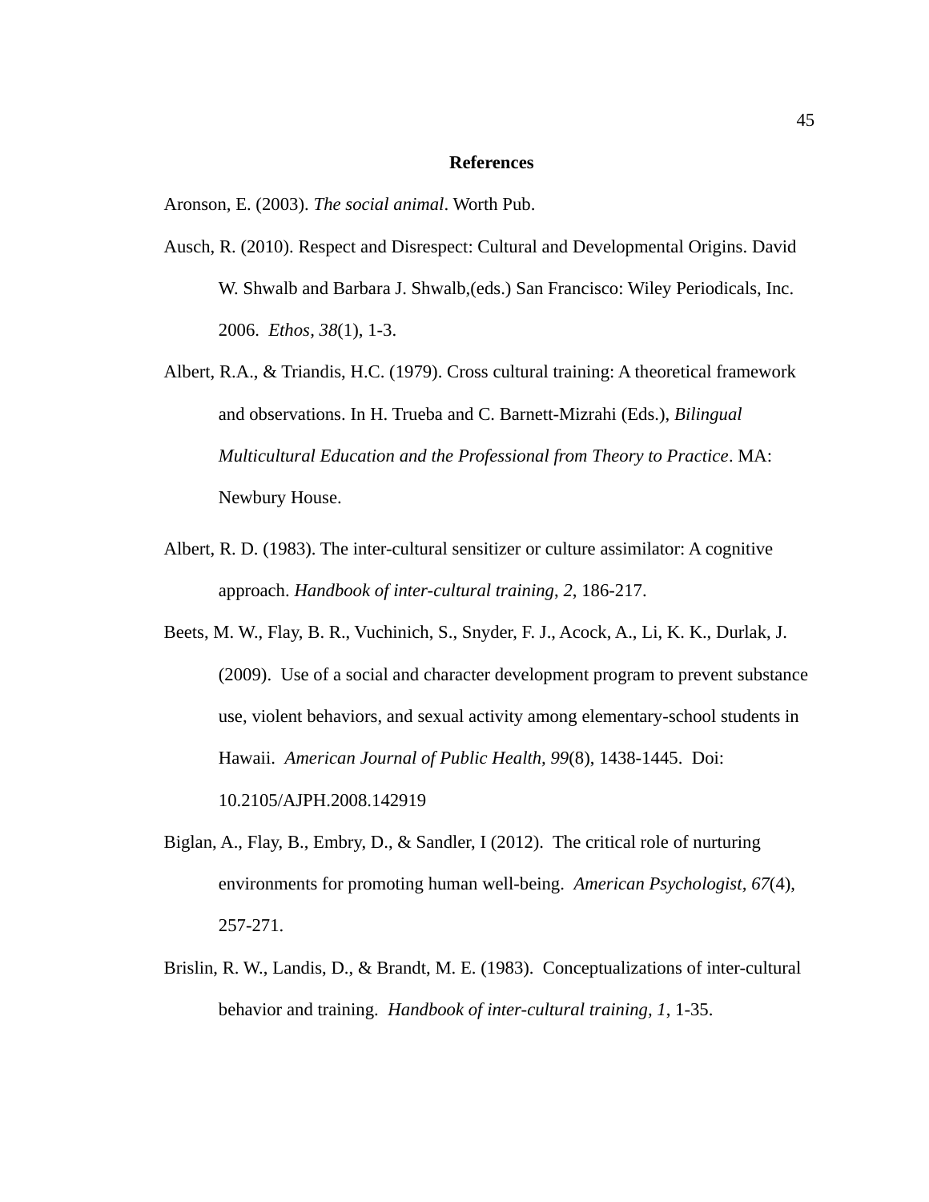# References

Aronson, E. (2003). *The social animal*. Worth Pub.

Ausch, R. (2010). Respect and Disrespect: Cultural and Developmental Origins. David W. Shwalb and Barbara J. Shwalb,(eds.) San Francisco: Wiley Periodicals, Inc. 2006. *Ethos*, *38*(1), 1-3.

Albert, R.A., & Triandis, H.C. (1979). Cross cultural training: A theoretical framework and observations. In H. Trueba and C. Barnett-Mizrahi (Eds.), *Bilingual Multicultural Education and the Professional from Theory to Practice*. MA: Newbury House.

Albert, R. D. (1983). The inter-cultural sensitizer or culture assimilator: A cognitive approach. *Handbook of inter-cultural training*, *2*, 186-217.

Beets, M. W., Flay, B. R., Vuchinich, S., Snyder, F. J., Acock, A., Li, K. K., Durlak, J. (2009). Use of a social and character development program to prevent substance use, violent behaviors, and sexual activity among elementary-school students in Hawaii. *American Journal of Public Health, 99*(8), 1438-1445. Doi: 10.2105/AJPH.2008.142919

Biglan, A., Flay, B., Embry, D., & Sandler, I (2012). The critical role of nurturing environments for promoting human well-being. *American Psychologist*, *67*(4), 257-271.

Brislin, R. W., Landis, D., & Brandt, M. E. (1983). Conceptualizations of inter-cultural behavior and training. *Handbook of inter-cultural training, 1*, 1-35.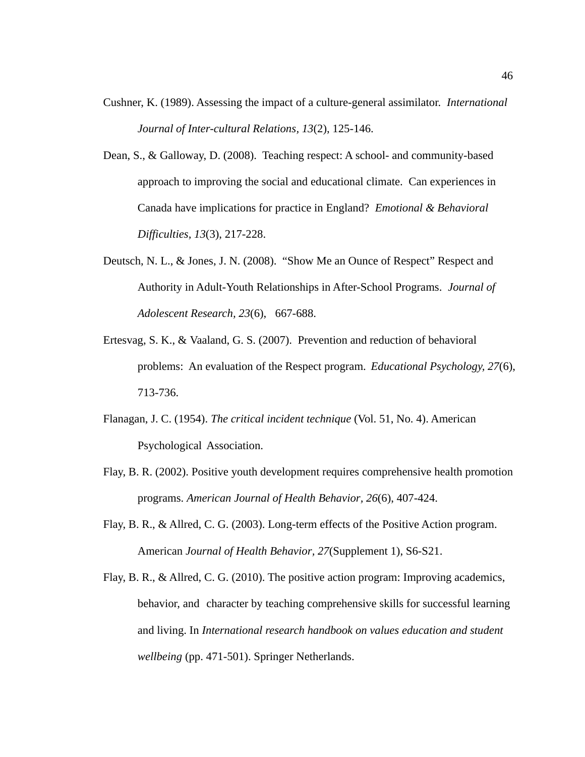Cushner, K. (1989). Assessing the impact of a culture-general assimilator. *International Journal of Inter-cultural Relations*, *13*(2), 125-146.

Dean, S., & Galloway, D. (2008). Teaching respect: A school- and community-based approach to improving the social and educational climate. Can experiences in Canada have implications for practice in England? *Emotional & Behavioral Difficulties*, *13*(3), 217-228.

Deutsch, N. L., & Jones, J. N. (2008). "Show Me an Ounce of Respect" Respect and Authority in Adult-Youth Relationships in After-School Programs. *Journal of Adolescent Research*, *23*(6), 667-688.

Ertesvag, S. K., & Vaaland, G. S. (2007). Prevention and reduction of behavioral problems: An evaluation of the Respect program. *Educational Psychology, 27*(6), 713-736.

Flanagan, J. C. (1954). *The critical incident technique* (Vol. 51, No. 4). American Psychological Association.

Flay, B. R. (2002). Positive youth development requires comprehensive health promotion programs. *American Journal of Health Behavior, 26*(6), 407-424.

Flay, B. R., & Allred, C. G. (2003). Long-term effects of the Positive Action program. American *Journal of Health Behavior, 27*(Supplement 1), S6-S21.

Flay, B. R., & Allred, C. G. (2010). The positive action program: Improving academics, behavior, and character by teaching comprehensive skills for successful learning and living. In *International research handbook on values education and student wellbeing* (pp. 471-501). Springer Netherlands.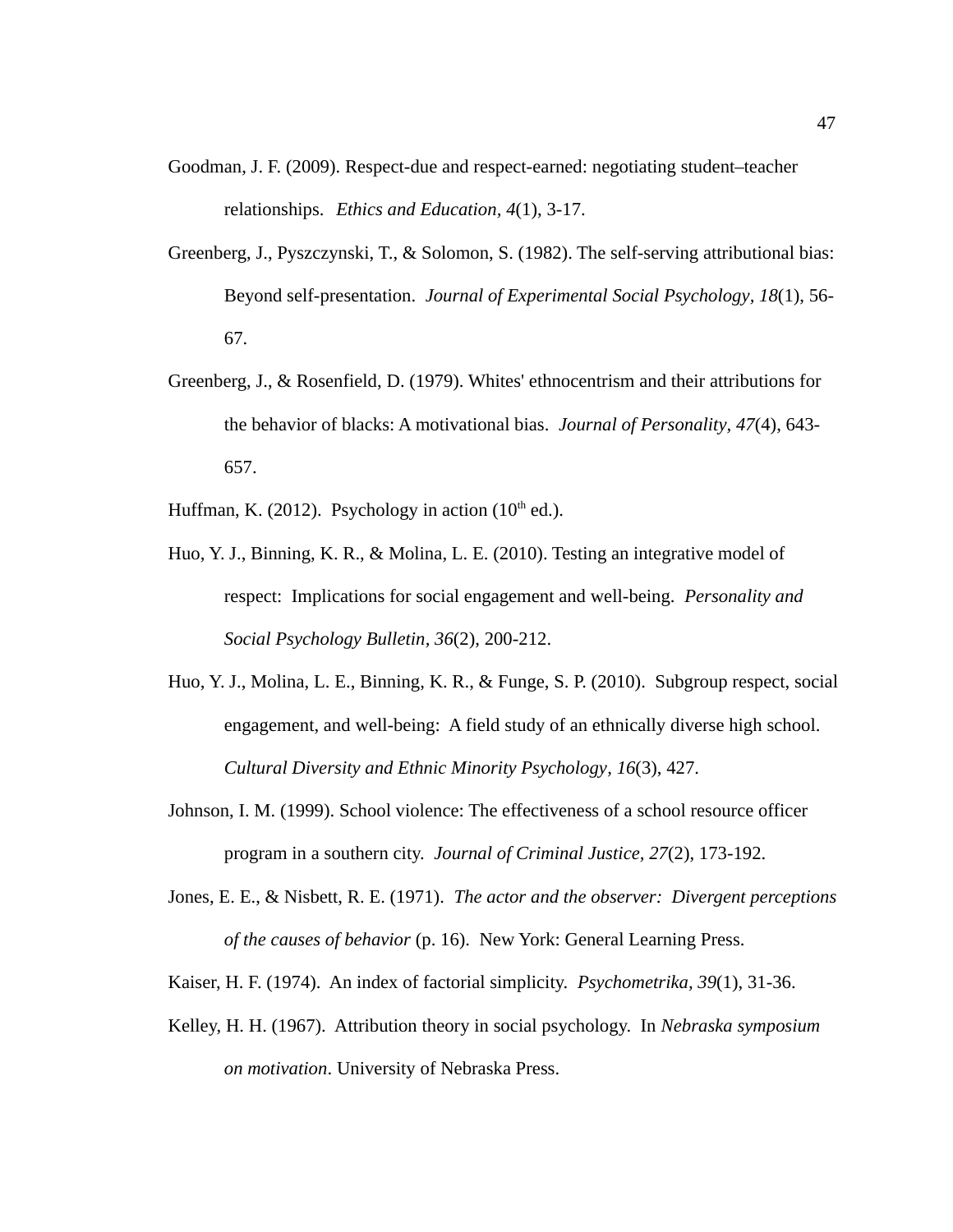Goodman, J. F. (2009). Respect-due and respect-earned: negotiating student–teacher relationships. *Ethics and Education, 4*(1), 3-17.

Greenberg, J., Pyszczynski, T., & Solomon, S. (1982). The self-serving attributional bias: Beyond self-presentation. *Journal of Experimental Social Psychology, 18*(1), 56-67.

Greenberg, J., & Rosenfield, D. (1979). Whites' ethnocentrism and their attributions for the behavior of blacks: A motivational bias. *Journal of Personality, 47*(4), 643-657.

Huffman, K. (2012). Psychology in action (10th ed.).

Huo, Y. J., Binning, K. R., & Molina, L. E. (2010). Testing an integrative model of respect: Implications for social engagement and well-being. *Personality and Social Psychology Bulletin, 36*(2), 200-212.

Huo, Y. J., Molina, L. E., Binning, K. R., & Funge, S. P. (2010). Subgroup respect, social engagement, and well-being: A field study of an ethnically diverse high school. *Cultural Diversity and Ethnic Minority Psychology, 16*(3), 427.

Johnson, I. M. (1999). School violence: The effectiveness of a school resource officer program in a southern city. *Journal of Criminal Justice, 27*(2), 173-192.

Jones, E. E., & Nisbett, R. E. (1971). *The actor and the observer: Divergent perceptions of the causes of behavior* (p. 16). New York: General Learning Press.

Kaiser, H. F. (1974). An index of factorial simplicity. *Psychometrika, 39*(1), 31-36.

Kelley, H. H. (1967). Attribution theory in social psychology. In *Nebraska symposium on motivation*. University of Nebraska Press.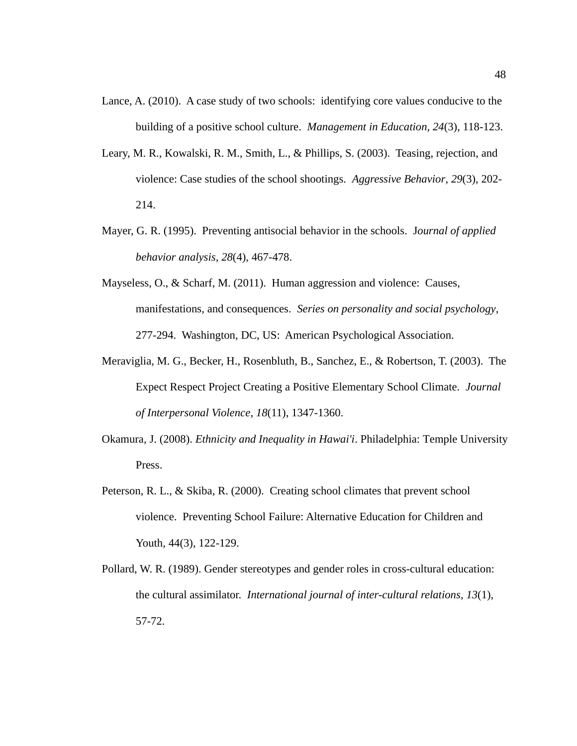Lance, A. (2010). A case study of two schools: identifying core values conducive to the building of a positive school culture. *Management in Education, 24*(3), 118-123.

Leary, M. R., Kowalski, R. M., Smith, L., & Phillips, S. (2003). Teasing, rejection, and violence: Case studies of the school shootings. *Aggressive Behavior*, *29*(3), 202-214.

Mayer, G. R. (1995). Preventing antisocial behavior in the schools. J*ournal of applied behavior analysis*, *28*(4), 467-478.

Mayseless, O., & Scharf, M. (2011). Human aggression and violence: Causes, manifestations, and consequences. *Series on personality and social psychology*, 277-294. Washington, DC, US: American Psychological Association.

Meraviglia, M. G., Becker, H., Rosenbluth, B., Sanchez, E., & Robertson, T. (2003). The Expect Respect Project Creating a Positive Elementary School Climate. *Journal of Interpersonal Violence*, *18*(11), 1347-1360.

Okamura, J. (2008). *Ethnicity and Inequality in Hawai'i*. Philadelphia: Temple University Press.

Peterson, R. L., & Skiba, R. (2000). Creating school climates that prevent school violence. Preventing School Failure: Alternative Education for Children and Youth, 44(3), 122-129.

Pollard, W. R. (1989). Gender stereotypes and gender roles in cross-cultural education: the cultural assimilator. *International journal of inter-cultural relations, 13*(1), 57-72.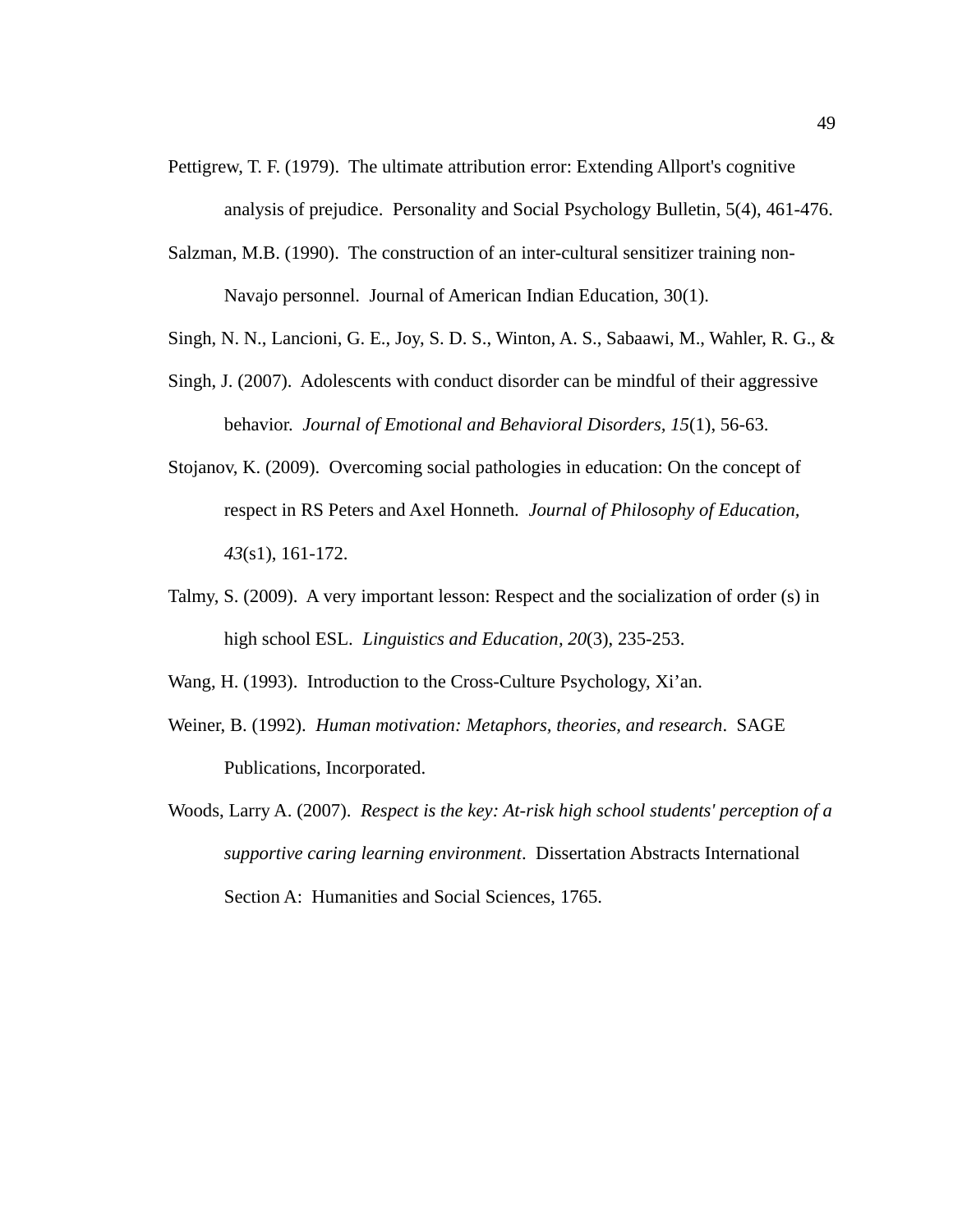Pettigrew, T. F. (1979). The ultimate attribution error: Extending Allport's cognitive analysis of prejudice. Personality and Social Psychology Bulletin, 5(4), 461-476.

Salzman, M.B. (1990). The construction of an inter-cultural sensitizer training non-Navajo personnel. Journal of American Indian Education, 30(1).

Singh, N. N., Lancioni, G. E., Joy, S. D. S., Winton, A. S., Sabaawi, M., Wahler, R. G., &

Singh, J. (2007). Adolescents with conduct disorder can be mindful of their aggressive behavior. *Journal of Emotional and Behavioral Disorders, 15*(1), 56-63.

Stojanov, K. (2009). Overcoming social pathologies in education: On the concept of respect in RS Peters and Axel Honneth. *Journal of Philosophy of Education, 43*(s1), 161-172.

Talmy, S. (2009). A very important lesson: Respect and the socialization of order (s) in high school ESL. *Linguistics and Education, 20*(3), 235-253.

Wang, H. (1993). Introduction to the Cross-Culture Psychology, Xi'an.

Weiner, B. (1992). *Human motivation: Metaphors, theories, and research*. SAGE Publications, Incorporated.

Woods, Larry A. (2007). *Respect is the key: At-risk high school students' perception of a supportive caring learning environment*. Dissertation Abstracts International Section A: Humanities and Social Sciences, 1765.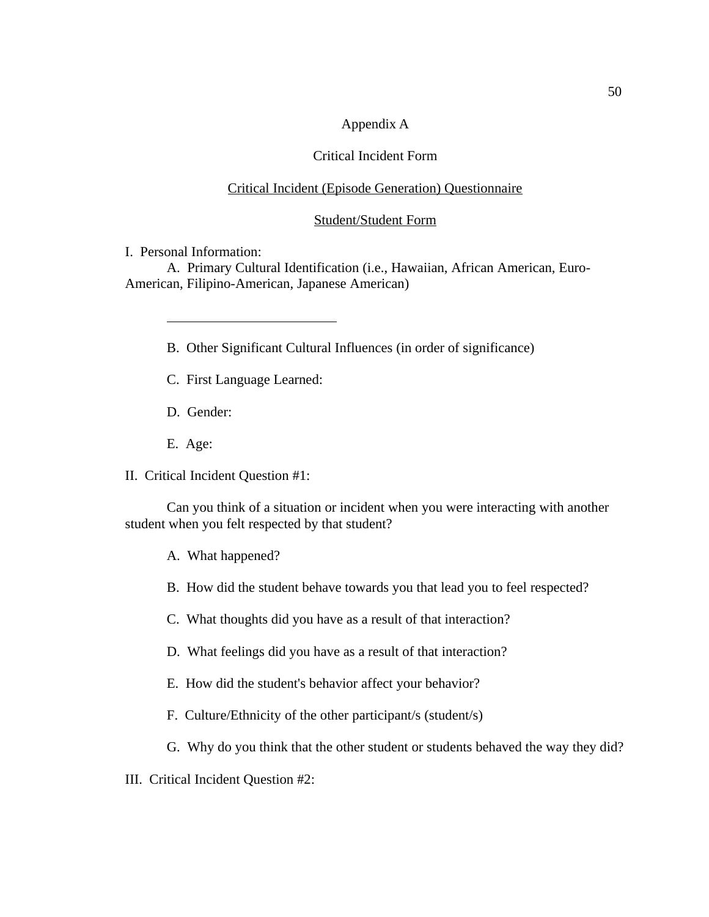# Appendix A

## Critical Incident Form

### Critical Incident (Episode Generation) Questionnaire

### Student/Student Form

I.  Personal Information:

A.  Primary Cultural Identification (i.e., Hawaiian, African American, Euro-American, Filipino-American, Japanese American)

\_\_\_\_\_\_\_\_\_\_\_\_\_\_\_\_\_\_\_\_\_\_\_\_\_\_

B.  Other Significant Cultural Influences (in order of significance)

C.  First Language Learned:

D.  Gender:

E.  Age:

II.  Critical Incident Question #1:

Can you think of a situation or incident when you were interacting with another student when you felt respected by that student?

A.  What happened?

B.  How did the student behave towards you that lead you to feel respected?

C.  What thoughts did you have as a result of that interaction?

D.  What feelings did you have as a result of that interaction?

E.  How did the student's behavior affect your behavior?

F.  Culture/Ethnicity of the other participant/s (student/s)

G.  Why do you think that the other student or students behaved the way they did?

III.  Critical Incident Question #2: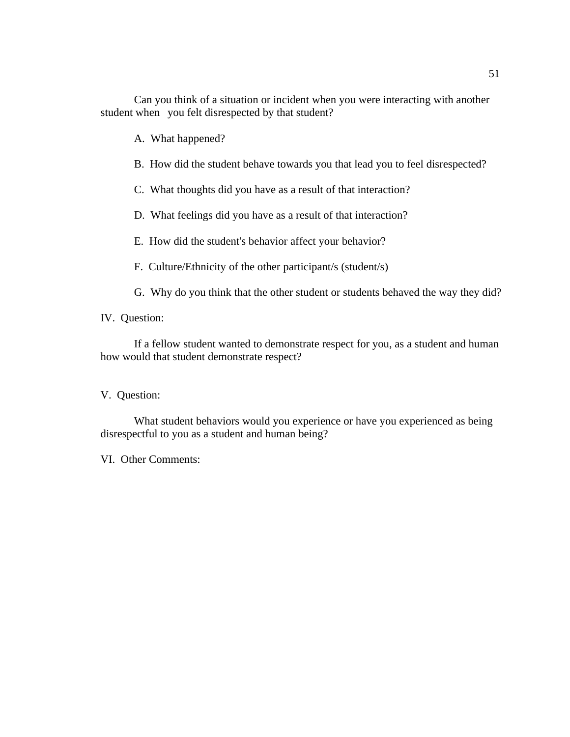Can you think of a situation or incident when you were interacting with another student when you felt disrespected by that student?

A. What happened?

B. How did the student behave towards you that lead you to feel disrespected?

C. What thoughts did you have as a result of that interaction?

D. What feelings did you have as a result of that interaction?

E. How did the student's behavior affect your behavior?

F. Culture/Ethnicity of the other participant/s (student/s)

G. Why do you think that the other student or students behaved the way they did?

IV. Question:

If a fellow student wanted to demonstrate respect for you, as a student and human how would that student demonstrate respect?

V. Question:

What student behaviors would you experience or have you experienced as being disrespectful to you as a student and human being?

VI. Other Comments: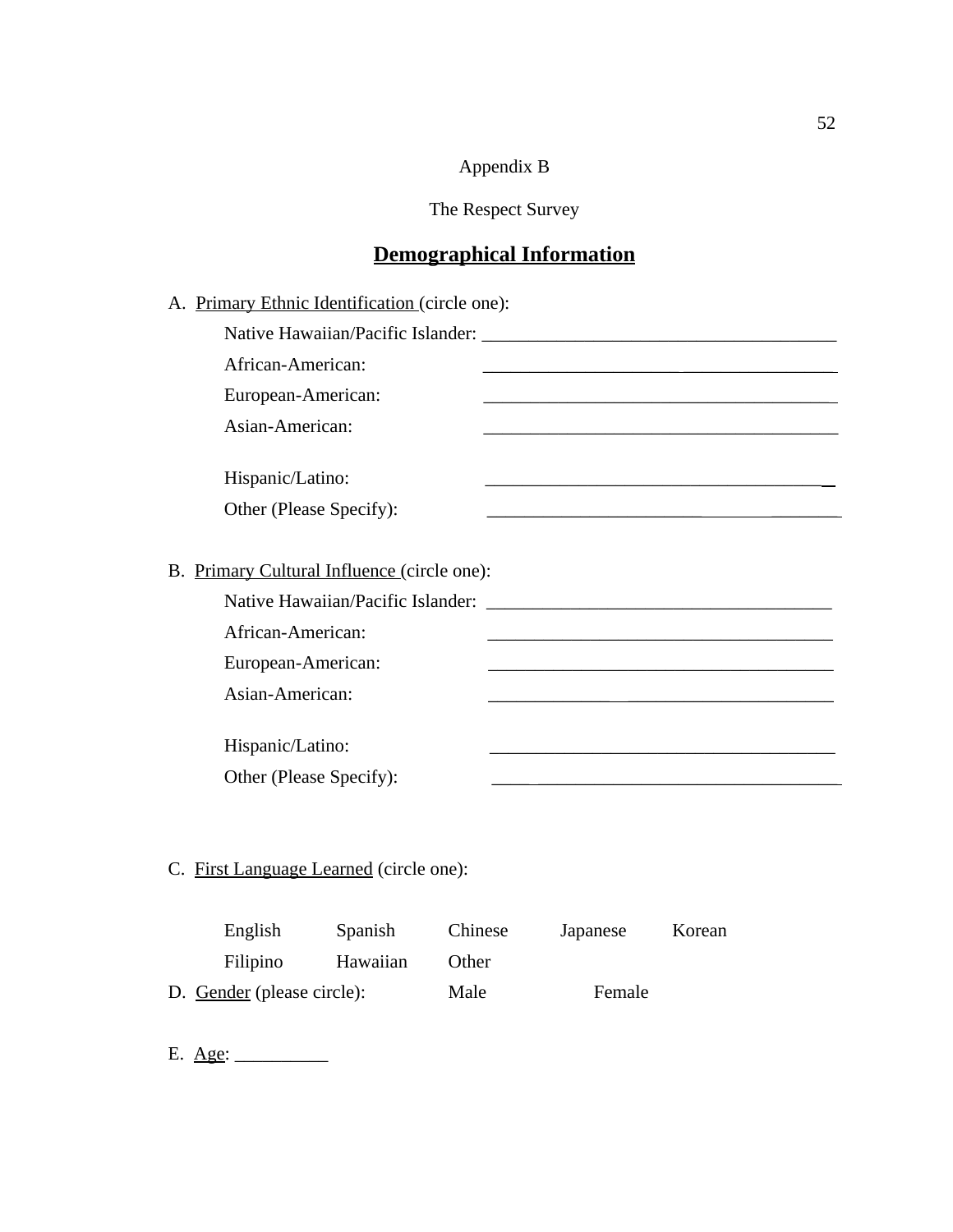Appendix B

The Respect Survey

## **Demographical Information**

A. Primary Ethnic Identification (circle one):

Native Hawaiian/Pacific Islander: ______________________________________

African-American: ______________________________________

European-American: ______________________________________

Asian-American: ______________________________________

Hispanic/Latino: ______________________________________

Other (Please Specify): ______________________________________

B. Primary Cultural Influence (circle one):

Native Hawaiian/Pacific Islander: ______________________________________

African-American: ______________________________________

European-American: ______________________________________

Asian-American: ______________________________________

Hispanic/Latino: ______________________________________

Other (Please Specify): ______________________________________

C. First Language Learned (circle one):

English Spanish Chinese Japanese Korean

Filipino Hawaiian Other

D. Gender (please circle): Male Female

E. Age: __________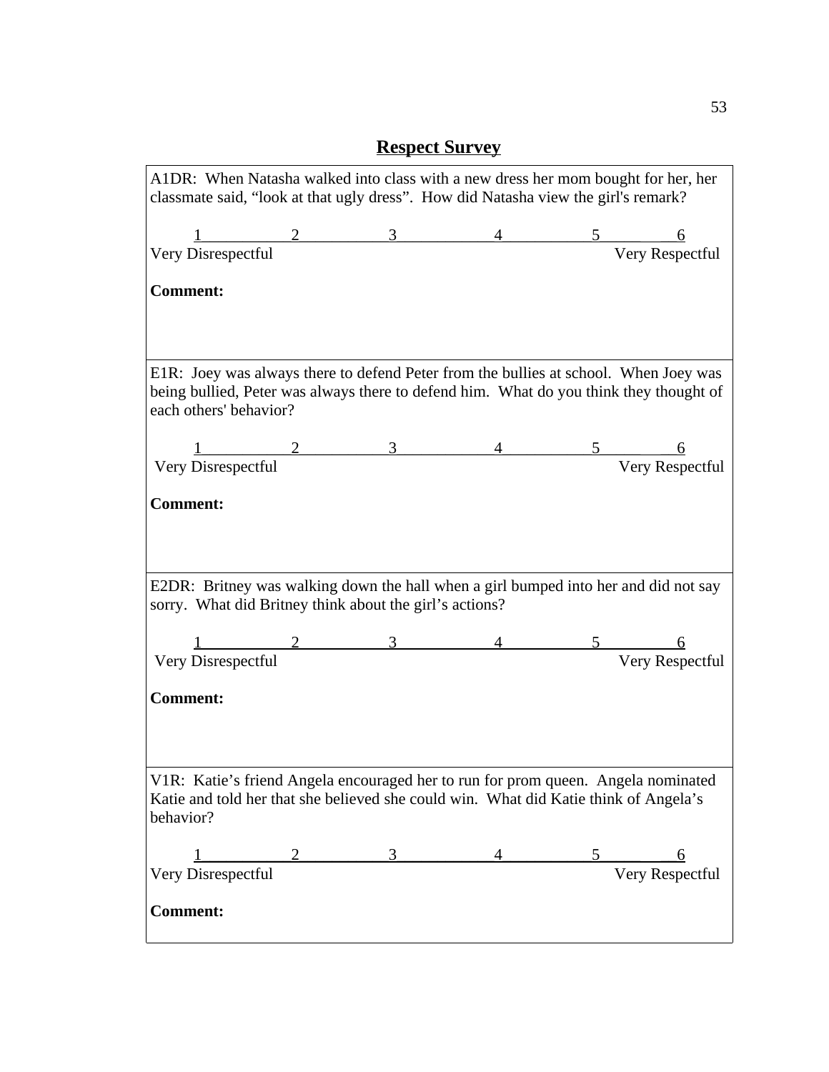# Respect Survey

A1DR: When Natasha walked into class with a new dress her mom bought for her, her classmate said, "look at that ugly dress". How did Natasha view the girl's remark?

| 1 | 2 | 3 | 4 | 5 | 6 |
|---|---|---|---|---|---|
| Very Disrespectful | | | | | Very Respectful |

**Comment:**

---

E1R: Joey was always there to defend Peter from the bullies at school. When Joey was being bullied, Peter was always there to defend him. What do you think they thought of each others' behavior?

| 1 | 2 | 3 | 4 | 5 | 6 |
|---|---|---|---|---|---|
| Very Disrespectful | | | | | Very Respectful |

**Comment:**

---

E2DR: Britney was walking down the hall when a girl bumped into her and did not say sorry. What did Britney think about the girl's actions?

| 1 | 2 | 3 | 4 | 5 | 6 |
|---|---|---|---|---|---|
| Very Disrespectful | | | | | Very Respectful |

**Comment:**

---

V1R: Katie's friend Angela encouraged her to run for prom queen. Angela nominated Katie and told her that she believed she could win. What did Katie think of Angela's behavior?

| 1 | 2 | 3 | 4 | 5 | 6 |
|---|---|---|---|---|---|
| Very Disrespectful | | | | | Very Respectful |

**Comment:**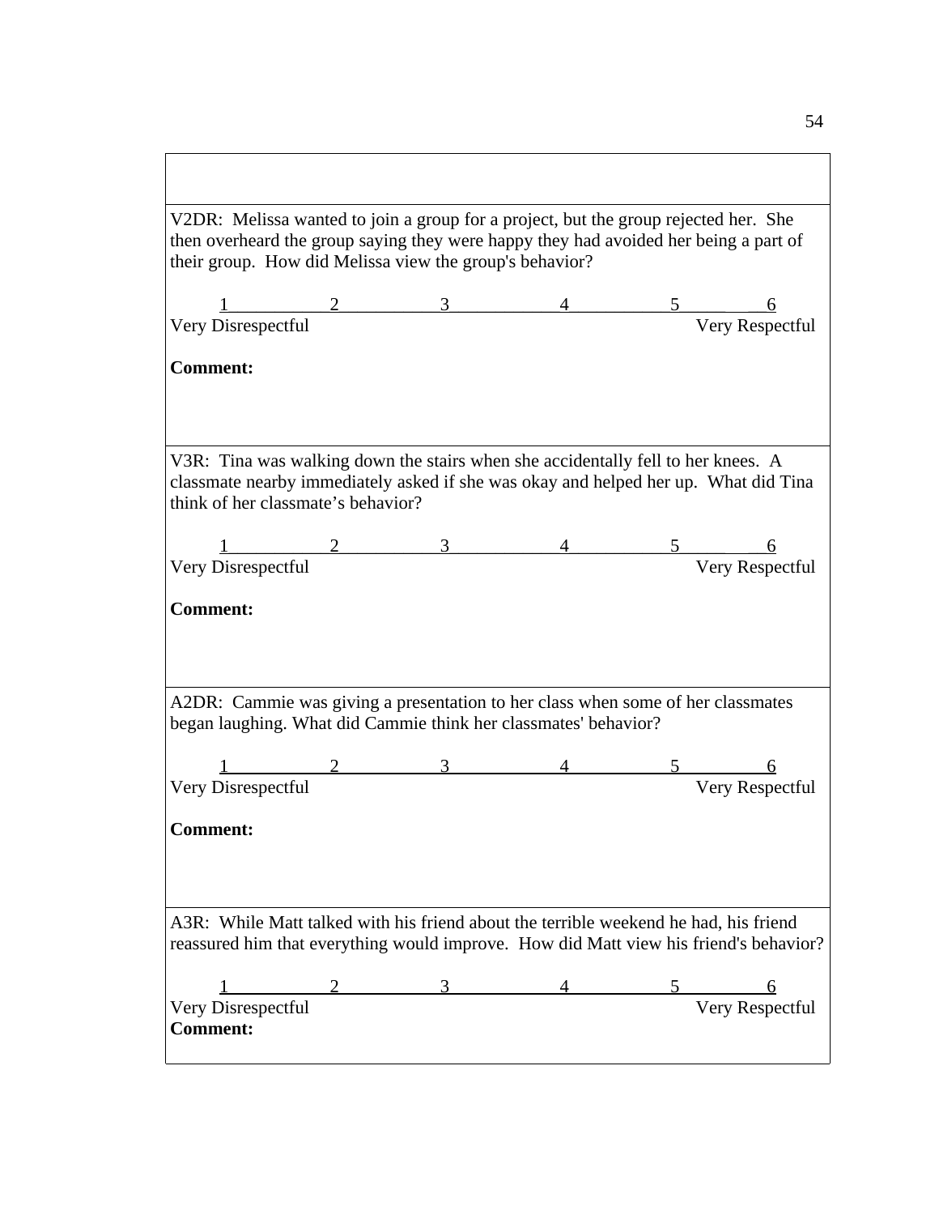V2DR: Melissa wanted to join a group for a project, but the group rejected her. She then overheard the group saying they were happy they had avoided her being a part of their group. How did Melissa view the group's behavior?

| 1 | 2 | 3 | 4 | 5 | 6 |
|---|---|---|---|---|---|
| Very Disrespectful | | | | | Very Respectful |

**Comment:**

V3R: Tina was walking down the stairs when she accidentally fell to her knees. A classmate nearby immediately asked if she was okay and helped her up. What did Tina think of her classmate's behavior?

| 1 | 2 | 3 | 4 | 5 | 6 |
|---|---|---|---|---|---|
| Very Disrespectful | | | | | Very Respectful |

**Comment:**

A2DR: Cammie was giving a presentation to her class when some of her classmates began laughing. What did Cammie think her classmates' behavior?

| 1 | 2 | 3 | 4 | 5 | 6 |
|---|---|---|---|---|---|
| Very Disrespectful | | | | | Very Respectful |

**Comment:**

A3R: While Matt talked with his friend about the terrible weekend he had, his friend reassured him that everything would improve. How did Matt view his friend's behavior?

| 1 | 2 | 3 | 4 | 5 | 6 |
|---|---|---|---|---|---|
| Very Disrespectful | | | | | Very Respectful |

**Comment:**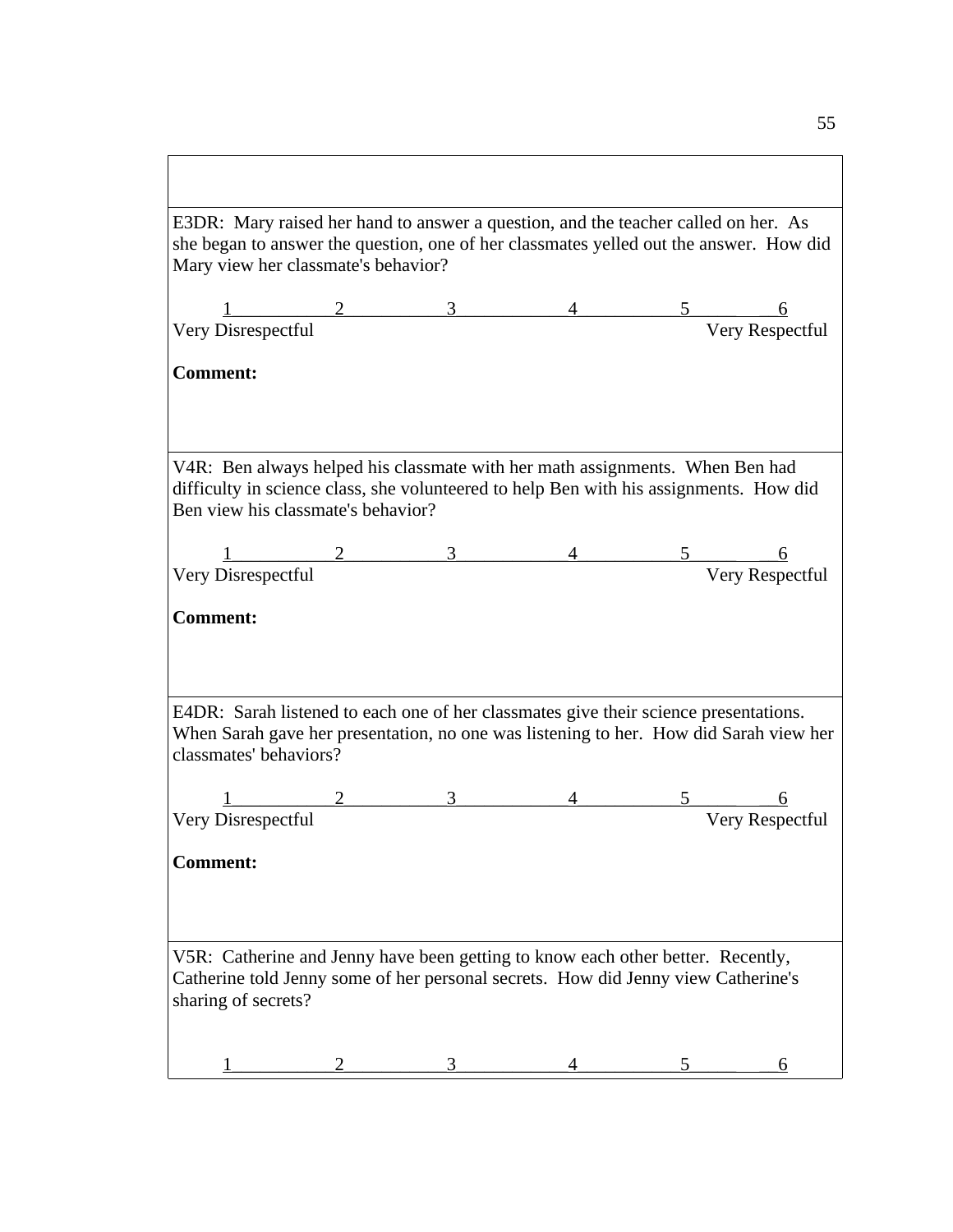E3DR: Mary raised her hand to answer a question, and the teacher called on her. As she began to answer the question, one of her classmates yelled out the answer. How did Mary view her classmate's behavior?

| 1 | 2 | 3 | 4 | 5 | 6 |
|---|---|---|---|---|---|
| Very Disrespectful | | | | | Very Respectful |

**Comment:**

V4R: Ben always helped his classmate with her math assignments. When Ben had difficulty in science class, she volunteered to help Ben with his assignments. How did Ben view his classmate's behavior?

| 1 | 2 | 3 | 4 | 5 | 6 |
|---|---|---|---|---|---|
| Very Disrespectful | | | | | Very Respectful |

**Comment:**

E4DR: Sarah listened to each one of her classmates give their science presentations. When Sarah gave her presentation, no one was listening to her. How did Sarah view her classmates' behaviors?

| 1 | 2 | 3 | 4 | 5 | 6 |
|---|---|---|---|---|---|
| Very Disrespectful | | | | | Very Respectful |

**Comment:**

V5R: Catherine and Jenny have been getting to know each other better. Recently, Catherine told Jenny some of her personal secrets. How did Jenny view Catherine's sharing of secrets?

| 1 | 2 | 3 | 4 | 5 | 6 |
|---|---|---|---|---|---|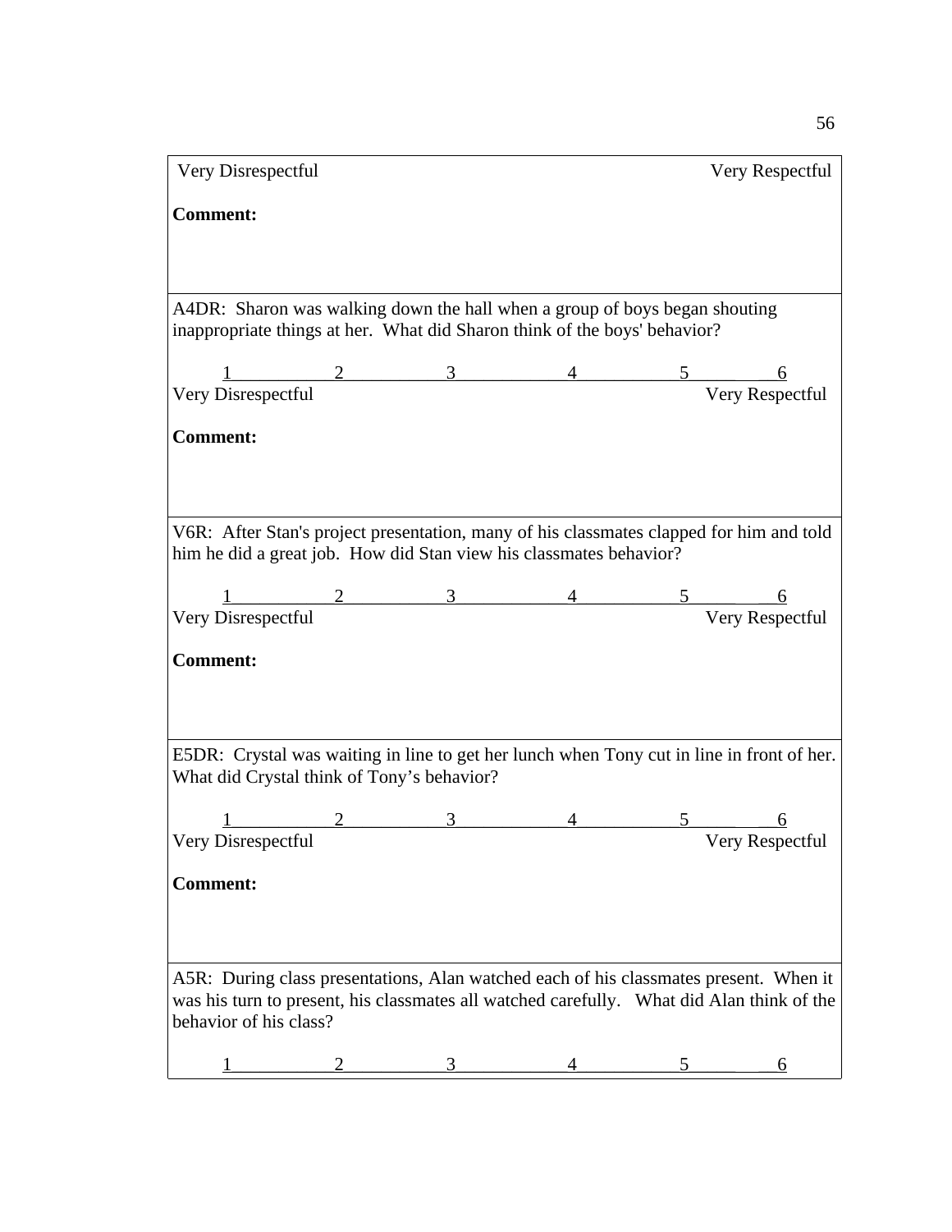Very Disrespectful Very Respectful

**Comment:**

A4DR: Sharon was walking down the hall when a group of boys began shouting inappropriate things at her. What did Sharon think of the boys' behavior?

1 2 3 4 5 6

Very Disrespectful Very Respectful

**Comment:**

V6R: After Stan's project presentation, many of his classmates clapped for him and told him he did a great job. How did Stan view his classmates behavior?

1 2 3 4 5 6

Very Disrespectful Very Respectful

**Comment:**

E5DR: Crystal was waiting in line to get her lunch when Tony cut in line in front of her. What did Crystal think of Tony's behavior?

1 2 3 4 5 6

Very Disrespectful Very Respectful

**Comment:**

A5R: During class presentations, Alan watched each of his classmates present. When it was his turn to present, his classmates all watched carefully. What did Alan think of the behavior of his class?

1 2 3 4 5 6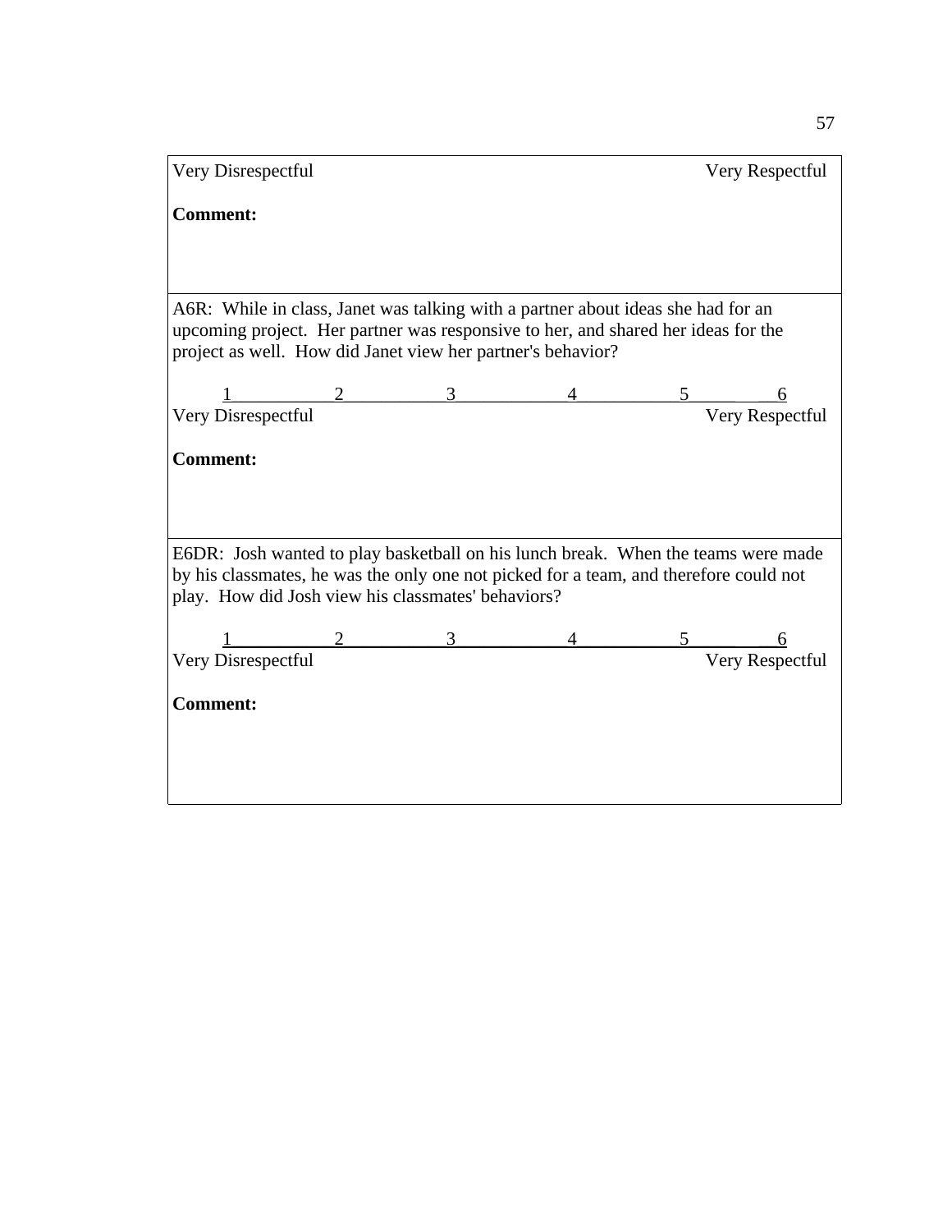Very Disrespectful Very Respectful

**Comment:**

---

A6R: While in class, Janet was talking with a partner about ideas she had for an upcoming project. Her partner was responsive to her, and shared her ideas for the project as well. How did Janet view her partner's behavior?

| 1 | 2 | 3 | 4 | 5 | 6 |
|---|---|---|---|---|---|
| Very Disrespectful | | | | | Very Respectful |

**Comment:**

---

E6DR: Josh wanted to play basketball on his lunch break. When the teams were made by his classmates, he was the only one not picked for a team, and therefore could not play. How did Josh view his classmates' behaviors?

| 1 | 2 | 3 | 4 | 5 | 6 |
|---|---|---|---|---|---|
| Very Disrespectful | | | | | Very Respectful |

**Comment:**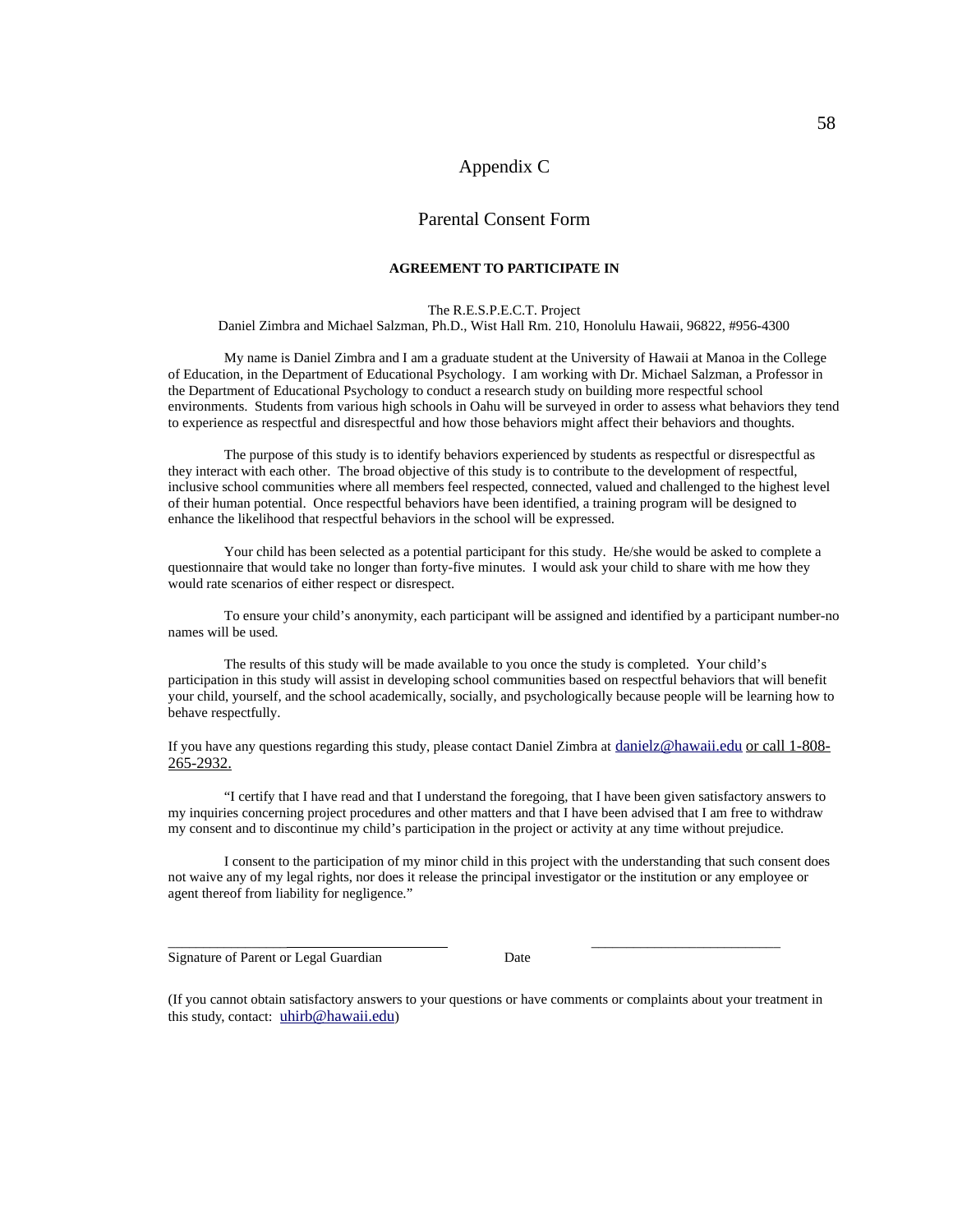# Appendix C

## Parental Consent Form

**AGREEMENT TO PARTICIPATE IN**

The R.E.S.P.E.C.T. Project
Daniel Zimbra and Michael Salzman, Ph.D., Wist Hall Rm. 210, Honolulu Hawaii, 96822, #956-4300

My name is Daniel Zimbra and I am a graduate student at the University of Hawaii at Manoa in the College of Education, in the Department of Educational Psychology. I am working with Dr. Michael Salzman, a Professor in the Department of Educational Psychology to conduct a research study on building more respectful school environments. Students from various high schools in Oahu will be surveyed in order to assess what behaviors they tend to experience as respectful and disrespectful and how those behaviors might affect their behaviors and thoughts.

The purpose of this study is to identify behaviors experienced by students as respectful or disrespectful as they interact with each other. The broad objective of this study is to contribute to the development of respectful, inclusive school communities where all members feel respected, connected, valued and challenged to the highest level of their human potential. Once respectful behaviors have been identified, a training program will be designed to enhance the likelihood that respectful behaviors in the school will be expressed.

Your child has been selected as a potential participant for this study. He/she would be asked to complete a questionnaire that would take no longer than forty-five minutes. I would ask your child to share with me how they would rate scenarios of either respect or disrespect.

To ensure your child's anonymity, each participant will be assigned and identified by a participant number-no names will be used.

The results of this study will be made available to you once the study is completed. Your child's participation in this study will assist in developing school communities based on respectful behaviors that will benefit your child, yourself, and the school academically, socially, and psychologically because people will be learning how to behave respectfully.

If you have any questions regarding this study, please contact Daniel Zimbra at danielz@hawaii.edu or call 1-808-265-2932.

"I certify that I have read and that I understand the foregoing, that I have been given satisfactory answers to my inquiries concerning project procedures and other matters and that I have been advised that I am free to withdraw my consent and to discontinue my child's participation in the project or activity at any time without prejudice.

I consent to the participation of my minor child in this project with the understanding that such consent does not waive any of my legal rights, nor does it release the principal investigator or the institution or any employee or agent thereof from liability for negligence."

\_\_\_\_\_\_\_\_\_\_\_\_\_\_\_\_\_\_\_\_\_\_\_\_\_\_\_\_\_\_\_\_ \_\_\_\_\_\_\_\_\_\_\_\_\_\_\_\_\_\_\_\_\_\_\_\_\_\_

Signature of Parent or Legal Guardian Date

(If you cannot obtain satisfactory answers to your questions or have comments or complaints about your treatment in this study, contact: uhirb@hawaii.edu)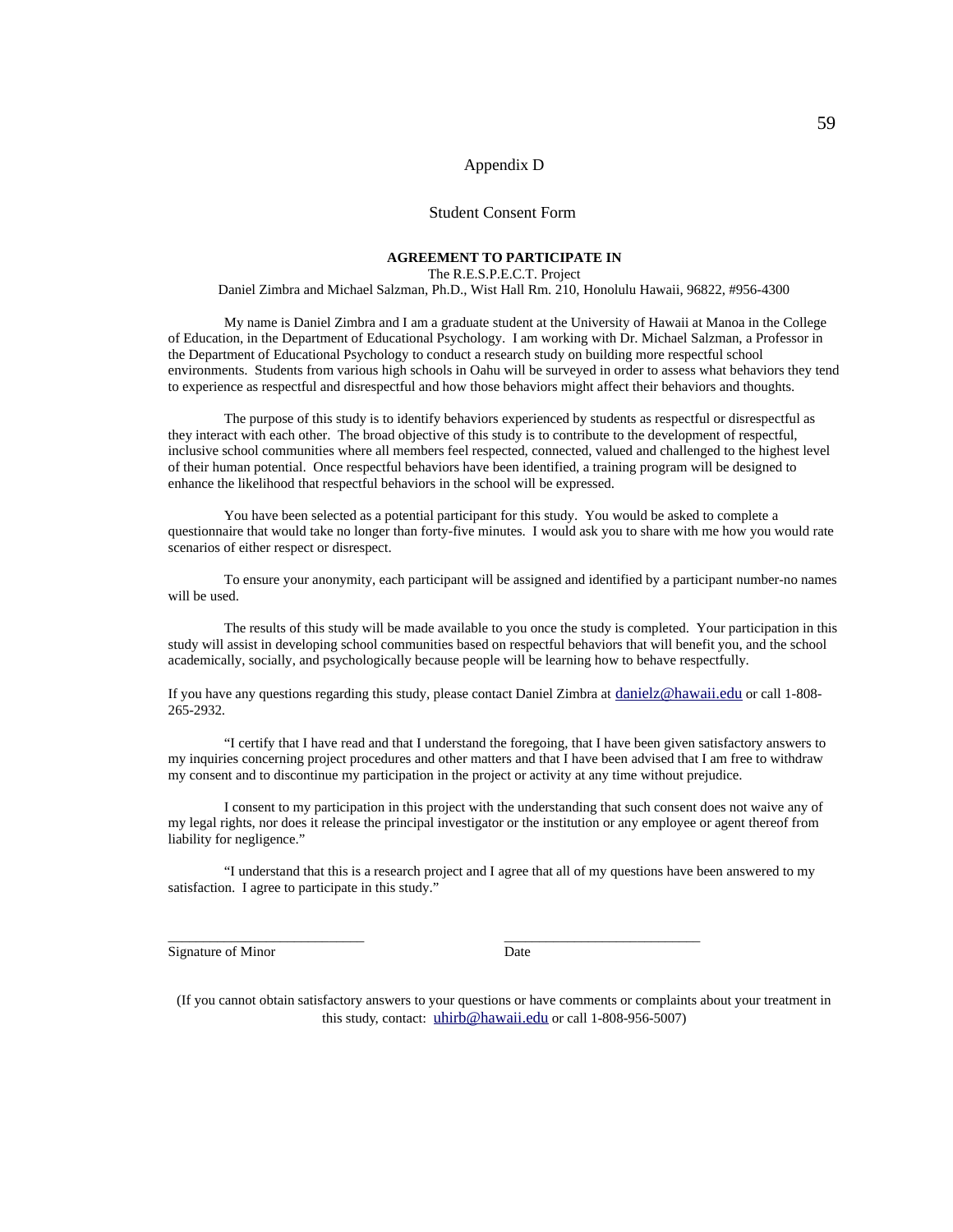Appendix D

Student Consent Form

**AGREEMENT TO PARTICIPATE IN**
The R.E.S.P.E.C.T. Project
Daniel Zimbra and Michael Salzman, Ph.D., Wist Hall Rm. 210, Honolulu Hawaii, 96822, #956-4300

My name is Daniel Zimbra and I am a graduate student at the University of Hawaii at Manoa in the College of Education, in the Department of Educational Psychology. I am working with Dr. Michael Salzman, a Professor in the Department of Educational Psychology to conduct a research study on building more respectful school environments. Students from various high schools in Oahu will be surveyed in order to assess what behaviors they tend to experience as respectful and disrespectful and how those behaviors might affect their behaviors and thoughts.

The purpose of this study is to identify behaviors experienced by students as respectful or disrespectful as they interact with each other. The broad objective of this study is to contribute to the development of respectful, inclusive school communities where all members feel respected, connected, valued and challenged to the highest level of their human potential. Once respectful behaviors have been identified, a training program will be designed to enhance the likelihood that respectful behaviors in the school will be expressed.

You have been selected as a potential participant for this study. You would be asked to complete a questionnaire that would take no longer than forty-five minutes. I would ask you to share with me how you would rate scenarios of either respect or disrespect.

To ensure your anonymity, each participant will be assigned and identified by a participant number-no names will be used.

The results of this study will be made available to you once the study is completed. Your participation in this study will assist in developing school communities based on respectful behaviors that will benefit you, and the school academically, socially, and psychologically because people will be learning how to behave respectfully.

If you have any questions regarding this study, please contact Daniel Zimbra at danielz@hawaii.edu or call 1-808-265-2932.

"I certify that I have read and that I understand the foregoing, that I have been given satisfactory answers to my inquiries concerning project procedures and other matters and that I have been advised that I am free to withdraw my consent and to discontinue my participation in the project or activity at any time without prejudice.

I consent to my participation in this project with the understanding that such consent does not waive any of my legal rights, nor does it release the principal investigator or the institution or any employee or agent thereof from liability for negligence."

"I understand that this is a research project and I agree that all of my questions have been answered to my satisfaction. I agree to participate in this study."

\_\_\_\_\_\_\_\_\_\_\_\_\_\_\_\_\_\_\_\_\_\_\_\_\_\_\_\_ \_\_\_\_\_\_\_\_\_\_\_\_\_\_\_\_\_\_\_\_\_\_\_\_\_\_\_\_
Signature of Minor Date

(If you cannot obtain satisfactory answers to your questions or have comments or complaints about your treatment in this study, contact: uhirb@hawaii.edu or call 1-808-956-5007)